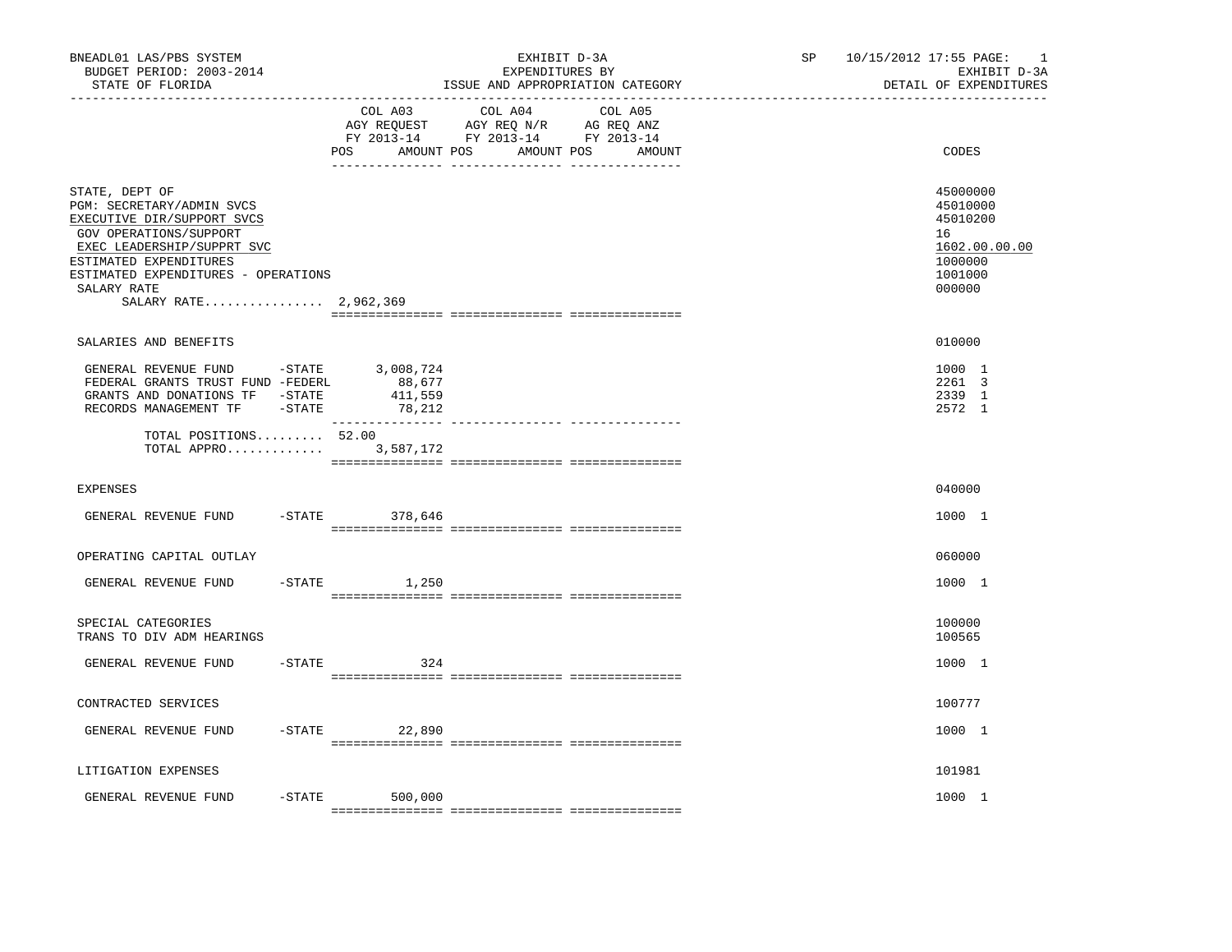BNEADL01 LAS/PBS SYSTEM
BUDGET PERIOD: 2003-2014
STATE OF FLORIDA

EXHIBIT D-3A
EXPENDITURES BY
ISSUE AND APPROPRIATION CATEGORY

SP 10/15/2012 17:55
EXHIBIT D-3A
DETAIL OF EXPENDITURES

| | COL A03 AGY REQUEST FY 2013-14 POS AMOUNT | COL A04 AGY REQ N/R FY 2013-14 POS AMOUNT | COL A05 AG REQ ANZ FY 2013-14 POS AMOUNT | CODES |
|---|---|---|---|---|
| STATE, DEPT OF | | | | 45000000 |
| PGM: SECRETARY/ADMIN SVCS | | | | 45010000 |
| EXECUTIVE DIR/SUPPORT SVCS | | | | 45010200 |
| GOV OPERATIONS/SUPPORT | | | | 16 |
| EXEC LEADERSHIP/SUPPRT SVC | | | | 1602.00.00.00 |
| ESTIMATED EXPENDITURES | | | | 1000000 |
| ESTIMATED EXPENDITURES - OPERATIONS | | | | 1001000 |
| SALARY RATE | | | | 000000 |
| SALARY RATE................ | 2,962,369 | | | |
| SALARIES AND BENEFITS | | | | 010000 |
| GENERAL REVENUE FUND -STATE | 3,008,724 | | | 1000 1 |
| FEDERAL GRANTS TRUST FUND -FEDERL | 88,677 | | | 2261 3 |
| GRANTS AND DONATIONS TF -STATE | 411,559 | | | 2339 1 |
| RECORDS MANAGEMENT TF -STATE | 78,212 | | | 2572 1 |
| TOTAL POSITIONS......... | 52.00 | | | |
| TOTAL APPRO............ | 3,587,172 | | | |
| EXPENSES | | | | 040000 |
| GENERAL REVENUE FUND -STATE | 378,646 | | | 1000 1 |
| OPERATING CAPITAL OUTLAY | | | | 060000 |
| GENERAL REVENUE FUND -STATE | 1,250 | | | 1000 1 |
| SPECIAL CATEGORIES | | | | 100000 |
| TRANS TO DIV ADM HEARINGS | | | | 100565 |
| GENERAL REVENUE FUND -STATE | 324 | | | 1000 1 |
| CONTRACTED SERVICES | | | | 100777 |
| GENERAL REVENUE FUND -STATE | 22,890 | | | 1000 1 |
| LITIGATION EXPENSES | | | | 101981 |
| GENERAL REVENUE FUND -STATE | 500,000 | | | 1000 1 |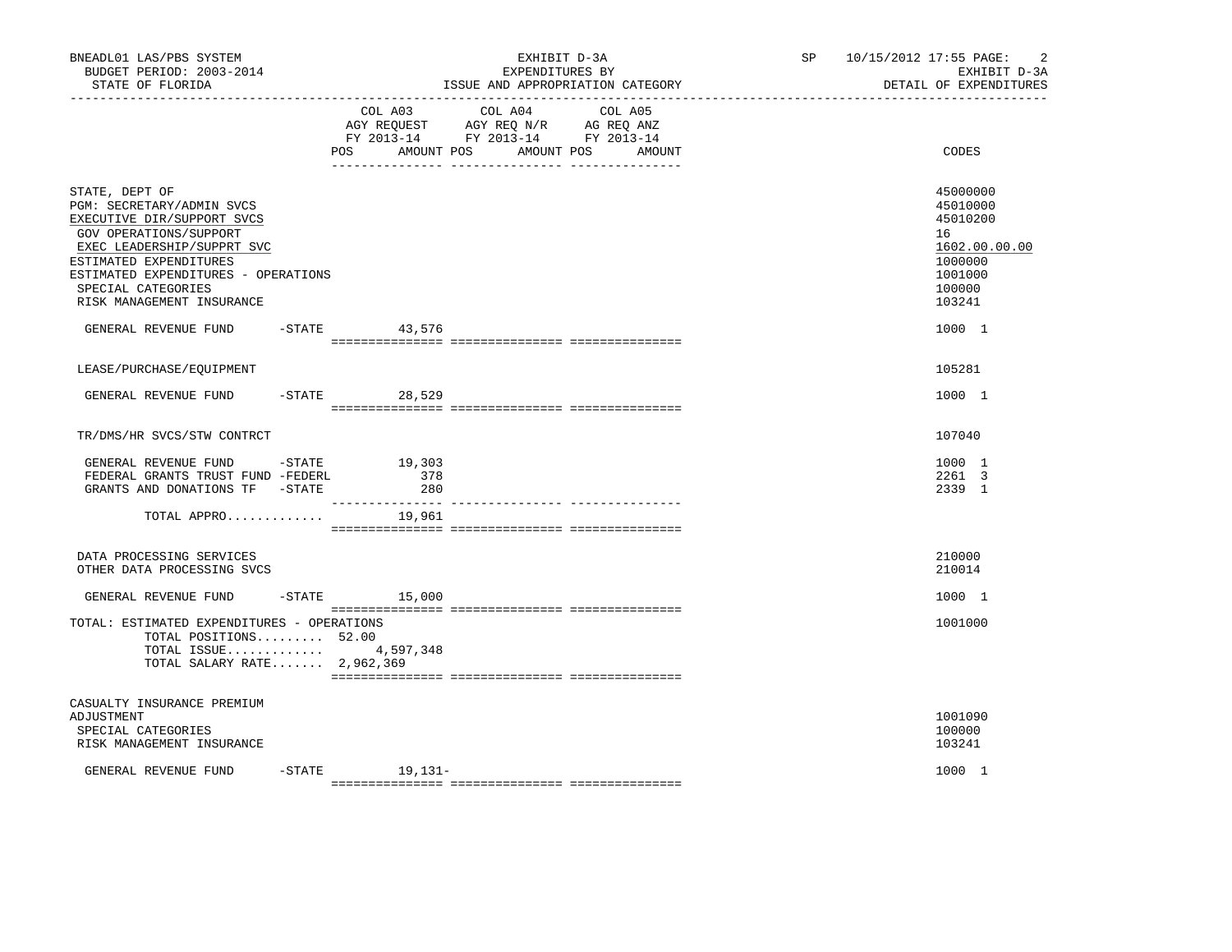BNEADL01 LAS/PBS SYSTEM | EXHIBIT D-3A | SP 10/15/2012 17:55
BUDGET PERIOD: 2003-2014 | EXPENDITURES BY | EXHIBIT D-3A
STATE OF FLORIDA | ISSUE AND APPROPRIATION CATEGORY | DETAIL OF EXPENDITURES

| | COL A03 AGY REQUEST FY 2013-14 POS AMOUNT | COL A04 AGY REQ N/R FY 2013-14 POS AMOUNT | COL A05 AG REQ ANZ FY 2013-14 POS AMOUNT | CODES |
|---|---|---|---|---|
| STATE, DEPT OF | | | | 45000000 |
| PGM: SECRETARY/ADMIN SVCS | | | | 45010000 |
| EXECUTIVE DIR/SUPPORT SVCS | | | | 45010200 |
| GOV OPERATIONS/SUPPORT | | | | 16 |
| EXEC LEADERSHIP/SUPPRT SVC | | | | 1602.00.00.00 |
| ESTIMATED EXPENDITURES | | | | 1000000 |
| ESTIMATED EXPENDITURES - OPERATIONS | | | | 1001000 |
| SPECIAL CATEGORIES | | | | 100000 |
| RISK MANAGEMENT INSURANCE | | | | 103241 |
| GENERAL REVENUE FUND -STATE | 43,576 | | | 1000 1 |
| LEASE/PURCHASE/EQUIPMENT | | | | 105281 |
| GENERAL REVENUE FUND -STATE | 28,529 | | | 1000 1 |
| TR/DMS/HR SVCS/STW CONTRCT | | | | 107040 |
| GENERAL REVENUE FUND -STATE | 19,303 | | | 1000 1 |
| FEDERAL GRANTS TRUST FUND -FEDERL | 378 | | | 2261 3 |
| GRANTS AND DONATIONS TF -STATE | 280 | | | 2339 1 |
| TOTAL APPRO............. | 19,961 | | | |
| DATA PROCESSING SERVICES | | | | 210000 |
| OTHER DATA PROCESSING SVCS | | | | 210014 |
| GENERAL REVENUE FUND -STATE | 15,000 | | | 1000 1 |
| TOTAL: ESTIMATED EXPENDITURES - OPERATIONS | | | | 1001000 |
| TOTAL POSITIONS......... | 52.00 | | | |
| TOTAL ISSUE............. | 4,597,348 | | | |
| TOTAL SALARY RATE....... | 2,962,369 | | | |
| CASUALTY INSURANCE PREMIUM ADJUSTMENT | | | | 1001090 |
| SPECIAL CATEGORIES | | | | 100000 |
| RISK MANAGEMENT INSURANCE | | | | 103241 |
| GENERAL REVENUE FUND -STATE | 19,131- | | | 1000 1 |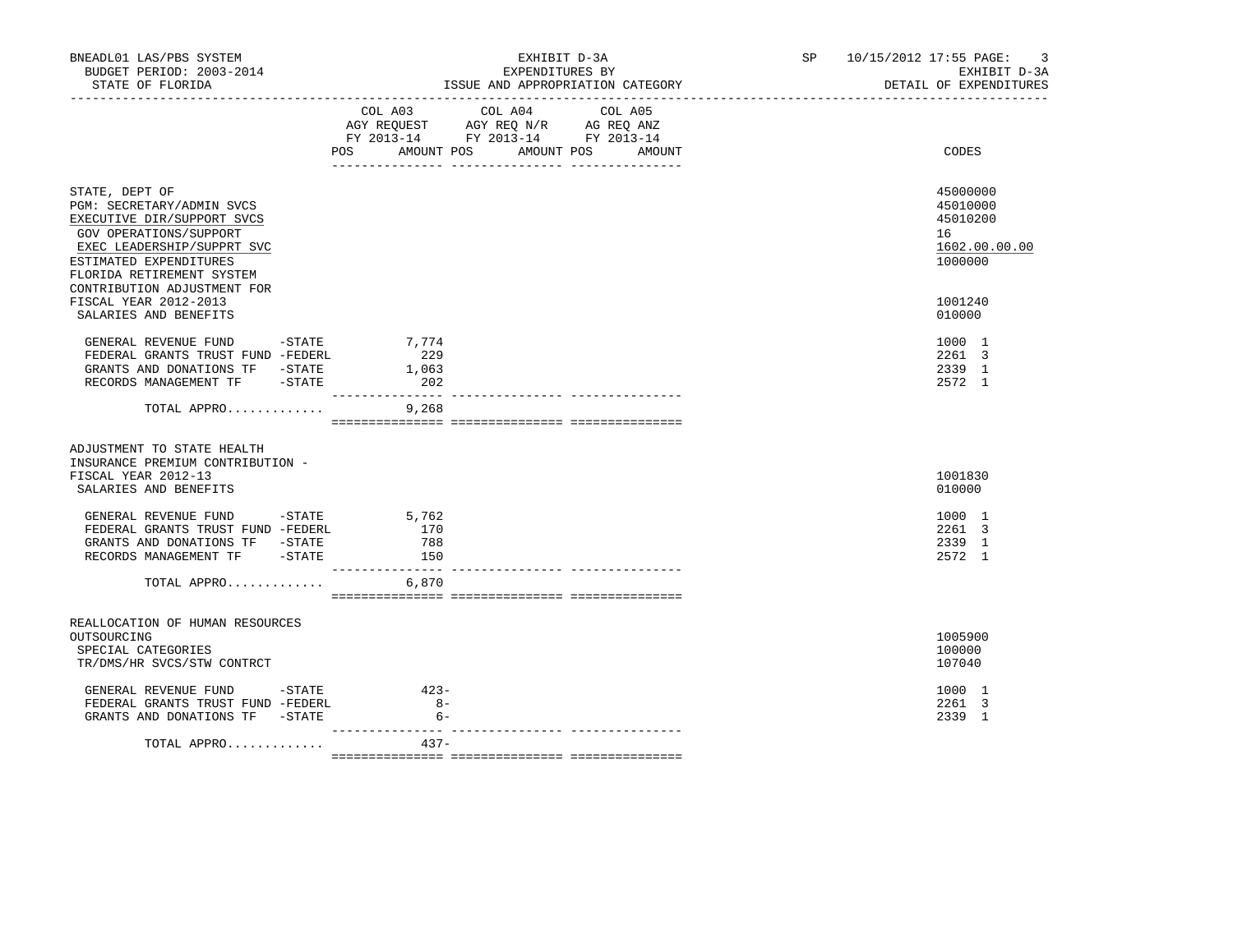BNEADL01 LAS/PBS SYSTEM
BUDGET PERIOD: 2003-2014
STATE OF FLORIDA

EXHIBIT D-3A
EXPENDITURES BY
ISSUE AND APPROPRIATION CATEGORY

SP 10/15/2012 17:55
EXHIBIT D-3A
DETAIL OF EXPENDITURES

| | COL A03 AGY REQUEST FY 2013-14 POS | AMOUNT | COL A04 AGY REQ N/R FY 2013-14 POS | AMOUNT | COL A05 AG REQ ANZ FY 2013-14 POS | AMOUNT | CODES |
|---|---|---|---|---|---|---|---|
| STATE, DEPT OF | | | | | | | 45000000 |
| PGM: SECRETARY/ADMIN SVCS | | | | | | | 45010000 |
| EXECUTIVE DIR/SUPPORT SVCS | | | | | | | 45010200 |
| GOV OPERATIONS/SUPPORT | | | | | | | 16 |
| EXEC LEADERSHIP/SUPPRT SVC | | | | | | | 1602.00.00.00 |
| ESTIMATED EXPENDITURES | | | | | | | 1000000 |
| FLORIDA RETIREMENT SYSTEM CONTRIBUTION ADJUSTMENT FOR FISCAL YEAR 2012-2013 | | | | | | | 1001240 |
| SALARIES AND BENEFITS | | | | | | | 010000 |
| GENERAL REVENUE FUND -STATE | | 7,774 | | | | | 1000 1 |
| FEDERAL GRANTS TRUST FUND -FEDERL | | 229 | | | | | 2261 3 |
| GRANTS AND DONATIONS TF -STATE | | 1,063 | | | | | 2339 1 |
| RECORDS MANAGEMENT TF -STATE | | 202 | | | | | 2572 1 |
| TOTAL APPRO............ | | 9,268 | | | | | |
| ADJUSTMENT TO STATE HEALTH INSURANCE PREMIUM CONTRIBUTION - FISCAL YEAR 2012-13 | | | | | | | 1001830 |
| SALARIES AND BENEFITS | | | | | | | 010000 |
| GENERAL REVENUE FUND -STATE | | 5,762 | | | | | 1000 1 |
| FEDERAL GRANTS TRUST FUND -FEDERL | | 170 | | | | | 2261 3 |
| GRANTS AND DONATIONS TF -STATE | | 788 | | | | | 2339 1 |
| RECORDS MANAGEMENT TF -STATE | | 150 | | | | | 2572 1 |
| TOTAL APPRO............ | | 6,870 | | | | | |
| REALLOCATION OF HUMAN RESOURCES OUTSOURCING | | | | | | | 1005900 |
| SPECIAL CATEGORIES | | | | | | | 100000 |
| TR/DMS/HR SVCS/STW CONTRCT | | | | | | | 107040 |
| GENERAL REVENUE FUND -STATE | | 423- | | | | | 1000 1 |
| FEDERAL GRANTS TRUST FUND -FEDERL | | 8- | | | | | 2261 3 |
| GRANTS AND DONATIONS TF -STATE | | 6- | | | | | 2339 1 |
| TOTAL APPRO............ | | 437- | | | | | |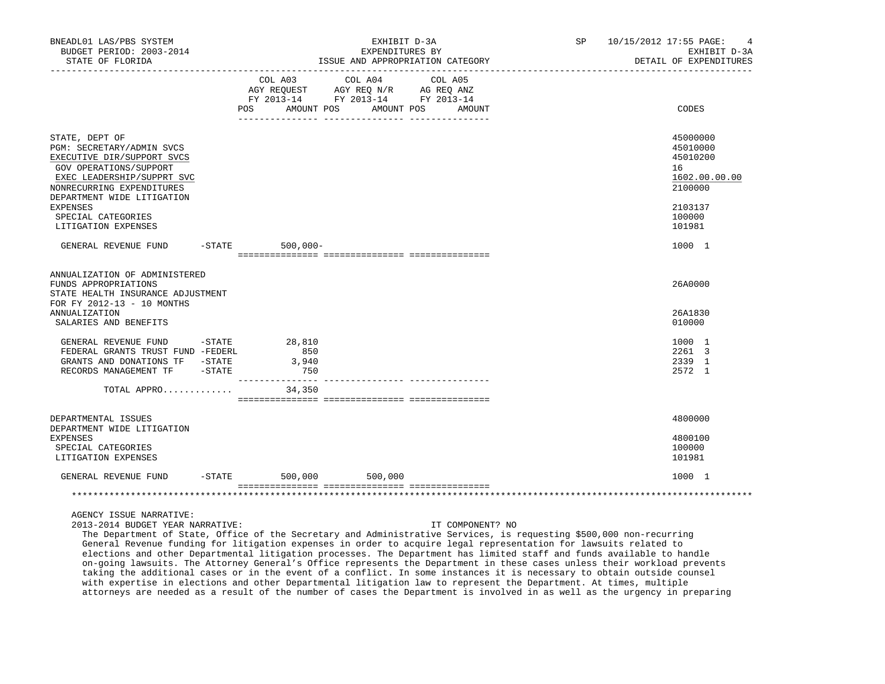| | COL A03 AGY REQUEST FY 2013-14 POS AMOUNT | COL A04 AGY REQ N/R FY 2013-14 POS AMOUNT | COL A05 AG REQ ANZ FY 2013-14 POS AMOUNT | CODES |
|---|---|---|---|---|
| STATE, DEPT OF | | | | 45000000 |
| PGM: SECRETARY/ADMIN SVCS | | | | 45010000 |
| EXECUTIVE DIR/SUPPORT SVCS | | | | 45010200 |
| GOV OPERATIONS/SUPPORT | | | | 16 |
| EXEC LEADERSHIP/SUPPRT SVC | | | | 1602.00.00.00 |
| NONRECURRING EXPENDITURES | | | | 2100000 |
| DEPARTMENT WIDE LITIGATION EXPENSES | | | | 2103137 |
| SPECIAL CATEGORIES | | | | 100000 |
| LITIGATION EXPENSES | | | | 101981 |
| GENERAL REVENUE FUND -STATE | 500,000- | | | 1000 1 |
| ANNUALIZATION OF ADMINISTERED FUNDS APPROPRIATIONS | | | | 26A0000 |
| STATE HEALTH INSURANCE ADJUSTMENT FOR FY 2012-13 - 10 MONTHS ANNUALIZATION | | | | 26A1830 |
| SALARIES AND BENEFITS | | | | 010000 |
| GENERAL REVENUE FUND -STATE | 28,810 | | | 1000 1 |
| FEDERAL GRANTS TRUST FUND -FEDERL | 850 | | | 2261 3 |
| GRANTS AND DONATIONS TF -STATE | 3,940 | | | 2339 1 |
| RECORDS MANAGEMENT TF -STATE | 750 | | | 2572 1 |
| TOTAL APPRO............ | 34,350 | | | |
| DEPARTMENTAL ISSUES | | | | 4800000 |
| DEPARTMENT WIDE LITIGATION EXPENSES | | | | 4800100 |
| SPECIAL CATEGORIES | | | | 100000 |
| LITIGATION EXPENSES | | | | 101981 |
| GENERAL REVENUE FUND -STATE | 500,000 | 500,000 | | 1000 1 |

AGENCY ISSUE NARRATIVE:

2013-2014 BUDGET YEAR NARRATIVE: IT COMPONENT? NO

The Department of State, Office of the Secretary and Administrative Services, is requesting $500,000 non-recurring General Revenue funding for litigation expenses in order to acquire legal representation for lawsuits related to elections and other Departmental litigation processes. The Department has limited staff and funds available to handle on-going lawsuits. The Attorney General's Office represents the Department in these cases unless their workload prevents taking the additional cases or in the event of a conflict. In some instances it is necessary to obtain outside counsel with expertise in elections and other Departmental litigation law to represent the Department. At times, multiple attorneys are needed as a result of the number of cases the Department is involved in as well as the urgency in preparing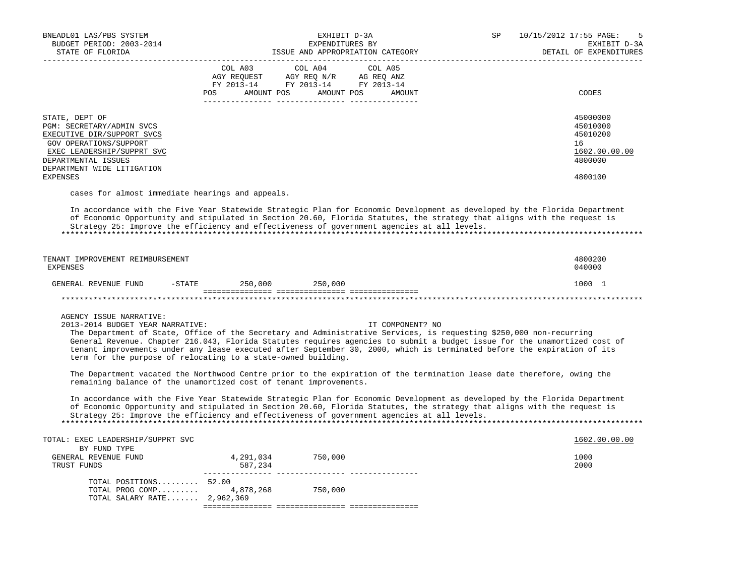| | COL A03 AGY REQUEST FY 2013-14 POS AMOUNT | COL A04 AGY REQ N/R FY 2013-14 POS AMOUNT | COL A05 AG REQ ANZ FY 2013-14 POS AMOUNT | CODES |
|---|---|---|---|---|
| STATE, DEPT OF | | | | 45000000 |
| PGM: SECRETARY/ADMIN SVCS | | | | 45010000 |
| EXECUTIVE DIR/SUPPORT SVCS | | | | 45010200 |
| GOV OPERATIONS/SUPPORT | | | | 16 |
| EXEC LEADERSHIP/SUPPRT SVC | | | | 1602.00.00.00 |
| DEPARTMENTAL ISSUES | | | | 4800000 |
| DEPARTMENT WIDE LITIGATION EXPENSES | | | | 4800100 |

cases for almost immediate hearings and appeals.

In accordance with the Five Year Statewide Strategic Plan for Economic Development as developed by the Florida Department of Economic Opportunity and stipulated in Section 20.60, Florida Statutes, the strategy that aligns with the request is Strategy 25: Improve the efficiency and effectiveness of government agencies at all levels.

*******************************************************************************************************************************

| | COL A03 | COL A04 | COL A05 | CODES |
|---|---|---|---|---|
| TENANT IMPROVEMENT REIMBURSEMENT | | | | 4800200 |
| EXPENSES | | | | 040000 |
| GENERAL REVENUE FUND -STATE | 250,000 | 250,000 | | 1000 1 |

*******************************************************************************************************************************

AGENCY ISSUE NARRATIVE:
2013-2014 BUDGET YEAR NARRATIVE: IT COMPONENT? NO

The Department of State, Office of the Secretary and Administrative Services, is requesting $250,000 non-recurring General Revenue. Chapter 216.043, Florida Statutes requires agencies to submit a budget issue for the unamortized cost of tenant improvements under any lease executed after September 30, 2000, which is terminated before the expiration of its term for the purpose of relocating to a state-owned building.

The Department vacated the Northwood Centre prior to the expiration of the termination lease date therefore, owing the remaining balance of the unamortized cost of tenant improvements.

In accordance with the Five Year Statewide Strategic Plan for Economic Development as developed by the Florida Department of Economic Opportunity and stipulated in Section 20.60, Florida Statutes, the strategy that aligns with the request is Strategy 25: Improve the efficiency and effectiveness of government agencies at all levels.

*******************************************************************************************************************************

| | COL A03 | COL A04 | COL A05 | CODES |
|---|---|---|---|---|
| TOTAL: EXEC LEADERSHIP/SUPPRT SVC | | | | 1602.00.00.00 |
| BY FUND TYPE | | | | |
| GENERAL REVENUE FUND | 4,291,034 | 750,000 | | 1000 |
| TRUST FUNDS | 587,234 | | | 2000 |
| TOTAL POSITIONS......... | 52.00 | | | |
| TOTAL PROG COMP......... | 4,878,268 | 750,000 | | |
| TOTAL SALARY RATE....... | 2,962,369 | | | |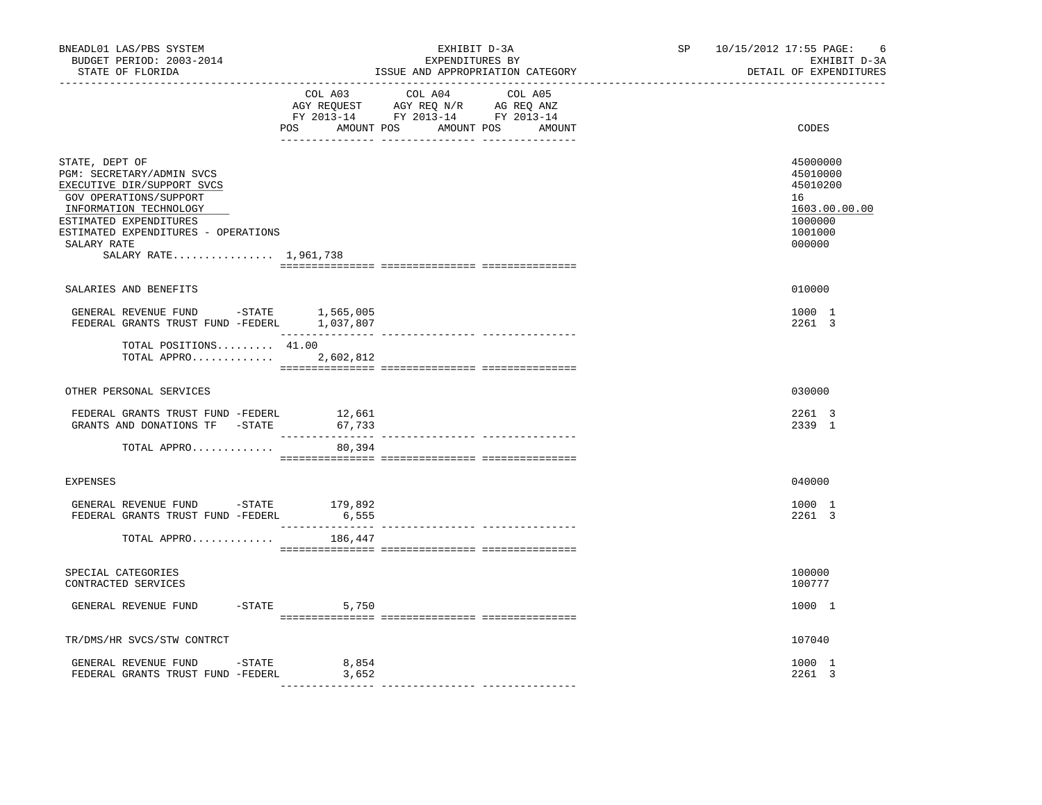BNEADL01 LAS/PBS SYSTEM | EXHIBIT D-3A | SP 10/15/2012 17:55

BUDGET PERIOD: 2003-2014 | EXPENDITURES BY | EXHIBIT D-3A

STATE OF FLORIDA | ISSUE AND APPROPRIATION CATEGORY | DETAIL OF EXPENDITURES

| | COL A03 AGY REQUEST FY 2013-14 POS AMOUNT | COL A04 AGY REQ N/R FY 2013-14 POS AMOUNT | COL A05 AG REQ ANZ FY 2013-14 POS AMOUNT | CODES |
|---|---|---|---|---|
| STATE, DEPT OF | | | | 45000000 |
| PGM: SECRETARY/ADMIN SVCS | | | | 45010000 |
| EXECUTIVE DIR/SUPPORT SVCS | | | | 45010200 |
| GOV OPERATIONS/SUPPORT | | | | 16 |
| INFORMATION TECHNOLOGY | | | | 1603.00.00.00 |
| ESTIMATED EXPENDITURES | | | | 1000000 |
| ESTIMATED EXPENDITURES - OPERATIONS | | | | 1001000 |
| SALARY RATE | | | | 000000 |
| SALARY RATE................ 1,961,738 | | | | |
| SALARIES AND BENEFITS | | | | 010000 |
| GENERAL REVENUE FUND -STATE | 1,565,005 | | | 1000 1 |
| FEDERAL GRANTS TRUST FUND -FEDERL | 1,037,807 | | | 2261 3 |
| TOTAL POSITIONS......... 41.00 | | | | |
| TOTAL APPRO............. | 2,602,812 | | | |
| OTHER PERSONAL SERVICES | | | | 030000 |
| FEDERAL GRANTS TRUST FUND -FEDERL | 12,661 | | | 2261 3 |
| GRANTS AND DONATIONS TF -STATE | 67,733 | | | 2339 1 |
| TOTAL APPRO............. | 80,394 | | | |
| EXPENSES | | | | 040000 |
| GENERAL REVENUE FUND -STATE | 179,892 | | | 1000 1 |
| FEDERAL GRANTS TRUST FUND -FEDERL | 6,555 | | | 2261 3 |
| TOTAL APPRO............. | 186,447 | | | |
| SPECIAL CATEGORIES | | | | 100000 |
| CONTRACTED SERVICES | | | | 100777 |
| GENERAL REVENUE FUND -STATE | 5,750 | | | 1000 1 |
| TR/DMS/HR SVCS/STW CONTRCT | | | | 107040 |
| GENERAL REVENUE FUND -STATE | 8,854 | | | 1000 1 |
| FEDERAL GRANTS TRUST FUND -FEDERL | 3,652 | | | 2261 3 |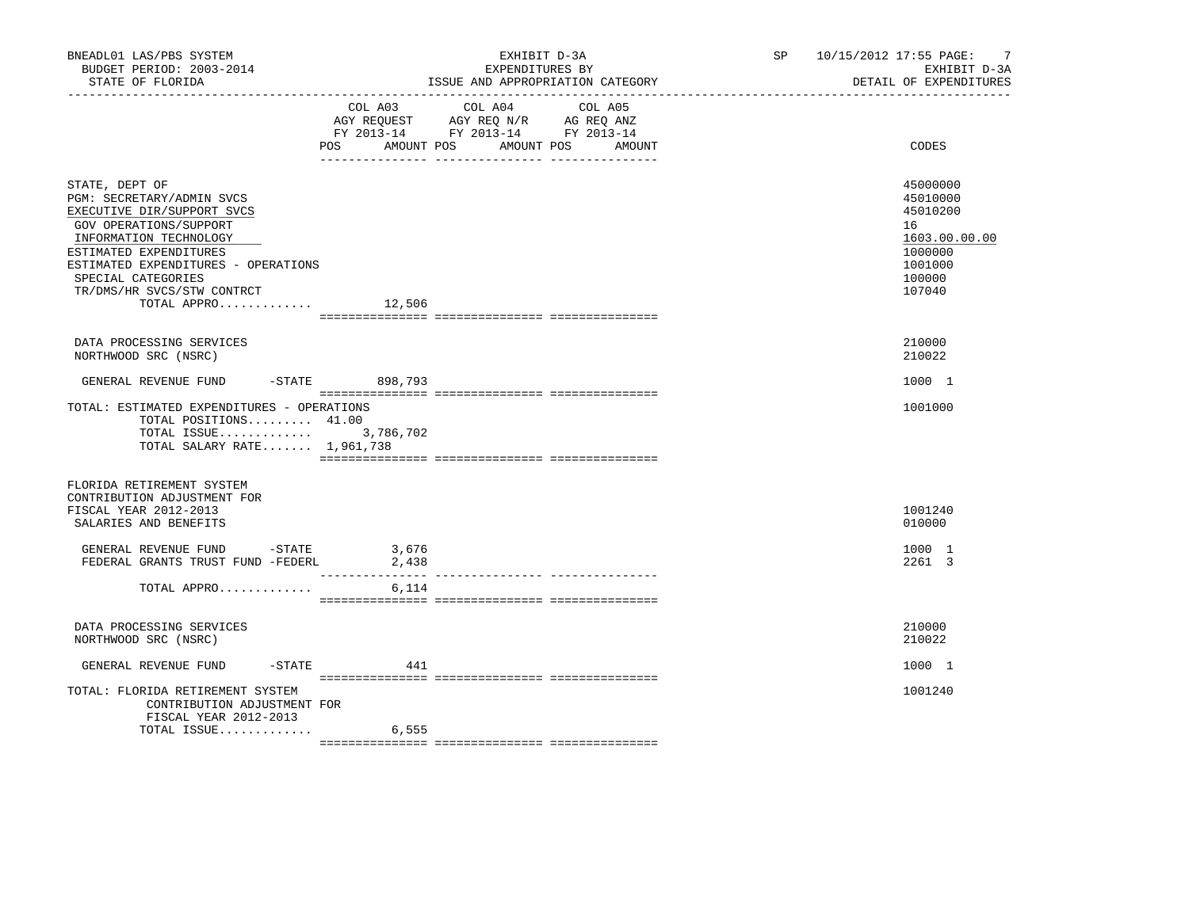BNEADL01 LAS/PBS SYSTEM
BUDGET PERIOD: 2003-2014
STATE OF FLORIDA

EXHIBIT D-3A
EXPENDITURES BY
ISSUE AND APPROPRIATION CATEGORY

SP 10/15/2012 17:55 PAGE: 7
EXHIBIT D-3A
DETAIL OF EXPENDITURES

| | COL A03 AGY REQUEST FY 2013-14 POS AMOUNT | COL A04 AGY REQ N/R FY 2013-14 POS AMOUNT | COL A05 AG REQ ANZ FY 2013-14 POS AMOUNT | CODES |
|---|---|---|---|---|
| STATE, DEPT OF | | | | 45000000 |
| PGM: SECRETARY/ADMIN SVCS | | | | 45010000 |
| EXECUTIVE DIR/SUPPORT SVCS | | | | 45010200 |
| GOV OPERATIONS/SUPPORT | | | | 16 |
| INFORMATION TECHNOLOGY | | | | 1603.00.00.00 |
| ESTIMATED EXPENDITURES | | | | 1000000 |
| ESTIMATED EXPENDITURES - OPERATIONS | | | | 1001000 |
| SPECIAL CATEGORIES | | | | 100000 |
| TR/DMS/HR SVCS/STW CONTRCT | | | | 107040 |
| TOTAL APPRO............. | 12,506 | | | |
| DATA PROCESSING SERVICES | | | | 210000 |
| NORTHWOOD SRC (NSRC) | | | | 210022 |
| GENERAL REVENUE FUND -STATE | 898,793 | | | 1000 1 |
| TOTAL: ESTIMATED EXPENDITURES - OPERATIONS | | | | 1001000 |
| TOTAL POSITIONS......... 41.00 | | | | |
| TOTAL ISSUE............. | 3,786,702 | | | |
| TOTAL SALARY RATE....... 1,961,738 | | | | |
| FLORIDA RETIREMENT SYSTEM CONTRIBUTION ADJUSTMENT FOR FISCAL YEAR 2012-2013 | | | | 1001240 |
| SALARIES AND BENEFITS | | | | 010000 |
| GENERAL REVENUE FUND -STATE | 3,676 | | | 1000 1 |
| FEDERAL GRANTS TRUST FUND -FEDERL | 2,438 | | | 2261 3 |
| TOTAL APPRO............. | 6,114 | | | |
| DATA PROCESSING SERVICES | | | | 210000 |
| NORTHWOOD SRC (NSRC) | | | | 210022 |
| GENERAL REVENUE FUND -STATE | 441 | | | 1000 1 |
| TOTAL: FLORIDA RETIREMENT SYSTEM CONTRIBUTION ADJUSTMENT FOR FISCAL YEAR 2012-2013 | | | | 1001240 |
| TOTAL ISSUE............. | 6,555 | | | |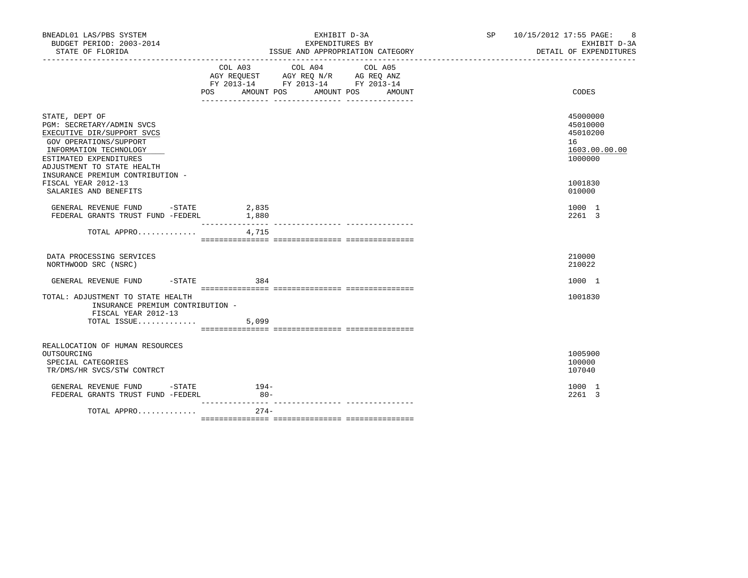BNEADL01 LAS/PBS SYSTEM — EXHIBIT D-3A — SP 10/15/2012 17:55

BUDGET PERIOD: 2003-2014 — EXPENDITURES BY — EXHIBIT D-3A

STATE OF FLORIDA — ISSUE AND APPROPRIATION CATEGORY — DETAIL OF EXPENDITURES

| | COL A03 AGY REQUEST FY 2013-14 POS | AMOUNT | COL A04 AGY REQ N/R FY 2013-14 POS | AMOUNT | COL A05 AG REQ ANZ FY 2013-14 POS | AMOUNT | CODES |
|---|---|---|---|---|---|---|---|
| STATE, DEPT OF | | | | | | | 45000000 |
| PGM: SECRETARY/ADMIN SVCS | | | | | | | 45010000 |
| EXECUTIVE DIR/SUPPORT SVCS | | | | | | | 45010200 |
| GOV OPERATIONS/SUPPORT | | | | | | | 16 |
| INFORMATION TECHNOLOGY | | | | | | | 1603.00.00.00 |
| ESTIMATED EXPENDITURES | | | | | | | 1000000 |
| ADJUSTMENT TO STATE HEALTH INSURANCE PREMIUM CONTRIBUTION - FISCAL YEAR 2012-13 | | | | | | | 1001830 |
| SALARIES AND BENEFITS | | | | | | | 010000 |
| GENERAL REVENUE FUND -STATE | | 2,835 | | | | | 1000 1 |
| FEDERAL GRANTS TRUST FUND -FEDERL | | 1,880 | | | | | 2261 3 |
| TOTAL APPRO............. | | 4,715 | | | | | |
| DATA PROCESSING SERVICES | | | | | | | 210000 |
| NORTHWOOD SRC (NSRC) | | | | | | | 210022 |
| GENERAL REVENUE FUND -STATE | | 384 | | | | | 1000 1 |
| TOTAL: ADJUSTMENT TO STATE HEALTH INSURANCE PREMIUM CONTRIBUTION - FISCAL YEAR 2012-13 | | | | | | | 1001830 |
| TOTAL ISSUE............. | | 5,099 | | | | | |
| REALLOCATION OF HUMAN RESOURCES OUTSOURCING | | | | | | | 1005900 |
| SPECIAL CATEGORIES | | | | | | | 100000 |
| TR/DMS/HR SVCS/STW CONTRCT | | | | | | | 107040 |
| GENERAL REVENUE FUND -STATE | | 194- | | | | | 1000 1 |
| FEDERAL GRANTS TRUST FUND -FEDERL | | 80- | | | | | 2261 3 |
| TOTAL APPRO............. | | 274- | | | | | |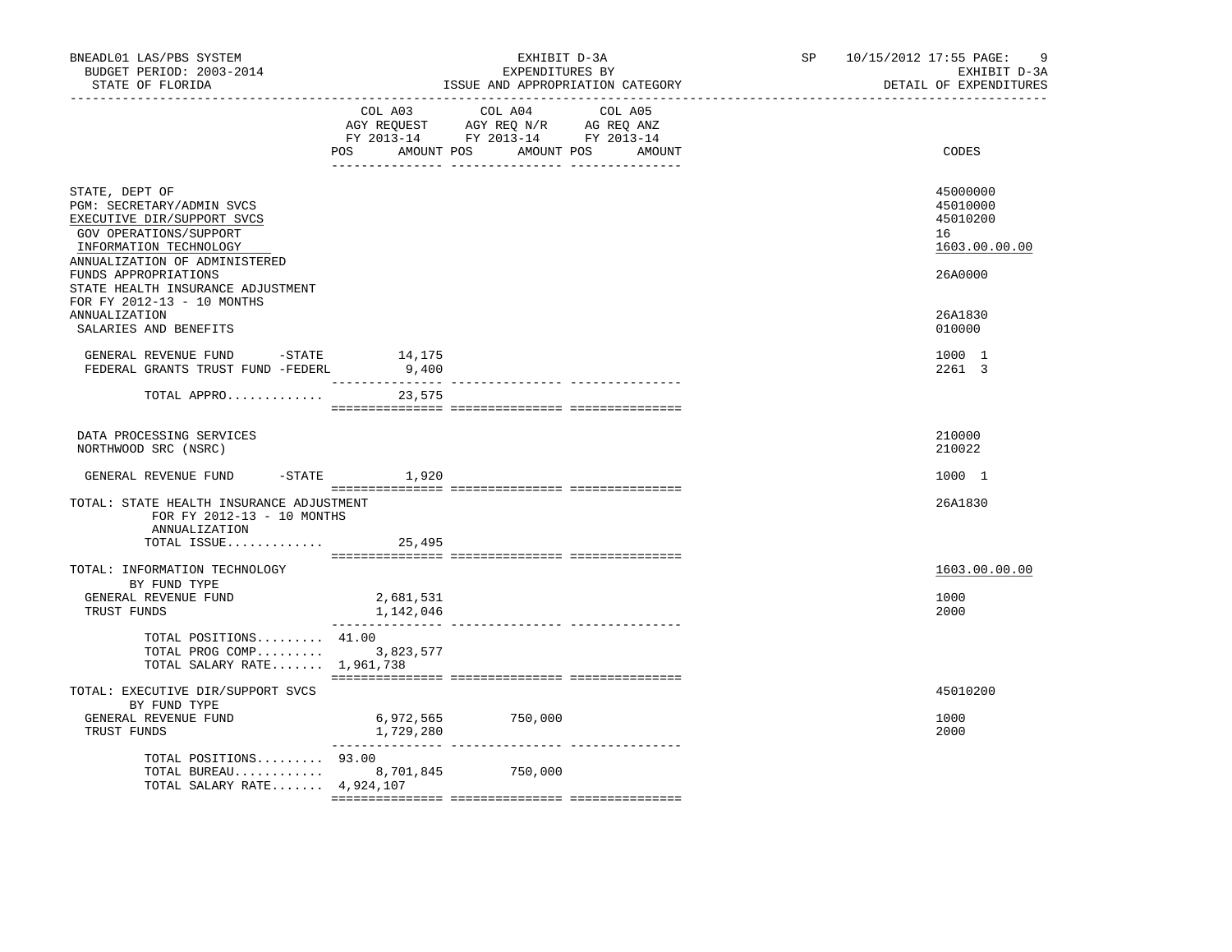BNEADL01 LAS/PBS SYSTEM — EXHIBIT D-3A — SP 10/15/2012 17:55
BUDGET PERIOD: 2003-2014 — EXPENDITURES BY — EXHIBIT D-3A
STATE OF FLORIDA — ISSUE AND APPROPRIATION CATEGORY — DETAIL OF EXPENDITURES

| | COL A03 AGY REQUEST FY 2013-14 POS | AMOUNT | COL A04 AGY REQ N/R FY 2013-14 POS | AMOUNT | COL A05 AG REQ ANZ FY 2013-14 POS | AMOUNT | CODES |
|---|---|---|---|---|---|---|---|
| STATE, DEPT OF | | | | | | | 45000000 |
| PGM: SECRETARY/ADMIN SVCS | | | | | | | 45010000 |
| EXECUTIVE DIR/SUPPORT SVCS | | | | | | | 45010200 |
| GOV OPERATIONS/SUPPORT | | | | | | | 16 |
| INFORMATION TECHNOLOGY | | | | | | | 1603.00.00.00 |
| ANNUALIZATION OF ADMINISTERED FUNDS APPROPRIATIONS | | | | | | | 26A0000 |
| STATE HEALTH INSURANCE ADJUSTMENT FOR FY 2012-13 - 10 MONTHS ANNUALIZATION | | | | | | | 26A1830 |
| SALARIES AND BENEFITS | | | | | | | 010000 |
| GENERAL REVENUE FUND -STATE | | 14,175 | | | | | 1000 1 |
| FEDERAL GRANTS TRUST FUND -FEDERL | | 9,400 | | | | | 2261 3 |
| TOTAL APPRO............. | | 23,575 | | | | | |
| DATA PROCESSING SERVICES | | | | | | | 210000 |
| NORTHWOOD SRC (NSRC) | | | | | | | 210022 |
| GENERAL REVENUE FUND -STATE | | 1,920 | | | | | 1000 1 |
| TOTAL: STATE HEALTH INSURANCE ADJUSTMENT FOR FY 2012-13 - 10 MONTHS ANNUALIZATION | | | | | | | 26A1830 |
| TOTAL ISSUE............. | | 25,495 | | | | | |
| TOTAL: INFORMATION TECHNOLOGY | | | | | | | 1603.00.00.00 |
| BY FUND TYPE | | | | | | | |
| GENERAL REVENUE FUND | | 2,681,531 | | | | | 1000 |
| TRUST FUNDS | | 1,142,046 | | | | | 2000 |
| TOTAL POSITIONS......... | 41.00 | | | | | | |
| TOTAL PROG COMP......... | | 3,823,577 | | | | | |
| TOTAL SALARY RATE....... | | 1,961,738 | | | | | |
| TOTAL: EXECUTIVE DIR/SUPPORT SVCS | | | | | | | 45010200 |
| BY FUND TYPE | | | | | | | |
| GENERAL REVENUE FUND | | 6,972,565 | | 750,000 | | | 1000 |
| TRUST FUNDS | | 1,729,280 | | | | | 2000 |
| TOTAL POSITIONS......... | 93.00 | | | | | | |
| TOTAL BUREAU............ | | 8,701,845 | | 750,000 | | | |
| TOTAL SALARY RATE....... | | 4,924,107 | | | | | |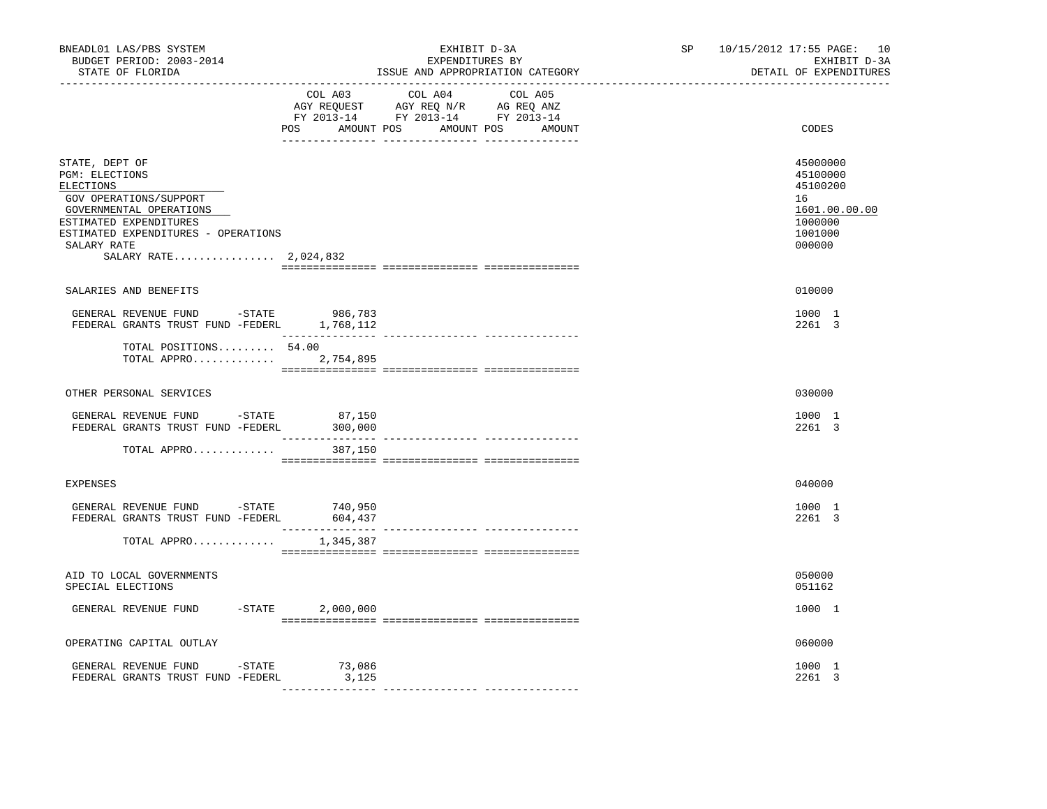BNEADL01 LAS/PBS SYSTEM
BUDGET PERIOD: 2003-2014
STATE OF FLORIDA

EXHIBIT D-3A
EXPENDITURES BY
ISSUE AND APPROPRIATION CATEGORY

SP 10/15/2012 17:55
EXHIBIT D-3A
DETAIL OF EXPENDITURES

| | COL A03 AGY REQUEST FY 2013-14 POS AMOUNT | COL A04 AGY REQ N/R FY 2013-14 POS AMOUNT | COL A05 AG REQ ANZ FY 2013-14 POS AMOUNT | CODES |
|---|---|---|---|---|
| STATE, DEPT OF | | | | 45000000 |
| PGM: ELECTIONS | | | | 45100000 |
| ELECTIONS | | | | 45100200 |
| GOV OPERATIONS/SUPPORT | | | | 16 |
| GOVERNMENTAL OPERATIONS | | | | 1601.00.00.00 |
| ESTIMATED EXPENDITURES | | | | 1000000 |
| ESTIMATED EXPENDITURES - OPERATIONS | | | | 1001000 |
| SALARY RATE | | | | 000000 |
| SALARY RATE................ 2,024,832 | | | | |
| SALARIES AND BENEFITS | | | | 010000 |
| GENERAL REVENUE FUND -STATE | 986,783 | | | 1000 1 |
| FEDERAL GRANTS TRUST FUND -FEDERL | 1,768,112 | | | 2261 3 |
| TOTAL POSITIONS......... | 54.00 | | | |
| TOTAL APPRO............. | 2,754,895 | | | |
| OTHER PERSONAL SERVICES | | | | 030000 |
| GENERAL REVENUE FUND -STATE | 87,150 | | | 1000 1 |
| FEDERAL GRANTS TRUST FUND -FEDERL | 300,000 | | | 2261 3 |
| TOTAL APPRO............. | 387,150 | | | |
| EXPENSES | | | | 040000 |
| GENERAL REVENUE FUND -STATE | 740,950 | | | 1000 1 |
| FEDERAL GRANTS TRUST FUND -FEDERL | 604,437 | | | 2261 3 |
| TOTAL APPRO............. | 1,345,387 | | | |
| AID TO LOCAL GOVERNMENTS | | | | 050000 |
| SPECIAL ELECTIONS | | | | 051162 |
| GENERAL REVENUE FUND -STATE | 2,000,000 | | | 1000 1 |
| OPERATING CAPITAL OUTLAY | | | | 060000 |
| GENERAL REVENUE FUND -STATE | 73,086 | | | 1000 1 |
| FEDERAL GRANTS TRUST FUND -FEDERL | 3,125 | | | 2261 3 |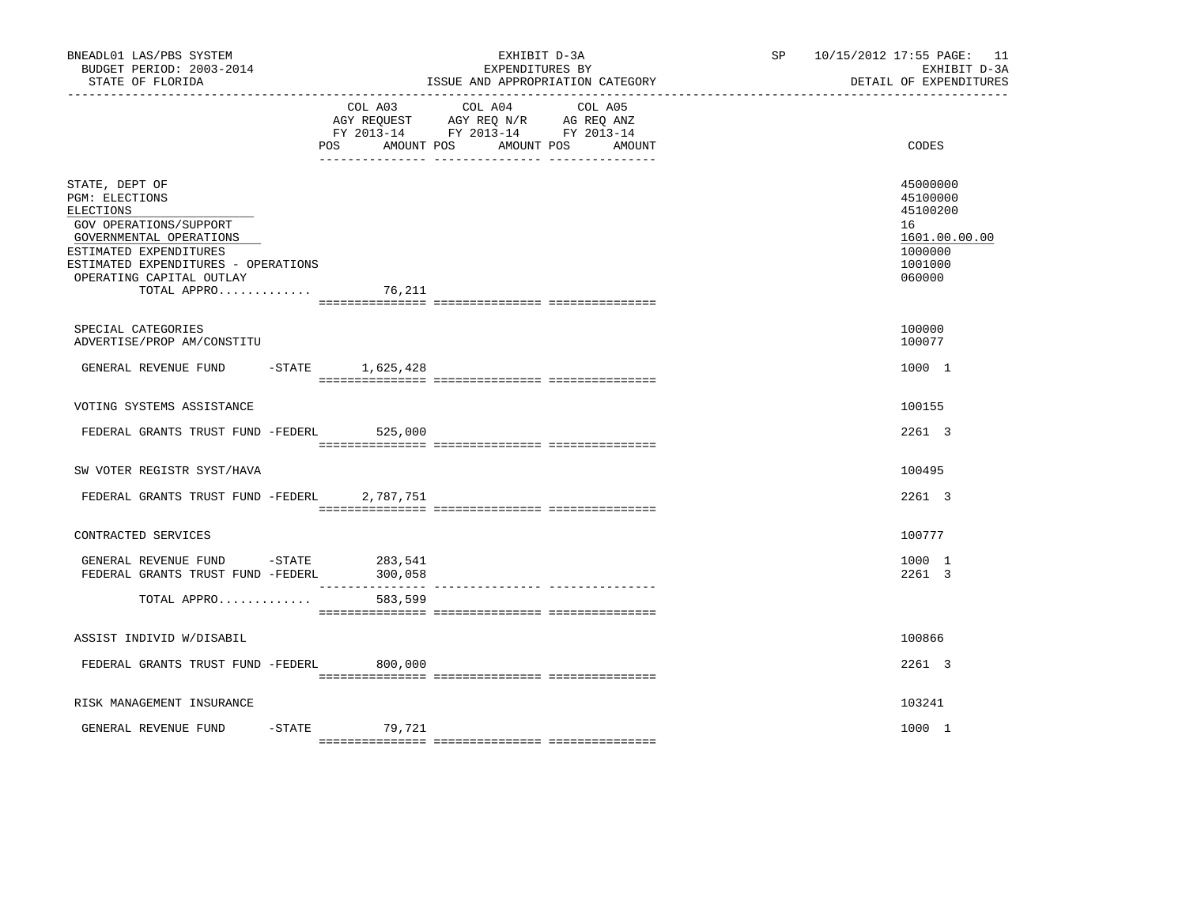BNEADL01 LAS/PBS SYSTEM
BUDGET PERIOD: 2003-2014
STATE OF FLORIDA

EXHIBIT D-3A
EXPENDITURES BY
ISSUE AND APPROPRIATION CATEGORY

SP 10/15/2012 17:55 PAGE: 11
EXHIBIT D-3A
DETAIL OF EXPENDITURES

| | COL A03 AGY REQUEST FY 2013-14 POS AMOUNT | COL A04 AGY REQ N/R FY 2013-14 POS AMOUNT | COL A05 AG REQ ANZ FY 2013-14 POS AMOUNT | CODES |
|---|---|---|---|---|
| STATE, DEPT OF | | | | 45000000 |
| PGM: ELECTIONS | | | | 45100000 |
| ELECTIONS | | | | 45100200 |
| GOV OPERATIONS/SUPPORT | | | | 16 |
| GOVERNMENTAL OPERATIONS | | | | 1601.00.00.00 |
| ESTIMATED EXPENDITURES | | | | 1000000 |
| ESTIMATED EXPENDITURES - OPERATIONS | | | | 1001000 |
| OPERATING CAPITAL OUTLAY | | | | 060000 |
| TOTAL APPRO............. | 76,211 | | | |
| SPECIAL CATEGORIES | | | | 100000 |
| ADVERTISE/PROP AM/CONSTITU | | | | 100077 |
| GENERAL REVENUE FUND -STATE | 1,625,428 | | | 1000 1 |
| VOTING SYSTEMS ASSISTANCE | | | | 100155 |
| FEDERAL GRANTS TRUST FUND -FEDERL | 525,000 | | | 2261 3 |
| SW VOTER REGISTR SYST/HAVA | | | | 100495 |
| FEDERAL GRANTS TRUST FUND -FEDERL | 2,787,751 | | | 2261 3 |
| CONTRACTED SERVICES | | | | 100777 |
| GENERAL REVENUE FUND -STATE | 283,541 | | | 1000 1 |
| FEDERAL GRANTS TRUST FUND -FEDERL | 300,058 | | | 2261 3 |
| TOTAL APPRO............. | 583,599 | | | |
| ASSIST INDIVID W/DISABIL | | | | 100866 |
| FEDERAL GRANTS TRUST FUND -FEDERL | 800,000 | | | 2261 3 |
| RISK MANAGEMENT INSURANCE | | | | 103241 |
| GENERAL REVENUE FUND -STATE | 79,721 | | | 1000 1 |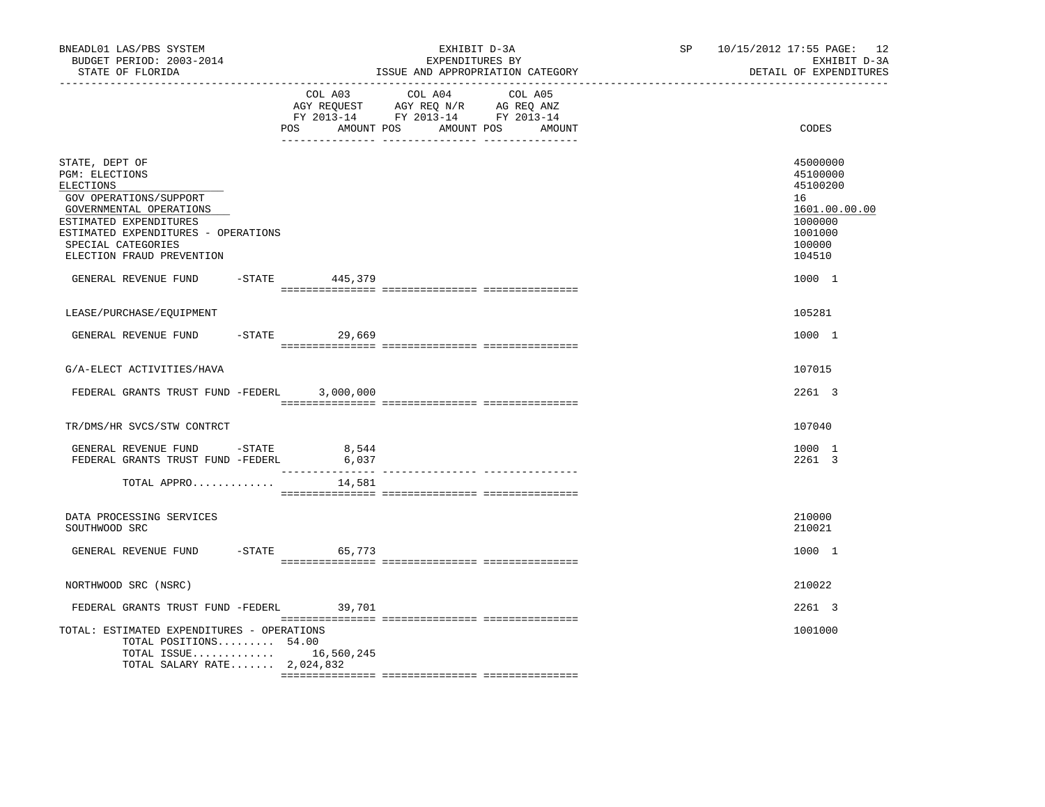BNEADL01 LAS/PBS SYSTEM | EXHIBIT D-3A | SP 10/15/2012 17:55
BUDGET PERIOD: 2003-2014 | EXPENDITURES BY | EXHIBIT D-3A
STATE OF FLORIDA | ISSUE AND APPROPRIATION CATEGORY | DETAIL OF EXPENDITURES

| | COL A03 AGY REQUEST FY 2013-14 POS AMOUNT | COL A04 AGY REQ N/R FY 2013-14 POS AMOUNT | COL A05 AG REQ ANZ FY 2013-14 POS AMOUNT | CODES |
|---|---|---|---|---|
| STATE, DEPT OF | | | | 45000000 |
| PGM: ELECTIONS | | | | 45100000 |
| ELECTIONS | | | | 45100200 |
| GOV OPERATIONS/SUPPORT | | | | 16 |
| GOVERNMENTAL OPERATIONS | | | | 1601.00.00.00 |
| ESTIMATED EXPENDITURES | | | | 1000000 |
| ESTIMATED EXPENDITURES - OPERATIONS | | | | 1001000 |
| SPECIAL CATEGORIES | | | | 100000 |
| ELECTION FRAUD PREVENTION | | | | 104510 |
| GENERAL REVENUE FUND -STATE | 445,379 | | | 1000 1 |
| LEASE/PURCHASE/EQUIPMENT | | | | 105281 |
| GENERAL REVENUE FUND -STATE | 29,669 | | | 1000 1 |
| G/A-ELECT ACTIVITIES/HAVA | | | | 107015 |
| FEDERAL GRANTS TRUST FUND -FEDERL | 3,000,000 | | | 2261 3 |
| TR/DMS/HR SVCS/STW CONTRCT | | | | 107040 |
| GENERAL REVENUE FUND -STATE | 8,544 | | | 1000 1 |
| FEDERAL GRANTS TRUST FUND -FEDERL | 6,037 | | | 2261 3 |
| TOTAL APPRO............. | 14,581 | | | |
| DATA PROCESSING SERVICES | | | | 210000 |
| SOUTHWOOD SRC | | | | 210021 |
| GENERAL REVENUE FUND -STATE | 65,773 | | | 1000 1 |
| NORTHWOOD SRC (NSRC) | | | | 210022 |
| FEDERAL GRANTS TRUST FUND -FEDERL | 39,701 | | | 2261 3 |
| TOTAL: ESTIMATED EXPENDITURES - OPERATIONS | | | | 1001000 |
| TOTAL POSITIONS......... 54.00 | | | | |
| TOTAL ISSUE............. | 16,560,245 | | | |
| TOTAL SALARY RATE....... 2,024,832 | | | | |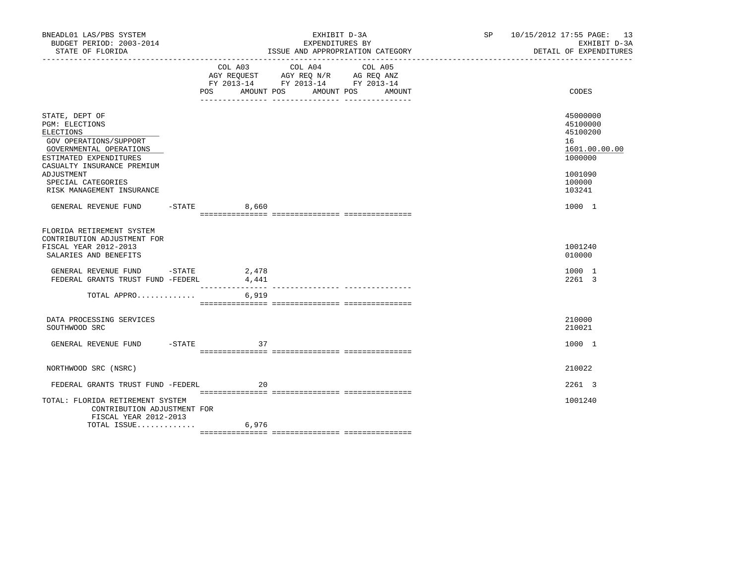BNEADL01 LAS/PBS SYSTEM — EXHIBIT D-3A — SP 10/15/2012 17:55

BUDGET PERIOD: 2003-2014 — EXPENDITURES BY — EXHIBIT D-3A

STATE OF FLORIDA — ISSUE AND APPROPRIATION CATEGORY — DETAIL OF EXPENDITURES

| | COL A03 AGY REQUEST FY 2013-14 POS AMOUNT | COL A04 AGY REQ N/R FY 2013-14 POS AMOUNT | COL A05 AG REQ ANZ FY 2013-14 POS AMOUNT | CODES |
|---|---|---|---|---|
| STATE, DEPT OF | | | | 45000000 |
| PGM: ELECTIONS | | | | 45100000 |
| ELECTIONS | | | | 45100200 |
| GOV OPERATIONS/SUPPORT | | | | 16 |
| GOVERNMENTAL OPERATIONS | | | | 1601.00.00.00 |
| ESTIMATED EXPENDITURES | | | | 1000000 |
| CASUALTY INSURANCE PREMIUM ADJUSTMENT | | | | 1001090 |
| SPECIAL CATEGORIES | | | | 100000 |
| RISK MANAGEMENT INSURANCE | | | | 103241 |
| GENERAL REVENUE FUND -STATE | 8,660 | | | 1000 1 |
| FLORIDA RETIREMENT SYSTEM CONTRIBUTION ADJUSTMENT FOR FISCAL YEAR 2012-2013 | | | | 1001240 |
| SALARIES AND BENEFITS | | | | 010000 |
| GENERAL REVENUE FUND -STATE | 2,478 | | | 1000 1 |
| FEDERAL GRANTS TRUST FUND -FEDERL | 4,441 | | | 2261 3 |
| TOTAL APPRO............. | 6,919 | | | |
| DATA PROCESSING SERVICES | | | | 210000 |
| SOUTHWOOD SRC | | | | 210021 |
| GENERAL REVENUE FUND -STATE | 37 | | | 1000 1 |
| NORTHWOOD SRC (NSRC) | | | | 210022 |
| FEDERAL GRANTS TRUST FUND -FEDERL | 20 | | | 2261 3 |
| TOTAL: FLORIDA RETIREMENT SYSTEM CONTRIBUTION ADJUSTMENT FOR FISCAL YEAR 2012-2013 | | | | 1001240 |
| TOTAL ISSUE............. | 6,976 | | | |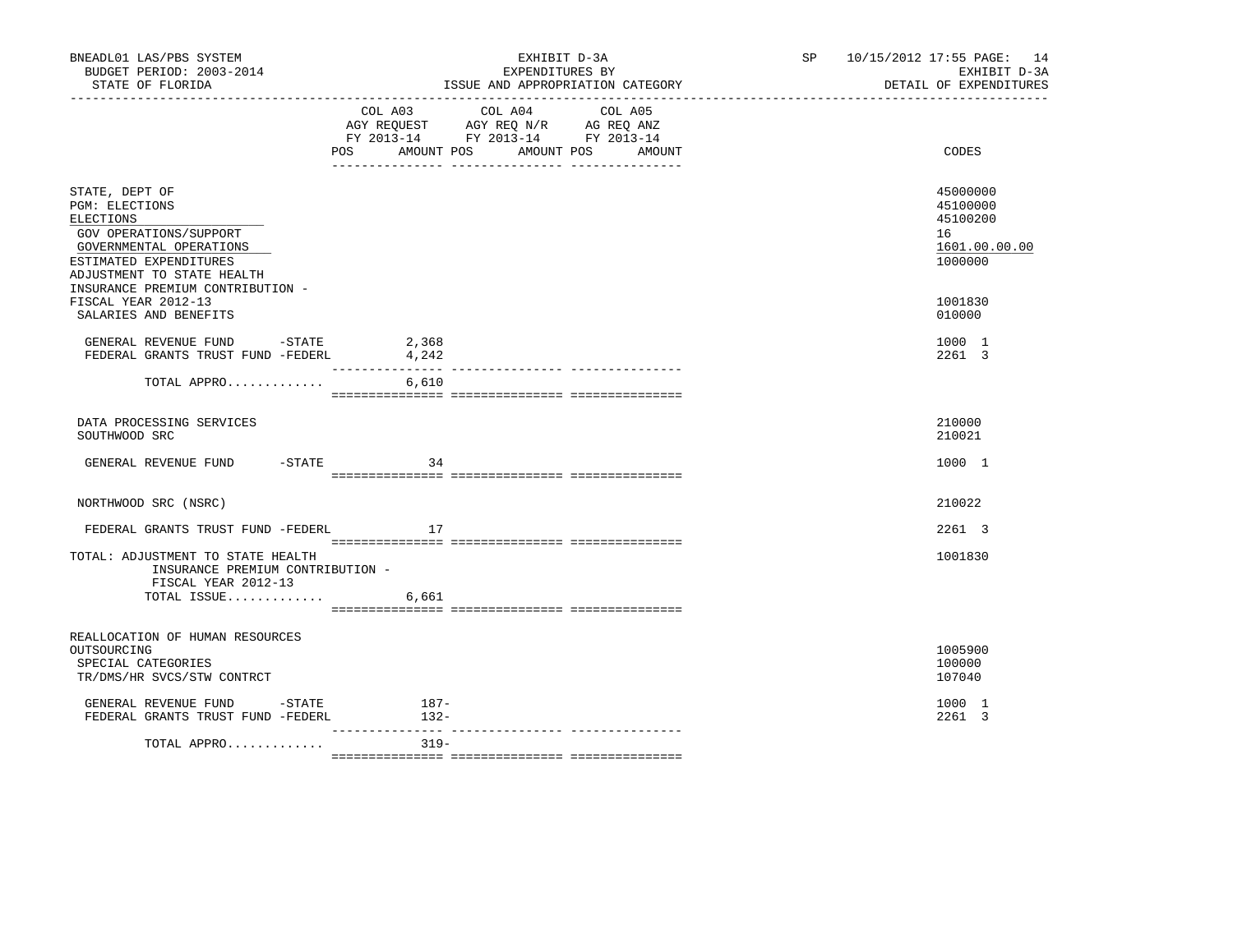BNEADL01 LAS/PBS SYSTEM
BUDGET PERIOD: 2003-2014
STATE OF FLORIDA

EXHIBIT D-3A
EXPENDITURES BY
ISSUE AND APPROPRIATION CATEGORY

SP 10/15/2012 17:55
EXHIBIT D-3A
DETAIL OF EXPENDITURES

| | COL A03 AGY REQUEST FY 2013-14 POS | AMOUNT | COL A04 AGY REQ N/R FY 2013-14 POS | AMOUNT | COL A05 AG REQ ANZ FY 2013-14 POS | AMOUNT | CODES |
|---|---|---|---|---|---|---|---|
| STATE, DEPT OF | | | | | | | 45000000 |
| PGM: ELECTIONS | | | | | | | 45100000 |
| ELECTIONS | | | | | | | 45100200 |
| GOV OPERATIONS/SUPPORT | | | | | | | 16 |
| GOVERNMENTAL OPERATIONS | | | | | | | 1601.00.00.00 |
| ESTIMATED EXPENDITURES | | | | | | | 1000000 |
| ADJUSTMENT TO STATE HEALTH INSURANCE PREMIUM CONTRIBUTION - FISCAL YEAR 2012-13 | | | | | | | 1001830 |
| SALARIES AND BENEFITS | | | | | | | 010000 |
| GENERAL REVENUE FUND -STATE | | 2,368 | | | | | 1000 1 |
| FEDERAL GRANTS TRUST FUND -FEDERL | | 4,242 | | | | | 2261 3 |
| TOTAL APPRO............. | | 6,610 | | | | | |
| DATA PROCESSING SERVICES | | | | | | | 210000 |
| SOUTHWOOD SRC | | | | | | | 210021 |
| GENERAL REVENUE FUND -STATE | | 34 | | | | | 1000 1 |
| NORTHWOOD SRC (NSRC) | | | | | | | 210022 |
| FEDERAL GRANTS TRUST FUND -FEDERL | | 17 | | | | | 2261 3 |
| TOTAL: ADJUSTMENT TO STATE HEALTH INSURANCE PREMIUM CONTRIBUTION - FISCAL YEAR 2012-13 | | | | | | | 1001830 |
| TOTAL ISSUE............. | | 6,661 | | | | | |
| REALLOCATION OF HUMAN RESOURCES OUTSOURCING | | | | | | | 1005900 |
| SPECIAL CATEGORIES | | | | | | | 100000 |
| TR/DMS/HR SVCS/STW CONTRCT | | | | | | | 107040 |
| GENERAL REVENUE FUND -STATE | | 187- | | | | | 1000 1 |
| FEDERAL GRANTS TRUST FUND -FEDERL | | 132- | | | | | 2261 3 |
| TOTAL APPRO............. | | 319- | | | | | |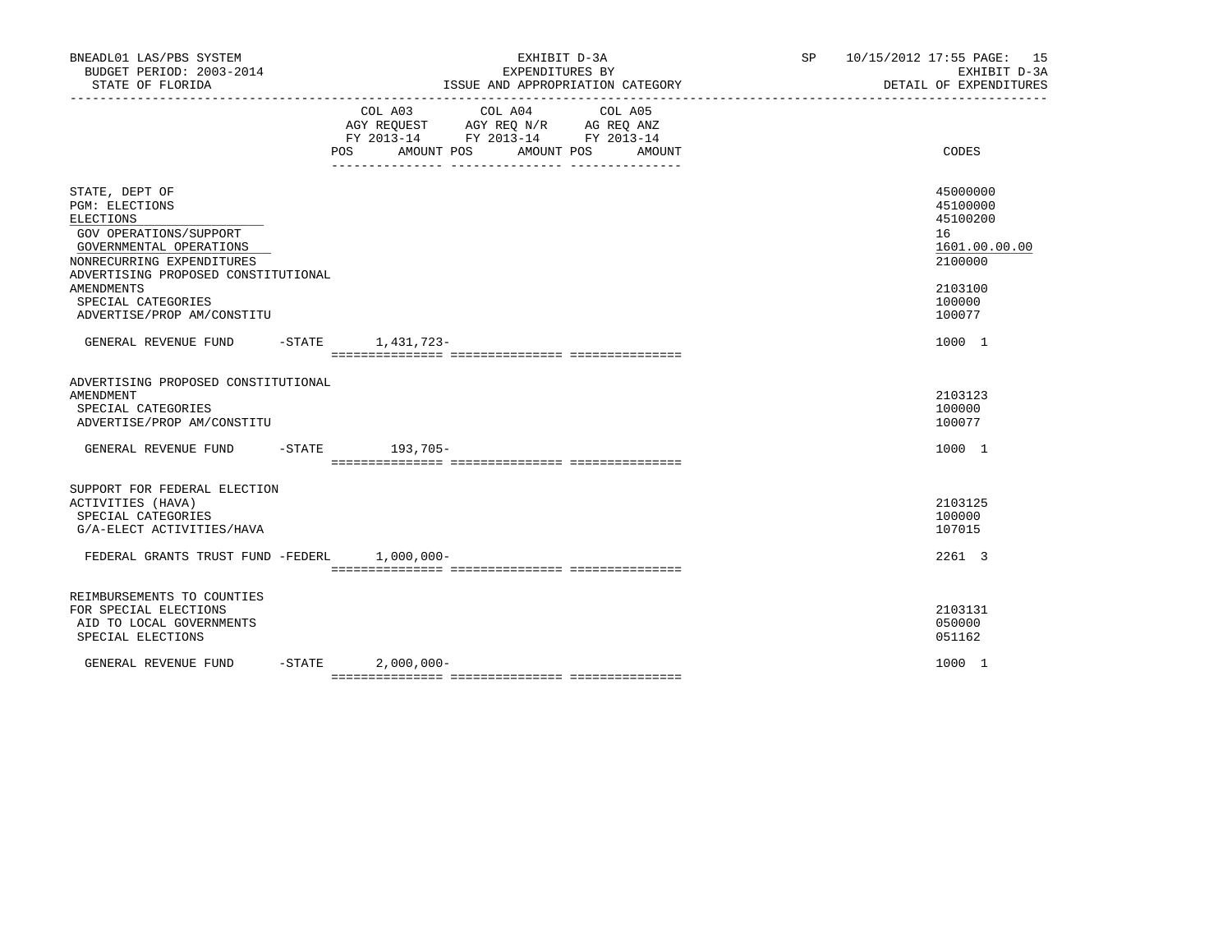BNEADL01 LAS/PBS SYSTEM
BUDGET PERIOD: 2003-2014
STATE OF FLORIDA

EXHIBIT D-3A
EXPENDITURES BY
ISSUE AND APPROPRIATION CATEGORY

SP 10/15/2012 17:55
EXHIBIT D-3A
DETAIL OF EXPENDITURES

| | COL A03 AGY REQUEST FY 2013-14 POS AMOUNT | COL A04 AGY REQ N/R FY 2013-14 POS AMOUNT | COL A05 AG REQ ANZ FY 2013-14 POS AMOUNT | CODES |
|---|---|---|---|---|
| STATE, DEPT OF | | | | 45000000 |
| PGM: ELECTIONS | | | | 45100000 |
| ELECTIONS | | | | 45100200 |
| GOV OPERATIONS/SUPPORT | | | | 16 |
| GOVERNMENTAL OPERATIONS | | | | 1601.00.00.00 |
| NONRECURRING EXPENDITURES | | | | 2100000 |
| ADVERTISING PROPOSED CONSTITUTIONAL AMENDMENTS | | | | 2103100 |
| SPECIAL CATEGORIES | | | | 100000 |
| ADVERTISE/PROP AM/CONSTITU | | | | 100077 |
| GENERAL REVENUE FUND -STATE | 1,431,723- | | | 1000 1 |
| ADVERTISING PROPOSED CONSTITUTIONAL AMENDMENT | | | | 2103123 |
| SPECIAL CATEGORIES | | | | 100000 |
| ADVERTISE/PROP AM/CONSTITU | | | | 100077 |
| GENERAL REVENUE FUND -STATE | 193,705- | | | 1000 1 |
| SUPPORT FOR FEDERAL ELECTION ACTIVITIES (HAVA) | | | | 2103125 |
| SPECIAL CATEGORIES | | | | 100000 |
| G/A-ELECT ACTIVITIES/HAVA | | | | 107015 |
| FEDERAL GRANTS TRUST FUND -FEDERL | 1,000,000- | | | 2261 3 |
| REIMBURSEMENTS TO COUNTIES FOR SPECIAL ELECTIONS | | | | 2103131 |
| AID TO LOCAL GOVERNMENTS | | | | 050000 |
| SPECIAL ELECTIONS | | | | 051162 |
| GENERAL REVENUE FUND -STATE | 2,000,000- | | | 1000 1 |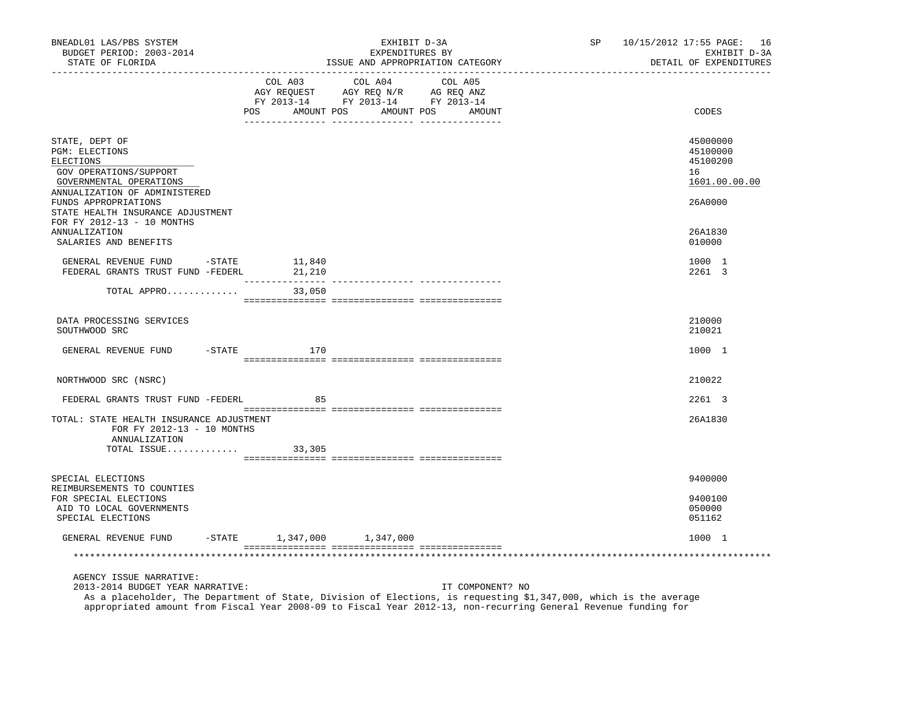BNEADL01 LAS/PBS SYSTEM | EXHIBIT D-3A | SP 10/15/2012 17:55
BUDGET PERIOD: 2003-2014 | EXPENDITURES BY | EXHIBIT D-3A
STATE OF FLORIDA | ISSUE AND APPROPRIATION CATEGORY | DETAIL OF EXPENDITURES

| | COL A03 AGY REQUEST FY 2013-14 POS AMOUNT | COL A04 AGY REQ N/R FY 2013-14 POS AMOUNT | COL A05 AG REQ ANZ FY 2013-14 POS AMOUNT | CODES |
|---|---|---|---|---|
| STATE, DEPT OF | | | | 45000000 |
| PGM: ELECTIONS | | | | 45100000 |
| ELECTIONS | | | | 45100200 |
| GOV OPERATIONS/SUPPORT | | | | 16 |
| GOVERNMENTAL OPERATIONS | | | | 1601.00.00.00 |
| ANNUALIZATION OF ADMINISTERED FUNDS APPROPRIATIONS | | | | 26A0000 |
| STATE HEALTH INSURANCE ADJUSTMENT FOR FY 2012-13 - 10 MONTHS ANNUALIZATION | | | | 26A1830 |
| SALARIES AND BENEFITS | | | | 010000 |
| GENERAL REVENUE FUND -STATE | 11,840 | | | 1000 1 |
| FEDERAL GRANTS TRUST FUND -FEDERL | 21,210 | | | 2261 3 |
| TOTAL APPRO............ | 33,050 | | | |
| DATA PROCESSING SERVICES | | | | 210000 |
| SOUTHWOOD SRC | | | | 210021 |
| GENERAL REVENUE FUND -STATE | 170 | | | 1000 1 |
| NORTHWOOD SRC (NSRC) | | | | 210022 |
| FEDERAL GRANTS TRUST FUND -FEDERL | 85 | | | 2261 3 |
| TOTAL: STATE HEALTH INSURANCE ADJUSTMENT FOR FY 2012-13 - 10 MONTHS ANNUALIZATION | | | | 26A1830 |
| TOTAL ISSUE............ | 33,305 | | | |
| SPECIAL ELECTIONS | | | | 9400000 |
| REIMBURSEMENTS TO COUNTIES FOR SPECIAL ELECTIONS | | | | 9400100 |
| AID TO LOCAL GOVERNMENTS | | | | 050000 |
| SPECIAL ELECTIONS | | | | 051162 |
| GENERAL REVENUE FUND -STATE | 1,347,000 | 1,347,000 | | 1000 1 |

AGENCY ISSUE NARRATIVE:
2013-2014 BUDGET YEAR NARRATIVE: IT COMPONENT? NO
As a placeholder, The Department of State, Division of Elections, is requesting $1,347,000, which is the average appropriated amount from Fiscal Year 2008-09 to Fiscal Year 2012-13, non-recurring General Revenue funding for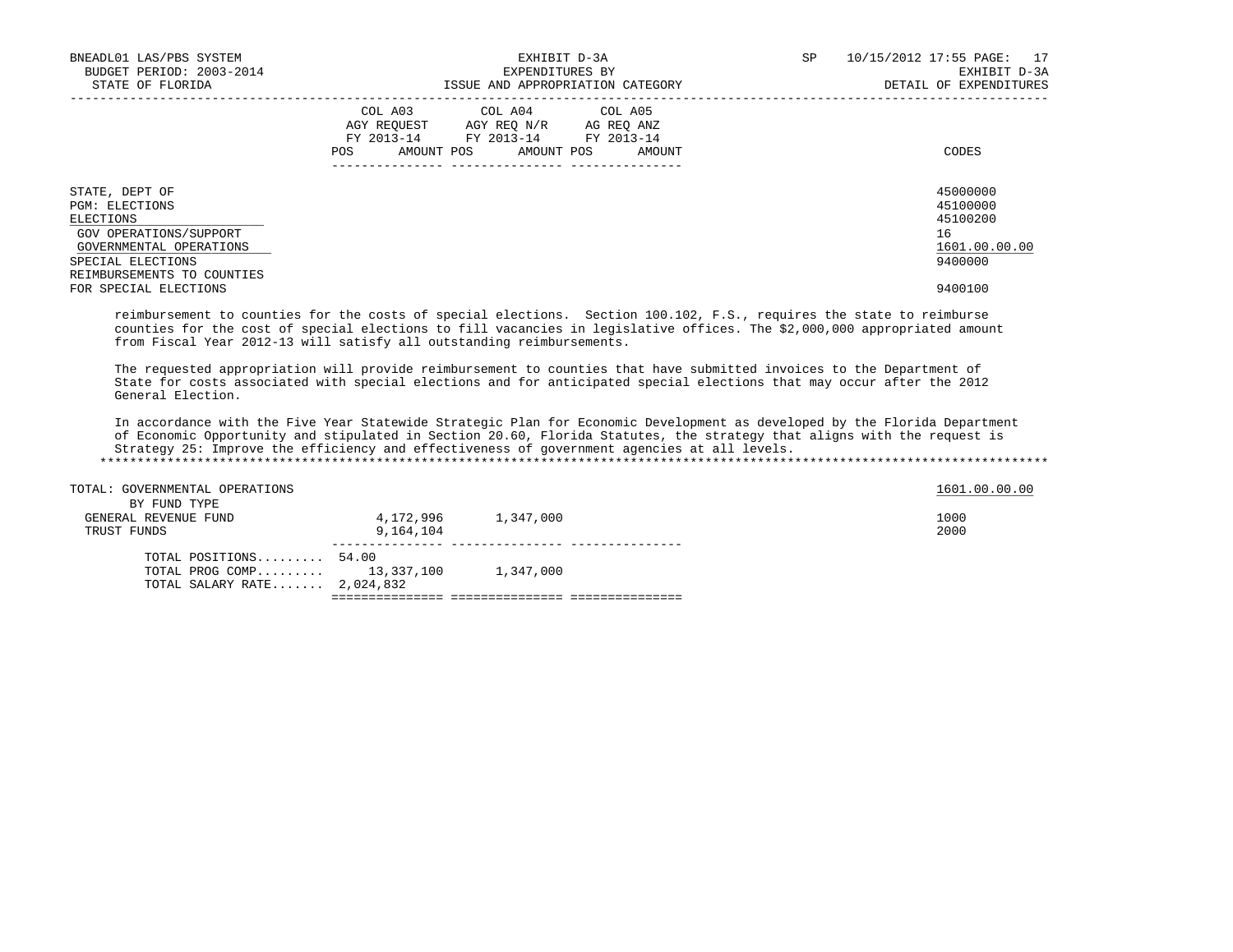| | COL A03 AGY REQUEST FY 2013-14 | | COL A04 AGY REQ N/R FY 2013-14 | | COL A05 AG REQ ANZ FY 2013-14 | | |
|---|---|---|---|---|---|---|---|
| | POS | AMOUNT | POS | AMOUNT | POS | AMOUNT | CODES |
| STATE, DEPT OF | | | | | | | 45000000 |
| PGM: ELECTIONS | | | | | | | 45100000 |
| ELECTIONS | | | | | | | 45100200 |
| GOV OPERATIONS/SUPPORT | | | | | | | 16 |
| GOVERNMENTAL OPERATIONS | | | | | | | 1601.00.00.00 |
| SPECIAL ELECTIONS | | | | | | | 9400000 |
| REIMBURSEMENTS TO COUNTIES FOR SPECIAL ELECTIONS | | | | | | | 9400100 |

reimbursement to counties for the costs of special elections. Section 100.102, F.S., requires the state to reimburse counties for the cost of special elections to fill vacancies in legislative offices. The $2,000,000 appropriated amount from Fiscal Year 2012-13 will satisfy all outstanding reimbursements.

The requested appropriation will provide reimbursement to counties that have submitted invoices to the Department of State for costs associated with special elections and for anticipated special elections that may occur after the 2012 General Election.

In accordance with the Five Year Statewide Strategic Plan for Economic Development as developed by the Florida Department of Economic Opportunity and stipulated in Section 20.60, Florida Statutes, the strategy that aligns with the request is Strategy 25: Improve the efficiency and effectiveness of government agencies at all levels.

| | COL A03 POS | COL A03 AMOUNT | COL A04 POS | COL A04 AMOUNT | COL A05 POS | COL A05 AMOUNT | CODES |
|---|---|---|---|---|---|---|---|
| TOTAL: GOVERNMENTAL OPERATIONS | | | | | | | 1601.00.00.00 |
| BY FUND TYPE | | | | | | | |
| GENERAL REVENUE FUND | | 4,172,996 | | 1,347,000 | | | 1000 |
| TRUST FUNDS | | 9,164,104 | | | | | 2000 |
| TOTAL POSITIONS......... | 54.00 | | | | | | |
| TOTAL PROG COMP......... | | 13,337,100 | | 1,347,000 | | | |
| TOTAL SALARY RATE....... | | 2,024,832 | | | | | |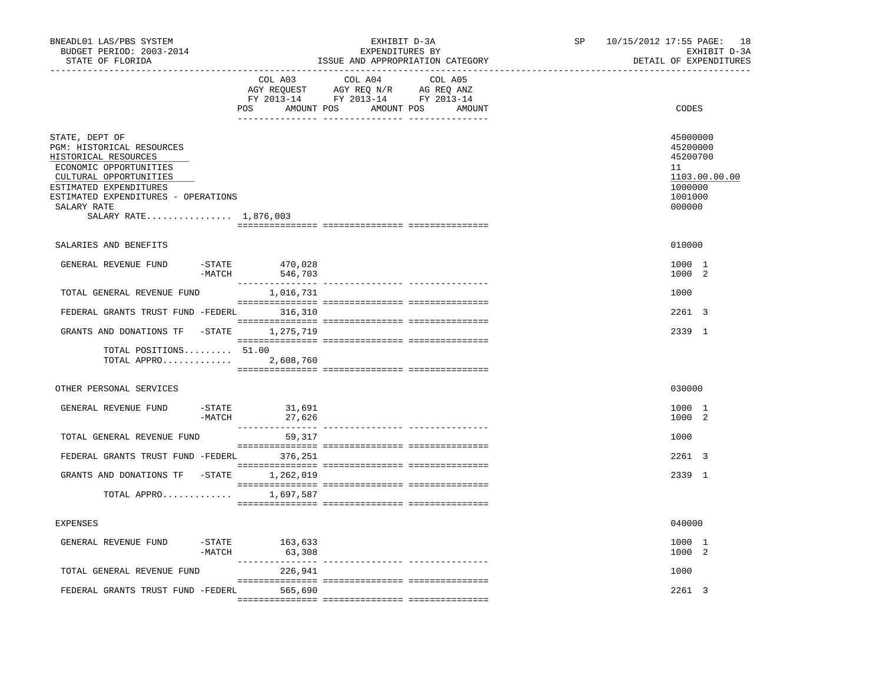BNEADL01 LAS/PBS SYSTEM
BUDGET PERIOD: 2003-2014
STATE OF FLORIDA

EXHIBIT D-3A
EXPENDITURES BY
ISSUE AND APPROPRIATION CATEGORY

SP 10/15/2012 17:55
EXHIBIT D-3A
DETAIL OF EXPENDITURES

| | COL A03 AGY REQUEST FY 2013-14 POS AMOUNT | COL A04 AGY REQ N/R FY 2013-14 POS AMOUNT | COL A05 AG REQ ANZ FY 2013-14 POS AMOUNT | CODES |
|---|---|---|---|---|
| STATE, DEPT OF | | | | 45000000 |
| PGM: HISTORICAL RESOURCES | | | | 45200000 |
| HISTORICAL RESOURCES | | | | 45200700 |
| ECONOMIC OPPORTUNITIES | | | | 11 |
| CULTURAL OPPORTUNITIES | | | | 1103.00.00.00 |
| ESTIMATED EXPENDITURES | | | | 1000000 |
| ESTIMATED EXPENDITURES - OPERATIONS | | | | 1001000 |
| SALARY RATE | | | | 000000 |
| SALARY RATE................ 1,876,003 | | | | |
| SALARIES AND BENEFITS | | | | 010000 |
| GENERAL REVENUE FUND -STATE | 470,028 | | | 1000 1 |
| -MATCH | 546,703 | | | 1000 2 |
| TOTAL GENERAL REVENUE FUND | 1,016,731 | | | 1000 |
| FEDERAL GRANTS TRUST FUND -FEDERL | 316,310 | | | 2261 3 |
| GRANTS AND DONATIONS TF -STATE | 1,275,719 | | | 2339 1 |
| TOTAL POSITIONS......... | 51.00 | | | |
| TOTAL APPRO............. | 2,608,760 | | | |
| OTHER PERSONAL SERVICES | | | | 030000 |
| GENERAL REVENUE FUND -STATE | 31,691 | | | 1000 1 |
| -MATCH | 27,626 | | | 1000 2 |
| TOTAL GENERAL REVENUE FUND | 59,317 | | | 1000 |
| FEDERAL GRANTS TRUST FUND -FEDERL | 376,251 | | | 2261 3 |
| GRANTS AND DONATIONS TF -STATE | 1,262,019 | | | 2339 1 |
| TOTAL APPRO............. | 1,697,587 | | | |
| EXPENSES | | | | 040000 |
| GENERAL REVENUE FUND -STATE | 163,633 | | | 1000 1 |
| -MATCH | 63,308 | | | 1000 2 |
| TOTAL GENERAL REVENUE FUND | 226,941 | | | 1000 |
| FEDERAL GRANTS TRUST FUND -FEDERL | 565,690 | | | 2261 3 |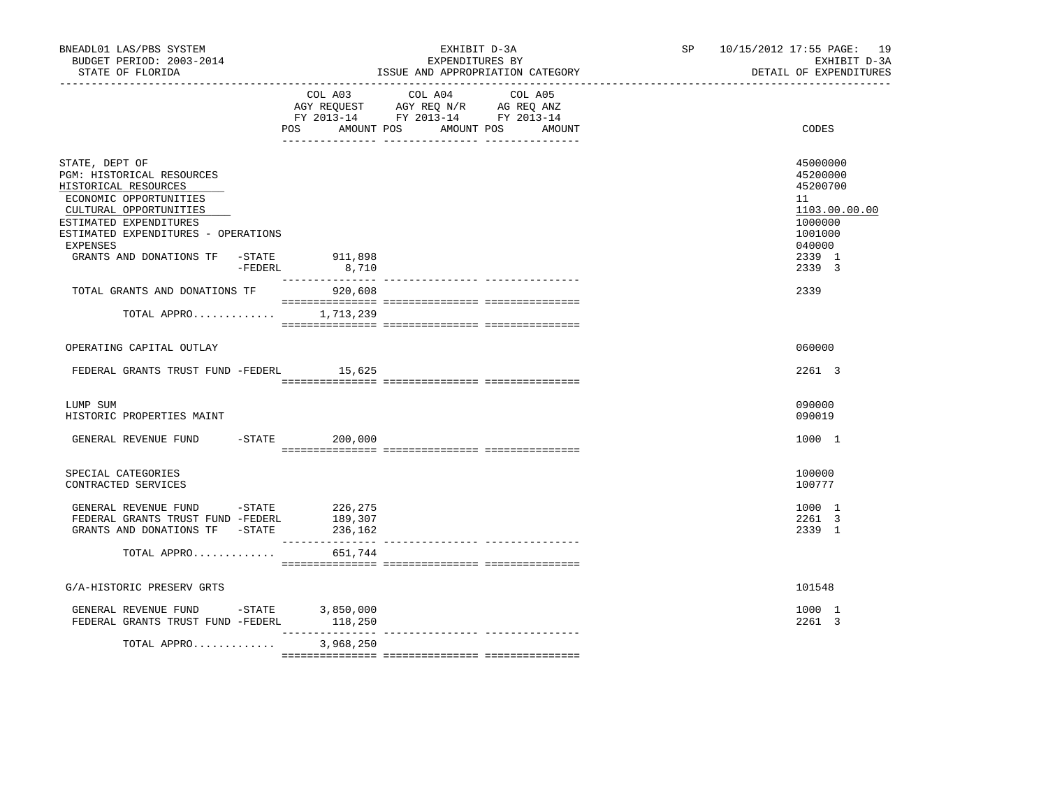BNEADL01 LAS/PBS SYSTEM — EXHIBIT D-3A — EXPENDITURES BY ISSUE AND APPROPRIATION CATEGORY — SP 10/15/2012 17:55

BUDGET PERIOD: 2003-2014 — STATE OF FLORIDA — EXHIBIT D-3A — DETAIL OF EXPENDITURES

| | COL A03 AGY REQUEST FY 2013-14 POS | AMOUNT | COL A04 AGY REQ N/R FY 2013-14 POS | AMOUNT | COL A05 AG REQ ANZ FY 2013-14 POS | AMOUNT | CODES |
|---|---|---|---|---|---|---|---|
| STATE, DEPT OF | | | | | | | 45000000 |
| PGM: HISTORICAL RESOURCES | | | | | | | 45200000 |
| HISTORICAL RESOURCES | | | | | | | 45200700 |
| ECONOMIC OPPORTUNITIES | | | | | | | 11 |
| CULTURAL OPPORTUNITIES | | | | | | | 1103.00.00.00 |
| ESTIMATED EXPENDITURES | | | | | | | 1000000 |
| ESTIMATED EXPENDITURES - OPERATIONS | | | | | | | 1001000 |
| EXPENSES | | | | | | | 040000 |
| GRANTS AND DONATIONS TF -STATE | | 911,898 | | | | | 2339 1 |
| -FEDERL | | 8,710 | | | | | 2339 3 |
| TOTAL GRANTS AND DONATIONS TF | | 920,608 | | | | | 2339 |
| TOTAL APPRO............. | | 1,713,239 | | | | | |
| OPERATING CAPITAL OUTLAY | | | | | | | 060000 |
| FEDERAL GRANTS TRUST FUND -FEDERL | | 15,625 | | | | | 2261 3 |
| LUMP SUM | | | | | | | 090000 |
| HISTORIC PROPERTIES MAINT | | | | | | | 090019 |
| GENERAL REVENUE FUND -STATE | | 200,000 | | | | | 1000 1 |
| SPECIAL CATEGORIES | | | | | | | 100000 |
| CONTRACTED SERVICES | | | | | | | 100777 |
| GENERAL REVENUE FUND -STATE | | 226,275 | | | | | 1000 1 |
| FEDERAL GRANTS TRUST FUND -FEDERL | | 189,307 | | | | | 2261 3 |
| GRANTS AND DONATIONS TF -STATE | | 236,162 | | | | | 2339 1 |
| TOTAL APPRO............. | | 651,744 | | | | | |
| G/A-HISTORIC PRESERV GRTS | | | | | | | 101548 |
| GENERAL REVENUE FUND -STATE | | 3,850,000 | | | | | 1000 1 |
| FEDERAL GRANTS TRUST FUND -FEDERL | | 118,250 | | | | | 2261 3 |
| TOTAL APPRO............. | | 3,968,250 | | | | | |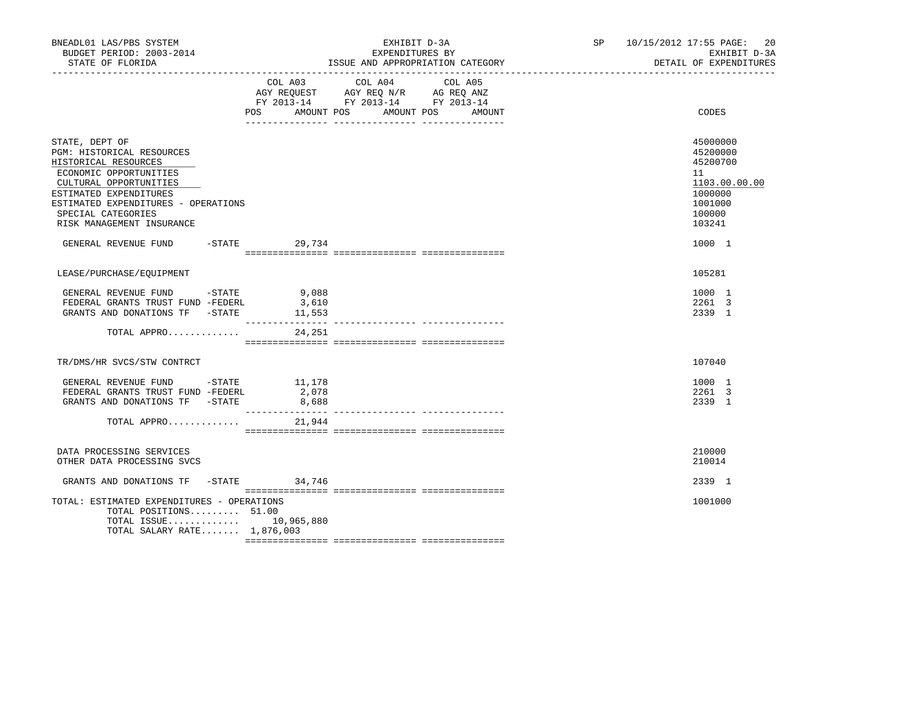BNEADL01 LAS/PBS SYSTEM
BUDGET PERIOD: 2003-2014
STATE OF FLORIDA

EXHIBIT D-3A
EXPENDITURES BY
ISSUE AND APPROPRIATION CATEGORY

SP 10/15/2012 17:55

EXHIBIT D-3A
DETAIL OF EXPENDITURES

| | COL A03 AGY REQUEST FY 2013-14 POS AMOUNT | COL A04 AGY REQ N/R FY 2013-14 POS AMOUNT | COL A05 AG REQ ANZ FY 2013-14 POS AMOUNT | CODES |
|---|---|---|---|---|
| STATE, DEPT OF | | | | 45000000 |
| PGM: HISTORICAL RESOURCES | | | | 45200000 |
| HISTORICAL RESOURCES | | | | 45200700 |
| ECONOMIC OPPORTUNITIES | | | | 11 |
| CULTURAL OPPORTUNITIES | | | | 1103.00.00.00 |
| ESTIMATED EXPENDITURES | | | | 1000000 |
| ESTIMATED EXPENDITURES - OPERATIONS | | | | 1001000 |
| SPECIAL CATEGORIES | | | | 100000 |
| RISK MANAGEMENT INSURANCE | | | | 103241 |
| GENERAL REVENUE FUND -STATE | 29,734 | | | 1000 1 |
| LEASE/PURCHASE/EQUIPMENT | | | | 105281 |
| GENERAL REVENUE FUND -STATE | 9,088 | | | 1000 1 |
| FEDERAL GRANTS TRUST FUND -FEDERL | 3,610 | | | 2261 3 |
| GRANTS AND DONATIONS TF -STATE | 11,553 | | | 2339 1 |
| TOTAL APPRO............. | 24,251 | | | |
| TR/DMS/HR SVCS/STW CONTRCT | | | | 107040 |
| GENERAL REVENUE FUND -STATE | 11,178 | | | 1000 1 |
| FEDERAL GRANTS TRUST FUND -FEDERL | 2,078 | | | 2261 3 |
| GRANTS AND DONATIONS TF -STATE | 8,688 | | | 2339 1 |
| TOTAL APPRO............. | 21,944 | | | |
| DATA PROCESSING SERVICES | | | | 210000 |
| OTHER DATA PROCESSING SVCS | | | | 210014 |
| GRANTS AND DONATIONS TF -STATE | 34,746 | | | 2339 1 |
| TOTAL: ESTIMATED EXPENDITURES - OPERATIONS | | | | 1001000 |
| TOTAL POSITIONS......... | 51.00 | | | |
| TOTAL ISSUE............. | 10,965,880 | | | |
| TOTAL SALARY RATE....... | 1,876,003 | | | |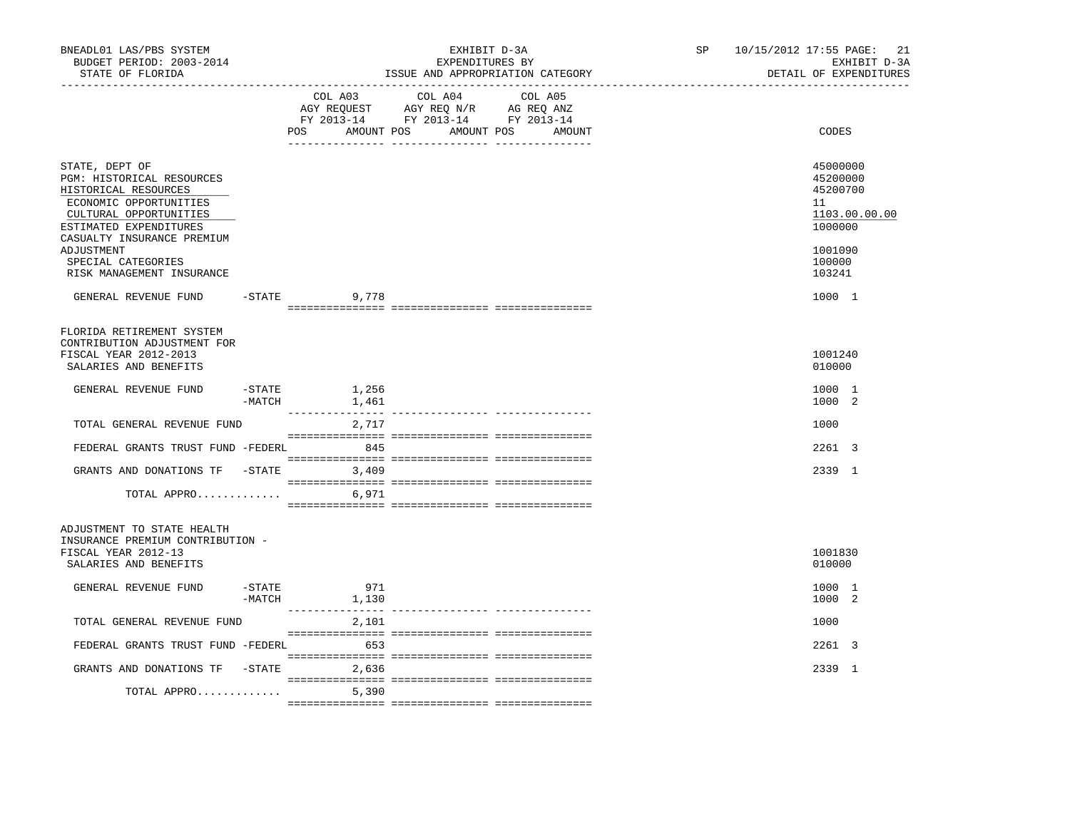BNEADL01 LAS/PBS SYSTEM
BUDGET PERIOD: 2003-2014
STATE OF FLORIDA

EXHIBIT D-3A
EXPENDITURES BY
ISSUE AND APPROPRIATION CATEGORY

SP 10/15/2012 17:55
EXHIBIT D-3A
DETAIL OF EXPENDITURES

| | COL A03 AGY REQUEST FY 2013-14 POS AMOUNT | COL A04 AGY REQ N/R FY 2013-14 POS AMOUNT | COL A05 AG REQ ANZ FY 2013-14 POS AMOUNT | CODES |
|---|---|---|---|---|
| STATE, DEPT OF | | | | 45000000 |
| PGM: HISTORICAL RESOURCES | | | | 45200000 |
| HISTORICAL RESOURCES | | | | 45200700 |
| ECONOMIC OPPORTUNITIES | | | | 11 |
| CULTURAL OPPORTUNITIES | | | | 1103.00.00.00 |
| ESTIMATED EXPENDITURES | | | | 1000000 |
| CASUALTY INSURANCE PREMIUM ADJUSTMENT | | | | 1001090 |
| SPECIAL CATEGORIES | | | | 100000 |
| RISK MANAGEMENT INSURANCE | | | | 103241 |
| GENERAL REVENUE FUND -STATE | 9,778 | | | 1000 1 |
| FLORIDA RETIREMENT SYSTEM CONTRIBUTION ADJUSTMENT FOR FISCAL YEAR 2012-2013 | | | | 1001240 |
| SALARIES AND BENEFITS | | | | 010000 |
| GENERAL REVENUE FUND -STATE | 1,256 | | | 1000 1 |
| -MATCH | 1,461 | | | 1000 2 |
| TOTAL GENERAL REVENUE FUND | 2,717 | | | 1000 |
| FEDERAL GRANTS TRUST FUND -FEDERL | 845 | | | 2261 3 |
| GRANTS AND DONATIONS TF -STATE | 3,409 | | | 2339 1 |
| TOTAL APPRO............. | 6,971 | | | |
| ADJUSTMENT TO STATE HEALTH INSURANCE PREMIUM CONTRIBUTION - FISCAL YEAR 2012-13 | | | | 1001830 |
| SALARIES AND BENEFITS | | | | 010000 |
| GENERAL REVENUE FUND -STATE | 971 | | | 1000 1 |
| -MATCH | 1,130 | | | 1000 2 |
| TOTAL GENERAL REVENUE FUND | 2,101 | | | 1000 |
| FEDERAL GRANTS TRUST FUND -FEDERL | 653 | | | 2261 3 |
| GRANTS AND DONATIONS TF -STATE | 2,636 | | | 2339 1 |
| TOTAL APPRO............. | 5,390 | | | |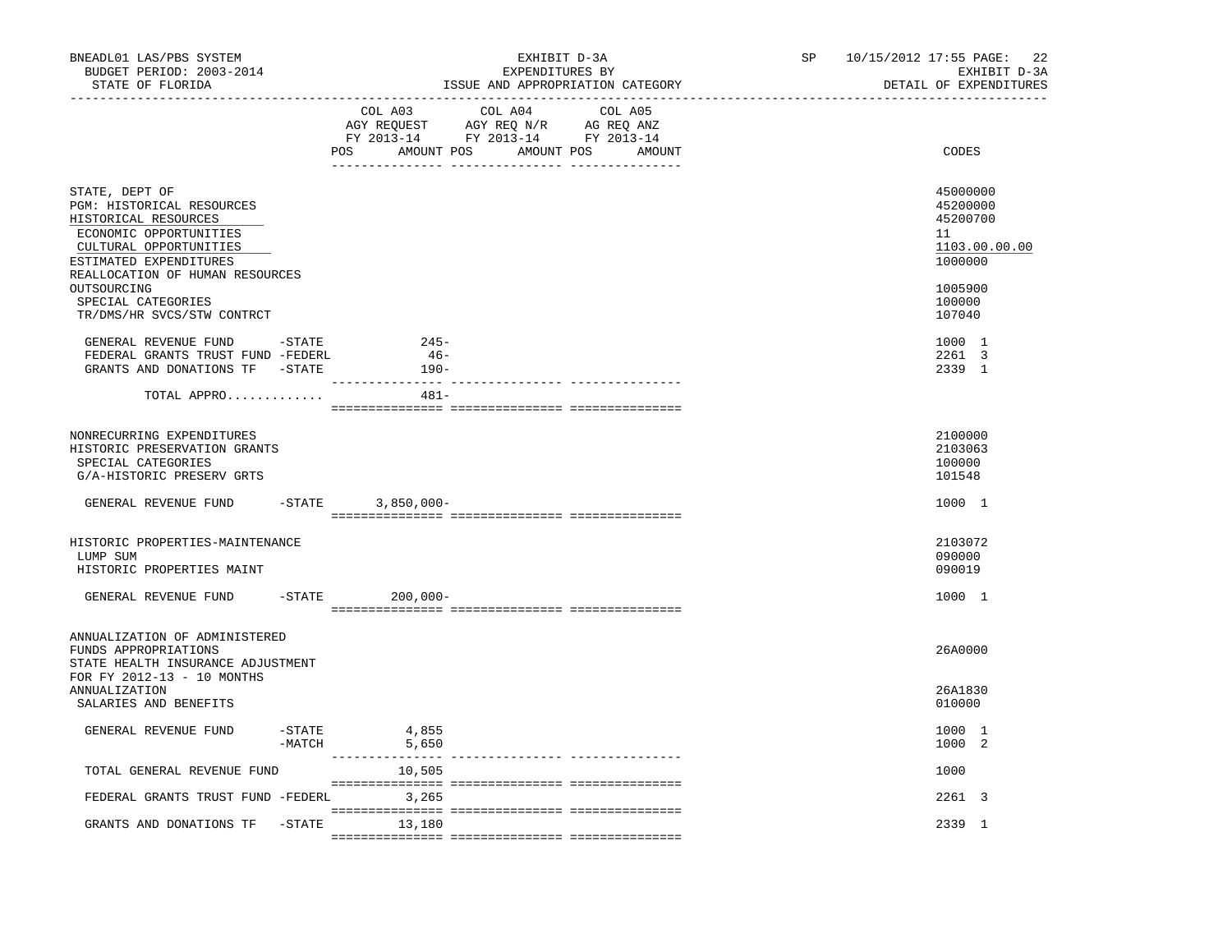BNEADL01 LAS/PBS SYSTEM — EXHIBIT D-3A — EXPENDITURES BY ISSUE AND APPROPRIATION CATEGORY — SP 10/15/2012 17:55 PAGE: 22

BUDGET PERIOD: 2003-2014 — EXHIBIT D-3A

STATE OF FLORIDA — DETAIL OF EXPENDITURES

| | COL A03 AGY REQUEST FY 2013-14 POS | AMOUNT | COL A04 AGY REQ N/R FY 2013-14 POS | AMOUNT | COL A05 AG REQ ANZ FY 2013-14 POS | AMOUNT | CODES |
|---|---|---|---|---|---|---|---|
| STATE, DEPT OF | | | | | | | 45000000 |
| PGM: HISTORICAL RESOURCES | | | | | | | 45200000 |
| HISTORICAL RESOURCES | | | | | | | 45200700 |
| ECONOMIC OPPORTUNITIES | | | | | | | 11 |
| CULTURAL OPPORTUNITIES | | | | | | | 1103.00.00.00 |
| ESTIMATED EXPENDITURES | | | | | | | 1000000 |
| REALLOCATION OF HUMAN RESOURCES OUTSOURCING | | | | | | | 1005900 |
| SPECIAL CATEGORIES | | | | | | | 100000 |
| TR/DMS/HR SVCS/STW CONTRCT | | | | | | | 107040 |
| GENERAL REVENUE FUND -STATE | | 245- | | | | | 1000 1 |
| FEDERAL GRANTS TRUST FUND -FEDERL | | 46- | | | | | 2261 3 |
| GRANTS AND DONATIONS TF -STATE | | 190- | | | | | 2339 1 |
| TOTAL APPRO............ | | 481- | | | | | |
| NONRECURRING EXPENDITURES | | | | | | | 2100000 |
| HISTORIC PRESERVATION GRANTS | | | | | | | 2103063 |
| SPECIAL CATEGORIES | | | | | | | 100000 |
| G/A-HISTORIC PRESERV GRTS | | | | | | | 101548 |
| GENERAL REVENUE FUND -STATE | | 3,850,000- | | | | | 1000 1 |
| HISTORIC PROPERTIES-MAINTENANCE | | | | | | | 2103072 |
| LUMP SUM | | | | | | | 090000 |
| HISTORIC PROPERTIES MAINT | | | | | | | 090019 |
| GENERAL REVENUE FUND -STATE | | 200,000- | | | | | 1000 1 |
| ANNUALIZATION OF ADMINISTERED FUNDS APPROPRIATIONS | | | | | | | 26A0000 |
| STATE HEALTH INSURANCE ADJUSTMENT FOR FY 2012-13 - 10 MONTHS ANNUALIZATION | | | | | | | 26A1830 |
| SALARIES AND BENEFITS | | | | | | | 010000 |
| GENERAL REVENUE FUND -STATE | | 4,855 | | | | | 1000 1 |
| -MATCH | | 5,650 | | | | | 1000 2 |
| TOTAL GENERAL REVENUE FUND | | 10,505 | | | | | 1000 |
| FEDERAL GRANTS TRUST FUND -FEDERL | | 3,265 | | | | | 2261 3 |
| GRANTS AND DONATIONS TF -STATE | | 13,180 | | | | | 2339 1 |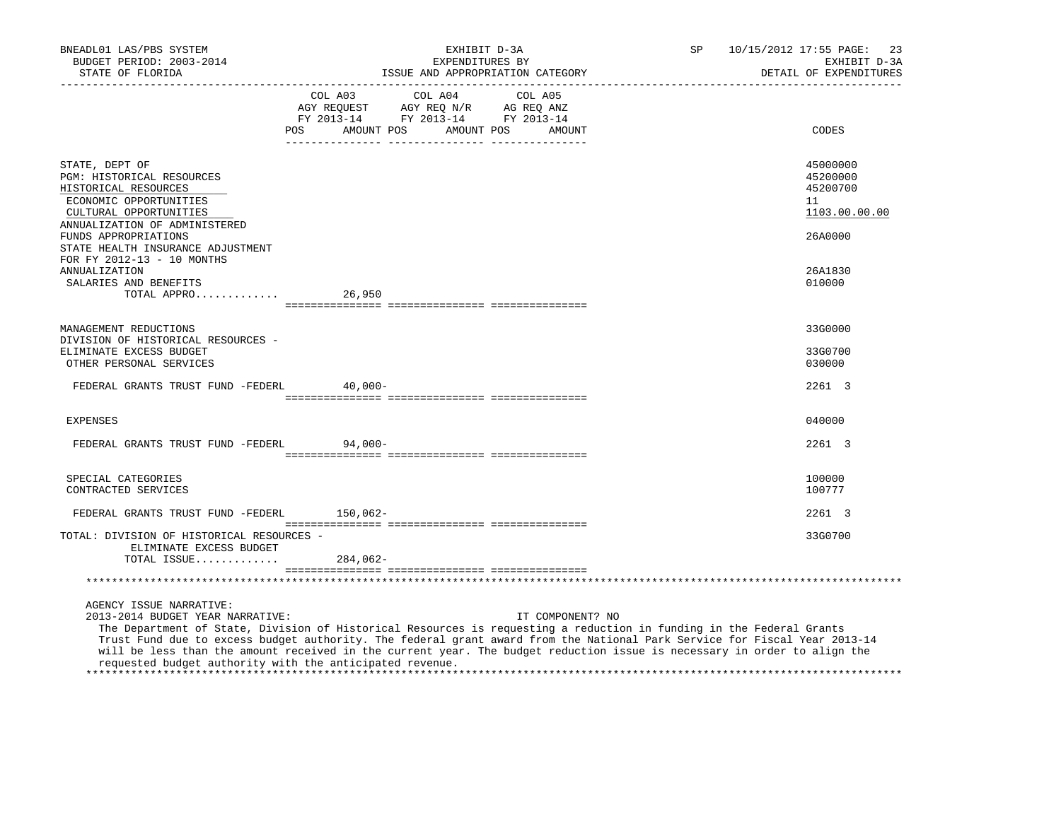BNEADL01 LAS/PBS SYSTEM
BUDGET PERIOD: 2003-2014
STATE OF FLORIDA

EXHIBIT D-3A
EXPENDITURES BY
ISSUE AND APPROPRIATION CATEGORY

SP 10/15/2012 17:55
EXHIBIT D-3A
DETAIL OF EXPENDITURES

| | COL A03 AGY REQUEST FY 2013-14 POS | AMOUNT | COL A04 AGY REQ N/R FY 2013-14 POS | AMOUNT | COL A05 AG REQ ANZ FY 2013-14 POS | AMOUNT | CODES |
|---|---|---|---|---|---|---|---|
| STATE, DEPT OF | | | | | | | 45000000 |
| PGM: HISTORICAL RESOURCES | | | | | | | 45200000 |
| HISTORICAL RESOURCES | | | | | | | 45200700 |
| ECONOMIC OPPORTUNITIES | | | | | | | 11 |
| CULTURAL OPPORTUNITIES | | | | | | | 1103.00.00.00 |
| ANNUALIZATION OF ADMINISTERED FUNDS APPROPRIATIONS | | | | | | | 26A0000 |
| STATE HEALTH INSURANCE ADJUSTMENT FOR FY 2012-13 - 10 MONTHS ANNUALIZATION | | | | | | | 26A1830 |
| SALARIES AND BENEFITS | | | | | | | 010000 |
| TOTAL APPRO............. | | 26,950 | | | | | |
| MANAGEMENT REDUCTIONS | | | | | | | 33G0000 |
| DIVISION OF HISTORICAL RESOURCES - ELIMINATE EXCESS BUDGET | | | | | | | 33G0700 |
| OTHER PERSONAL SERVICES | | | | | | | 030000 |
| FEDERAL GRANTS TRUST FUND -FEDERL | | 40,000- | | | | | 2261 3 |
| EXPENSES | | | | | | | 040000 |
| FEDERAL GRANTS TRUST FUND -FEDERL | | 94,000- | | | | | 2261 3 |
| SPECIAL CATEGORIES | | | | | | | 100000 |
| CONTRACTED SERVICES | | | | | | | 100777 |
| FEDERAL GRANTS TRUST FUND -FEDERL | | 150,062- | | | | | 2261 3 |
| TOTAL: DIVISION OF HISTORICAL RESOURCES - ELIMINATE EXCESS BUDGET | | | | | | | 33G0700 |
| TOTAL ISSUE............. | | 284,062- | | | | | |

AGENCY ISSUE NARRATIVE:
2013-2014 BUDGET YEAR NARRATIVE: IT COMPONENT? NO

The Department of State, Division of Historical Resources is requesting a reduction in funding in the Federal Grants Trust Fund due to excess budget authority. The federal grant award from the National Park Service for Fiscal Year 2013-14 will be less than the amount received in the current year. The budget reduction issue is necessary in order to align the requested budget authority with the anticipated revenue.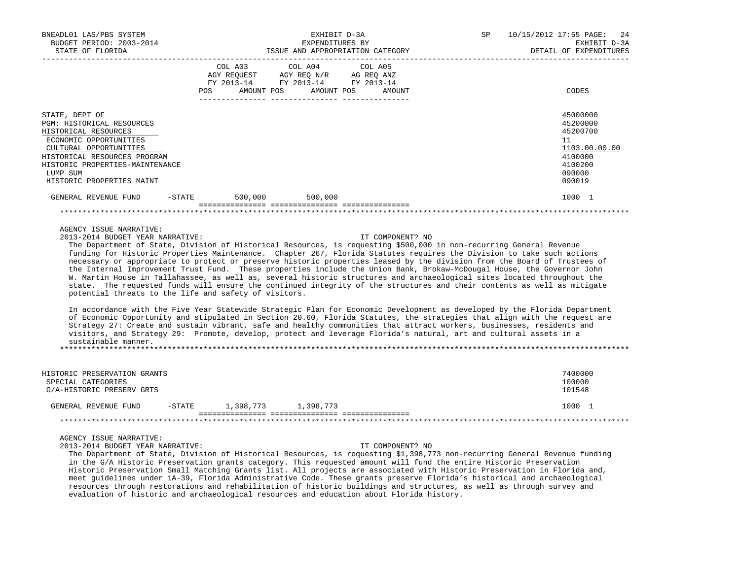| | COL A03 AGY REQUEST FY 2013-14 POS | AMOUNT | COL A04 AGY REQ N/R FY 2013-14 POS | AMOUNT | COL A05 AG REQ ANZ FY 2013-14 POS | AMOUNT | CODES |
|---|---|---|---|---|---|---|---|
| STATE, DEPT OF | | | | | | | 45000000 |
| PGM: HISTORICAL RESOURCES | | | | | | | 45200000 |
| HISTORICAL RESOURCES | | | | | | | 45200700 |
| ECONOMIC OPPORTUNITIES | | | | | | | 11 |
| CULTURAL OPPORTUNITIES | | | | | | | 1103.00.00.00 |
| HISTORICAL RESOURCES PROGRAM | | | | | | | 4100000 |
| HISTORIC PROPERTIES-MAINTENANCE | | | | | | | 4100200 |
| LUMP SUM | | | | | | | 090000 |
| HISTORIC PROPERTIES MAINT | | | | | | | 090019 |
| GENERAL REVENUE FUND -STATE | | 500,000 | | 500,000 | | | 1000 1 |

AGENCY ISSUE NARRATIVE:

2013-2014 BUDGET YEAR NARRATIVE: IT COMPONENT? NO

The Department of State, Division of Historical Resources, is requesting $500,000 in non-recurring General Revenue funding for Historic Properties Maintenance. Chapter 267, Florida Statutes requires the Division to take such actions necessary or appropriate to protect or preserve historic properties leased by the division from the Board of Trustees of the Internal Improvement Trust Fund. These properties include the Union Bank, Brokaw-McDougal House, the Governor John W. Martin House in Tallahassee, as well as, several historic structures and archaeological sites located throughout the state. The requested funds will ensure the continued integrity of the structures and their contents as well as mitigate potential threats to the life and safety of visitors.

In accordance with the Five Year Statewide Strategic Plan for Economic Development as developed by the Florida Department of Economic Opportunity and stipulated in Section 20.60, Florida Statutes, the strategies that align with the request are Strategy 27: Create and sustain vibrant, safe and healthy communities that attract workers, businesses, residents and visitors, and Strategy 29: Promote, develop, protect and leverage Florida's natural, art and cultural assets in a sustainable manner.

| | COL A03 POS | AMOUNT | COL A04 POS | AMOUNT | COL A05 POS | AMOUNT | CODES |
|---|---|---|---|---|---|---|---|
| HISTORIC PRESERVATION GRANTS | | | | | | | 7400000 |
| SPECIAL CATEGORIES | | | | | | | 100000 |
| G/A-HISTORIC PRESERV GRTS | | | | | | | 101548 |
| GENERAL REVENUE FUND -STATE | | 1,398,773 | | 1,398,773 | | | 1000 1 |

AGENCY ISSUE NARRATIVE:

2013-2014 BUDGET YEAR NARRATIVE: IT COMPONENT? NO

The Department of State, Division of Historical Resources, is requesting $1,398,773 non-recurring General Revenue funding in the G/A Historic Preservation grants category. This requested amount will fund the entire Historic Preservation Historic Preservation Small Matching Grants list. All projects are associated with Historic Preservation in Florida and, meet guidelines under 1A-39, Florida Administrative Code. These grants preserve Florida's historical and archaeological resources through restorations and rehabilitation of historic buildings and structures, as well as through survey and evaluation of historic and archaeological resources and education about Florida history.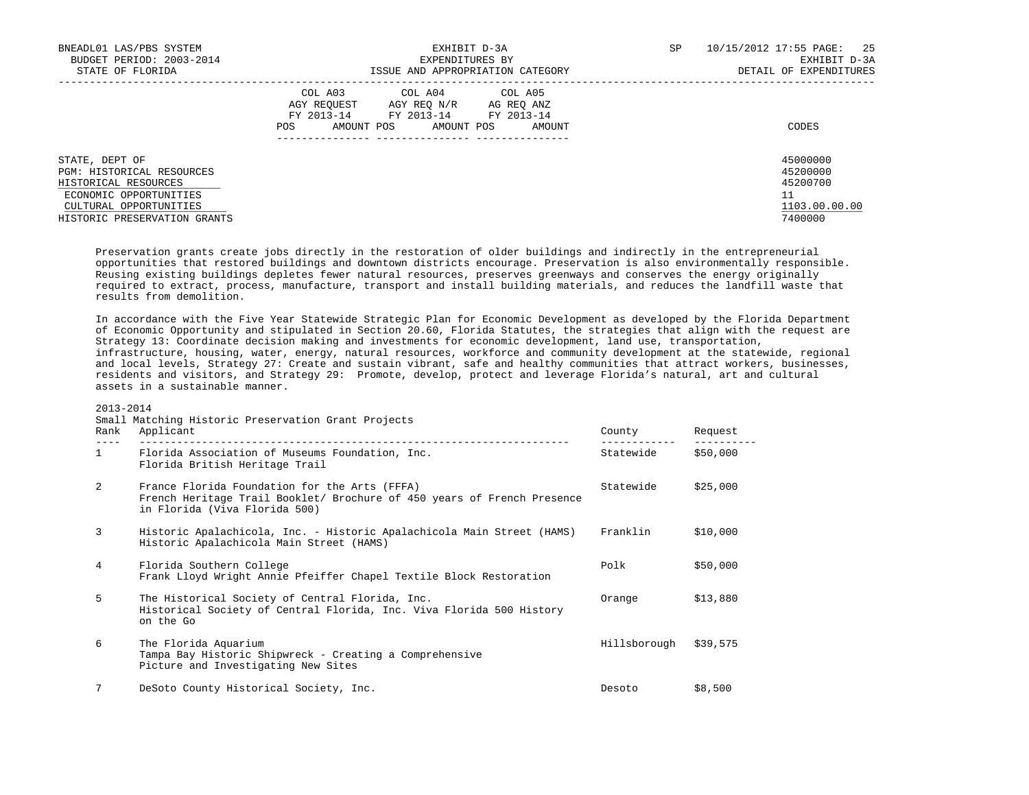| | COL A03 AGY REQUEST FY 2013-14 | | COL A04 AGY REQ N/R FY 2013-14 | | COL A05 AG REQ ANZ FY 2013-14 | | |
|---|---|---|---|---|---|---|---|
| | POS | AMOUNT | POS | AMOUNT | POS | AMOUNT | CODES |
| STATE, DEPT OF | | | | | | | 45000000 |
| PGM: HISTORICAL RESOURCES | | | | | | | 45200000 |
| HISTORICAL RESOURCES | | | | | | | 45200700 |
| ECONOMIC OPPORTUNITIES | | | | | | | 11 |
| CULTURAL OPPORTUNITIES | | | | | | | 1103.00.00.00 |
| HISTORIC PRESERVATION GRANTS | | | | | | | 7400000 |

Preservation grants create jobs directly in the restoration of older buildings and indirectly in the entrepreneurial opportunities that restored buildings and downtown districts encourage. Preservation is also environmentally responsible. Reusing existing buildings depletes fewer natural resources, preserves greenways and conserves the energy originally required to extract, process, manufacture, transport and install building materials, and reduces the landfill waste that results from demolition.

In accordance with the Five Year Statewide Strategic Plan for Economic Development as developed by the Florida Department of Economic Opportunity and stipulated in Section 20.60, Florida Statutes, the strategies that align with the request are Strategy 13: Coordinate decision making and investments for economic development, land use, transportation, infrastructure, housing, water, energy, natural resources, workforce and community development at the statewide, regional and local levels, Strategy 27: Create and sustain vibrant, safe and healthy communities that attract workers, businesses, residents and visitors, and Strategy 29: Promote, develop, protect and leverage Florida's natural, art and cultural assets in a sustainable manner.

2013-2014
Small Matching Historic Preservation Grant Projects

| Rank | Applicant | County | Request |
|---|---|---|---|
| 1 | Florida Association of Museums Foundation, Inc.<br>Florida British Heritage Trail | Statewide | $50,000 |
| 2 | France Florida Foundation for the Arts (FFFA)<br>French Heritage Trail Booklet/ Brochure of 450 years of French Presence in Florida (Viva Florida 500) | Statewide | $25,000 |
| 3 | Historic Apalachicola, Inc. - Historic Apalachicola Main Street (HAMS)<br>Historic Apalachicola Main Street (HAMS) | Franklin | $10,000 |
| 4 | Florida Southern College<br>Frank Lloyd Wright Annie Pfeiffer Chapel Textile Block Restoration | Polk | $50,000 |
| 5 | The Historical Society of Central Florida, Inc.<br>Historical Society of Central Florida, Inc. Viva Florida 500 History on the Go | Orange | $13,880 |
| 6 | The Florida Aquarium<br>Tampa Bay Historic Shipwreck - Creating a Comprehensive Picture and Investigating New Sites | Hillsborough | $39,575 |
| 7 | DeSoto County Historical Society, Inc. | Desoto | $8,500 |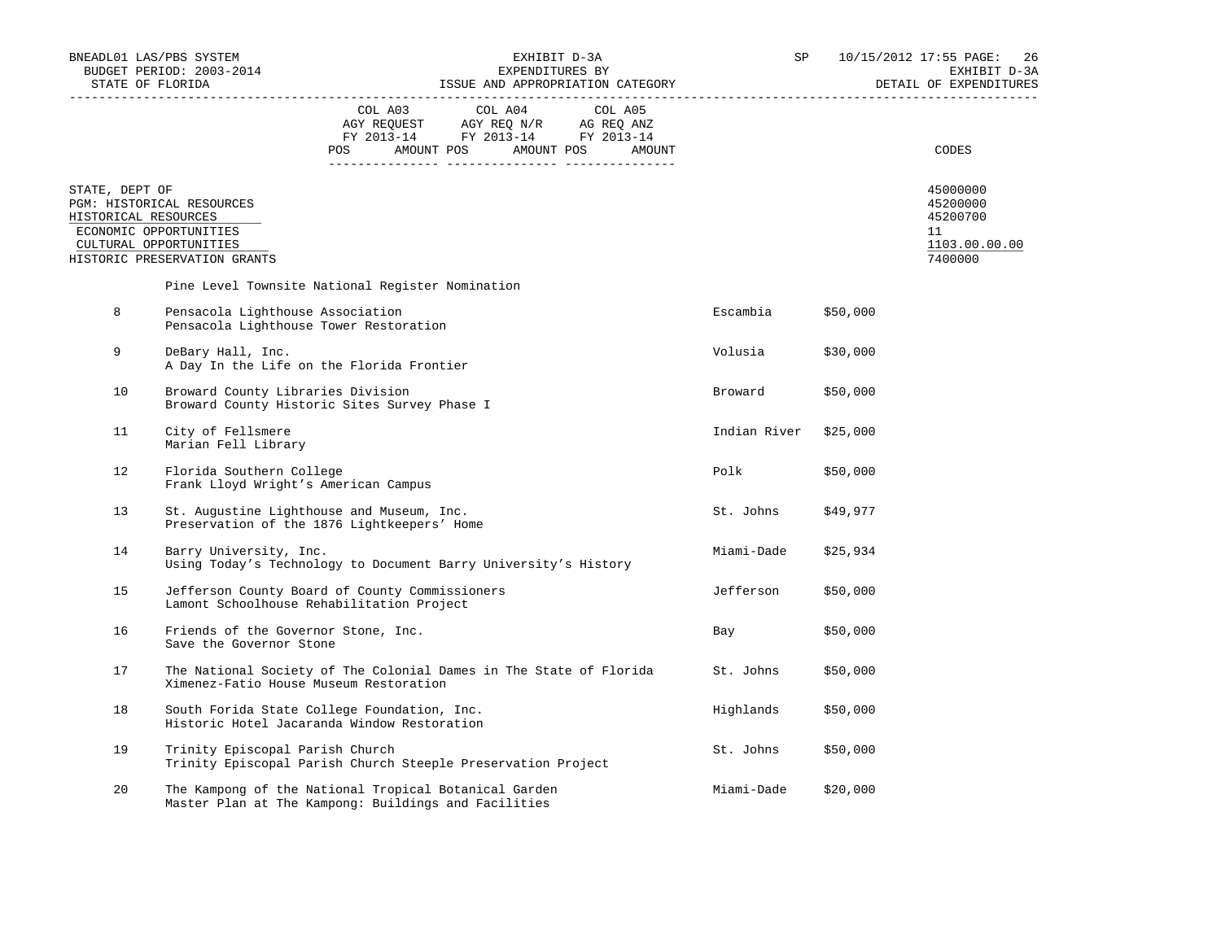STATE, DEPT OF — 45000000
PGM: HISTORICAL RESOURCES — 45200000
HISTORICAL RESOURCES — 45200700
ECONOMIC OPPORTUNITIES — 11
CULTURAL OPPORTUNITIES — 1103.00.00.00
HISTORIC PRESERVATION GRANTS — 7400000

| COL A03 AGY REQUEST FY 2013-14 | | COL A04 AGY REQ N/R FY 2013-14 | | COL A05 AG REQ ANZ FY 2013-14 | | CODES |
|---|---|---|---|---|---|---|
| POS | AMOUNT | POS | AMOUNT | POS | AMOUNT | |

Pine Level Townsite National Register Nomination

| No. | Organization / Project | County | Amount |
|---|---|---|---|
| 8 | Pensacola Lighthouse Association<br>Pensacola Lighthouse Tower Restoration | Escambia | $50,000 |
| 9 | DeBary Hall, Inc.<br>A Day In the Life on the Florida Frontier | Volusia | $30,000 |
| 10 | Broward County Libraries Division<br>Broward County Historic Sites Survey Phase I | Broward | $50,000 |
| 11 | City of Fellsmere<br>Marian Fell Library | Indian River | $25,000 |
| 12 | Florida Southern College<br>Frank Lloyd Wright's American Campus | Polk | $50,000 |
| 13 | St. Augustine Lighthouse and Museum, Inc.<br>Preservation of the 1876 Lightkeepers' Home | St. Johns | $49,977 |
| 14 | Barry University, Inc.<br>Using Today's Technology to Document Barry University's History | Miami-Dade | $25,934 |
| 15 | Jefferson County Board of County Commissioners<br>Lamont Schoolhouse Rehabilitation Project | Jefferson | $50,000 |
| 16 | Friends of the Governor Stone, Inc.<br>Save the Governor Stone | Bay | $50,000 |
| 17 | The National Society of The Colonial Dames in The State of Florida<br>Ximenez-Fatio House Museum Restoration | St. Johns | $50,000 |
| 18 | South Forida State College Foundation, Inc.<br>Historic Hotel Jacaranda Window Restoration | Highlands | $50,000 |
| 19 | Trinity Episcopal Parish Church<br>Trinity Episcopal Parish Church Steeple Preservation Project | St. Johns | $50,000 |
| 20 | The Kampong of the National Tropical Botanical Garden<br>Master Plan at The Kampong: Buildings and Facilities | Miami-Dade | $20,000 |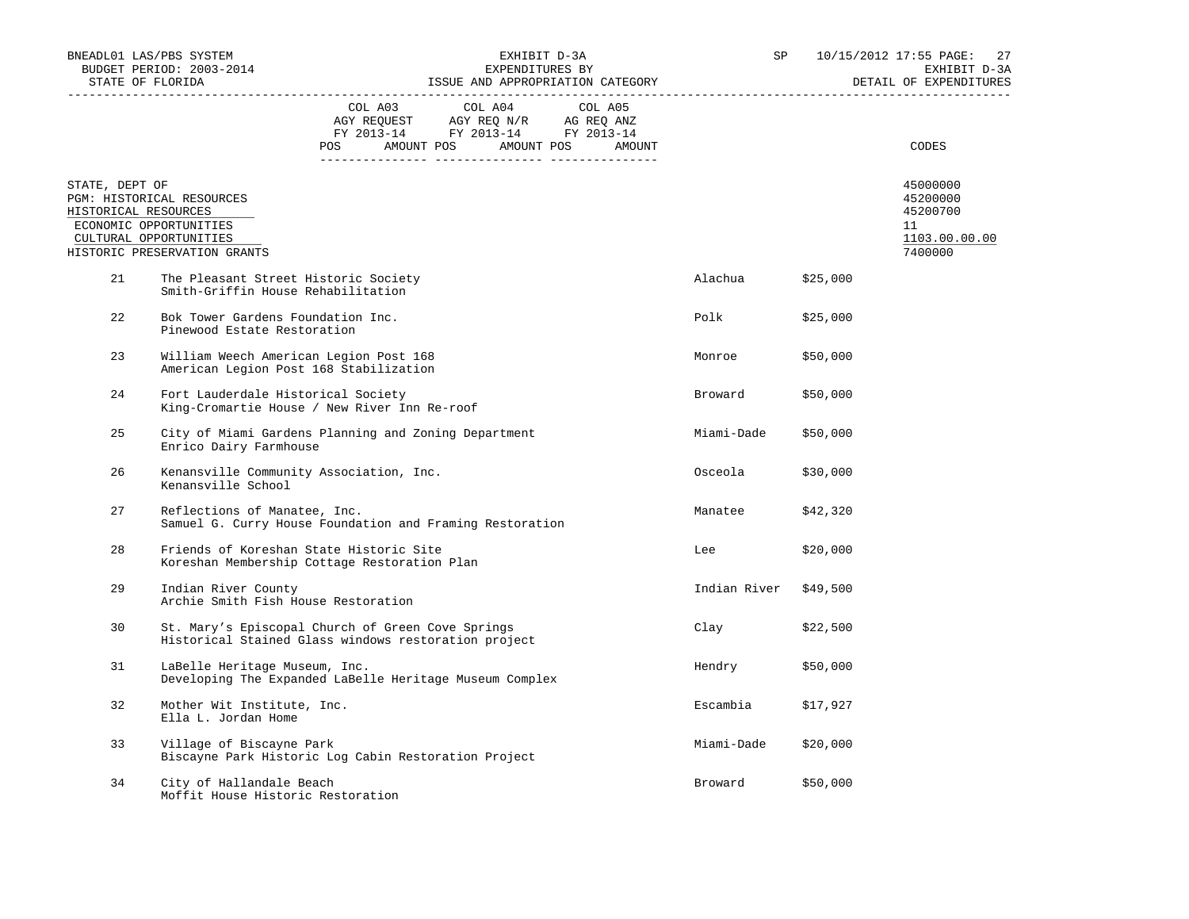EXHIBIT D-3A
EXPENDITURES BY
ISSUE AND APPROPRIATION CATEGORY

BNEADL01 LAS/PBS SYSTEM
BUDGET PERIOD: 2003-2014
STATE OF FLORIDA

SP 10/15/2012 17:55
EXHIBIT D-3A
DETAIL OF EXPENDITURES

| | COL A03 AGY REQUEST FY 2013-14 POS AMOUNT | COL A04 AGY REQ N/R FY 2013-14 POS AMOUNT | COL A05 AG REQ ANZ FY 2013-14 POS AMOUNT | CODES |
|---|---|---|---|---|

STATE, DEPT OF — 45000000
PGM: HISTORICAL RESOURCES — 45200000
HISTORICAL RESOURCES — 45200700
ECONOMIC OPPORTUNITIES — 11
CULTURAL OPPORTUNITIES — 1103.00.00.00
HISTORIC PRESERVATION GRANTS — 7400000

| No. | Organization / Project | County | Amount |
|---|---|---|---|
| 21 | The Pleasant Street Historic Society<br>Smith-Griffin House Rehabilitation | Alachua | $25,000 |
| 22 | Bok Tower Gardens Foundation Inc.<br>Pinewood Estate Restoration | Polk | $25,000 |
| 23 | William Weech American Legion Post 168<br>American Legion Post 168 Stabilization | Monroe | $50,000 |
| 24 | Fort Lauderdale Historical Society<br>King-Cromartie House / New River Inn Re-roof | Broward | $50,000 |
| 25 | City of Miami Gardens Planning and Zoning Department<br>Enrico Dairy Farmhouse | Miami-Dade | $50,000 |
| 26 | Kenansville Community Association, Inc.<br>Kenansville School | Osceola | $30,000 |
| 27 | Reflections of Manatee, Inc.<br>Samuel G. Curry House Foundation and Framing Restoration | Manatee | $42,320 |
| 28 | Friends of Koreshan State Historic Site<br>Koreshan Membership Cottage Restoration Plan | Lee | $20,000 |
| 29 | Indian River County<br>Archie Smith Fish House Restoration | Indian River | $49,500 |
| 30 | St. Mary's Episcopal Church of Green Cove Springs<br>Historical Stained Glass windows restoration project | Clay | $22,500 |
| 31 | LaBelle Heritage Museum, Inc.<br>Developing The Expanded LaBelle Heritage Museum Complex | Hendry | $50,000 |
| 32 | Mother Wit Institute, Inc.<br>Ella L. Jordan Home | Escambia | $17,927 |
| 33 | Village of Biscayne Park<br>Biscayne Park Historic Log Cabin Restoration Project | Miami-Dade | $20,000 |
| 34 | City of Hallandale Beach<br>Moffit House Historic Restoration | Broward | $50,000 |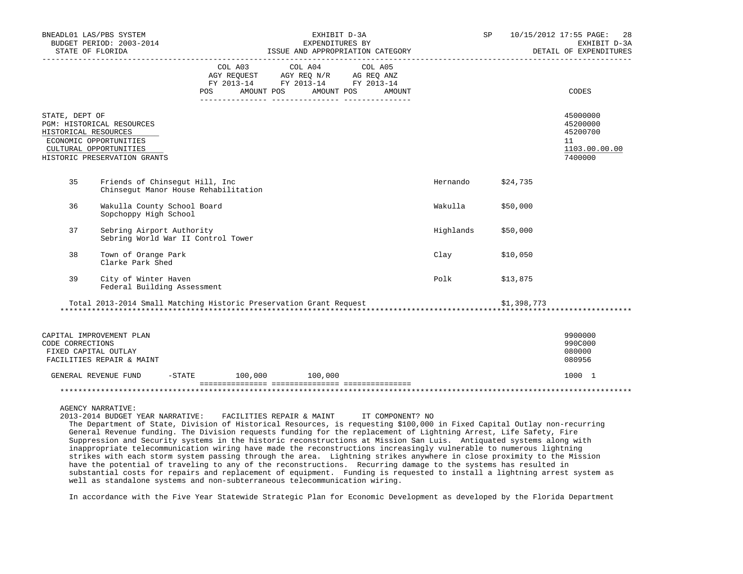EXHIBIT D-3A
EXPENDITURES BY
ISSUE AND APPROPRIATION CATEGORY

BNEADL01 LAS/PBS SYSTEM — BUDGET PERIOD: 2003-2014 — STATE OF FLORIDA — SP 10/15/2012 17:55 — EXHIBIT D-3A — DETAIL OF EXPENDITURES

| | COL A03 AGY REQUEST FY 2013-14 POS AMOUNT | COL A04 AGY REQ N/R FY 2013-14 POS AMOUNT | COL A05 AG REQ ANZ FY 2013-14 POS AMOUNT | CODES |
|---|---|---|---|---|
| STATE, DEPT OF | | | | 45000000 |
| PGM: HISTORICAL RESOURCES | | | | 45200000 |
| HISTORICAL RESOURCES | | | | 45200700 |
| ECONOMIC OPPORTUNITIES | | | | 11 |
| CULTURAL OPPORTUNITIES | | | | 1103.00.00.00 |
| HISTORIC PRESERVATION GRANTS | | | | 7400000 |

| No. | Organization / Project | County | Amount |
|---|---|---|---|
| 35 | Friends of Chinsegut Hill, Inc<br>Chinsegut Manor House Rehabilitation | Hernando | $24,735 |
| 36 | Wakulla County School Board<br>Sopchoppy High School | Wakulla | $50,000 |
| 37 | Sebring Airport Authority<br>Sebring World War II Control Tower | Highlands | $50,000 |
| 38 | Town of Orange Park<br>Clarke Park Shed | Clay | $10,050 |
| 39 | City of Winter Haven<br>Federal Building Assessment | Polk | $13,875 |
| | Total 2013-2014 Small Matching Historic Preservation Grant Request | | $1,398,773 |

******************************************************************************************************************

| | COL A03 | COL A04 | COL A05 | CODES |
|---|---|---|---|---|
| CAPITAL IMPROVEMENT PLAN | | | | 9900000 |
| CODE CORRECTIONS | | | | 990C000 |
| FIXED CAPITAL OUTLAY | | | | 080000 |
| FACILITIES REPAIR & MAINT | | | | 080956 |
| GENERAL REVENUE FUND -STATE | 100,000 | 100,000 | | 1000 1 |

******************************************************************************************************************

AGENCY NARRATIVE:
2013-2014 BUDGET YEAR NARRATIVE: FACILITIES REPAIR & MAINT IT COMPONENT? NO

The Department of State, Division of Historical Resources, is requesting $100,000 in Fixed Capital Outlay non-recurring General Revenue funding. The Division requests funding for the replacement of Lightning Arrest, Life Safety, Fire Suppression and Security systems in the historic reconstructions at Mission San Luis. Antiquated systems along with inappropriate telecommunication wiring have made the reconstructions increasingly vulnerable to numerous lightning strikes with each storm system passing through the area. Lightning strikes anywhere in close proximity to the Mission have the potential of traveling to any of the reconstructions. Recurring damage to the systems has resulted in substantial costs for repairs and replacement of equipment. Funding is requested to install a lightning arrest system as well as standalone systems and non-subterraneous telecommunication wiring.

In accordance with the Five Year Statewide Strategic Plan for Economic Development as developed by the Florida Department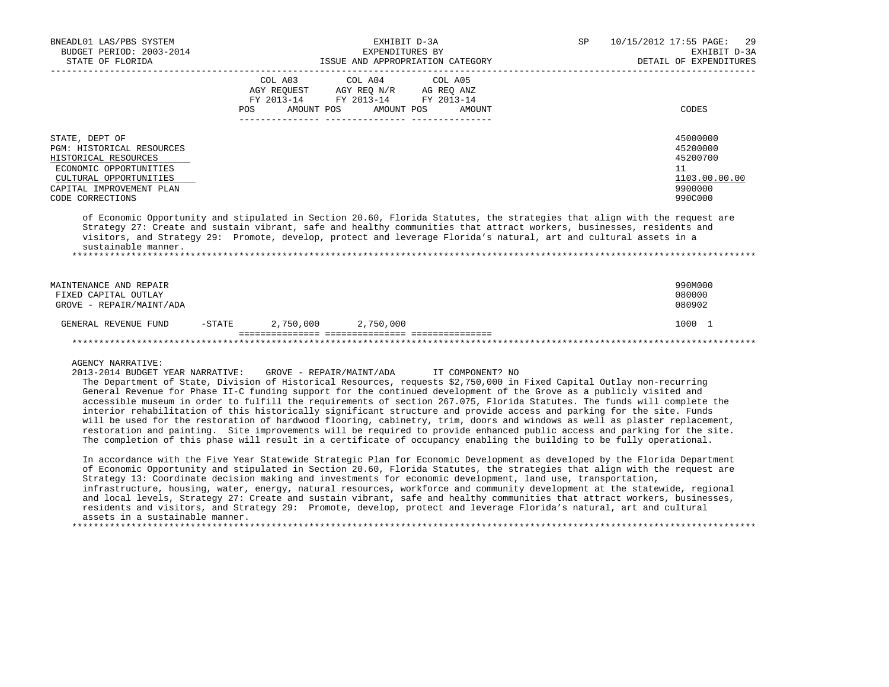| | COL A03 AGY REQUEST FY 2013-14 POS AMOUNT | COL A04 AGY REQ N/R FY 2013-14 POS AMOUNT | COL A05 AG REQ ANZ FY 2013-14 POS AMOUNT | CODES |
|---|---|---|---|---|
| STATE, DEPT OF | | | | 45000000 |
| PGM: HISTORICAL RESOURCES | | | | 45200000 |
| HISTORICAL RESOURCES | | | | 45200700 |
| ECONOMIC OPPORTUNITIES | | | | 11 |
| CULTURAL OPPORTUNITIES | | | | 1103.00.00.00 |
| CAPITAL IMPROVEMENT PLAN | | | | 9900000 |
| CODE CORRECTIONS | | | | 990C000 |

of Economic Opportunity and stipulated in Section 20.60, Florida Statutes, the strategies that align with the request are Strategy 27: Create and sustain vibrant, safe and healthy communities that attract workers, businesses, residents and visitors, and Strategy 29: Promote, develop, protect and leverage Florida's natural, art and cultural assets in a sustainable manner.

| | COL A03 | COL A04 | COL A05 | CODES |
|---|---|---|---|---|
| MAINTENANCE AND REPAIR | | | | 990M000 |
| FIXED CAPITAL OUTLAY | | | | 080000 |
| GROVE - REPAIR/MAINT/ADA | | | | 080902 |
| GENERAL REVENUE FUND -STATE | 2,750,000 | 2,750,000 | | 1000 1 |

AGENCY NARRATIVE:

2013-2014 BUDGET YEAR NARRATIVE: GROVE - REPAIR/MAINT/ADA IT COMPONENT? NO

The Department of State, Division of Historical Resources, requests $2,750,000 in Fixed Capital Outlay non-recurring General Revenue for Phase II-C funding support for the continued development of the Grove as a publicly visited and accessible museum in order to fulfill the requirements of section 267.075, Florida Statutes. The funds will complete the interior rehabilitation of this historically significant structure and provide access and parking for the site. Funds will be used for the restoration of hardwood flooring, cabinetry, trim, doors and windows as well as plaster replacement, restoration and painting. Site improvements will be required to provide enhanced public access and parking for the site. The completion of this phase will result in a certificate of occupancy enabling the building to be fully operational.

In accordance with the Five Year Statewide Strategic Plan for Economic Development as developed by the Florida Department of Economic Opportunity and stipulated in Section 20.60, Florida Statutes, the strategies that align with the request are Strategy 13: Coordinate decision making and investments for economic development, land use, transportation, infrastructure, housing, water, energy, natural resources, workforce and community development at the statewide, regional and local levels, Strategy 27: Create and sustain vibrant, safe and healthy communities that attract workers, businesses, residents and visitors, and Strategy 29: Promote, develop, protect and leverage Florida's natural, art and cultural assets in a sustainable manner.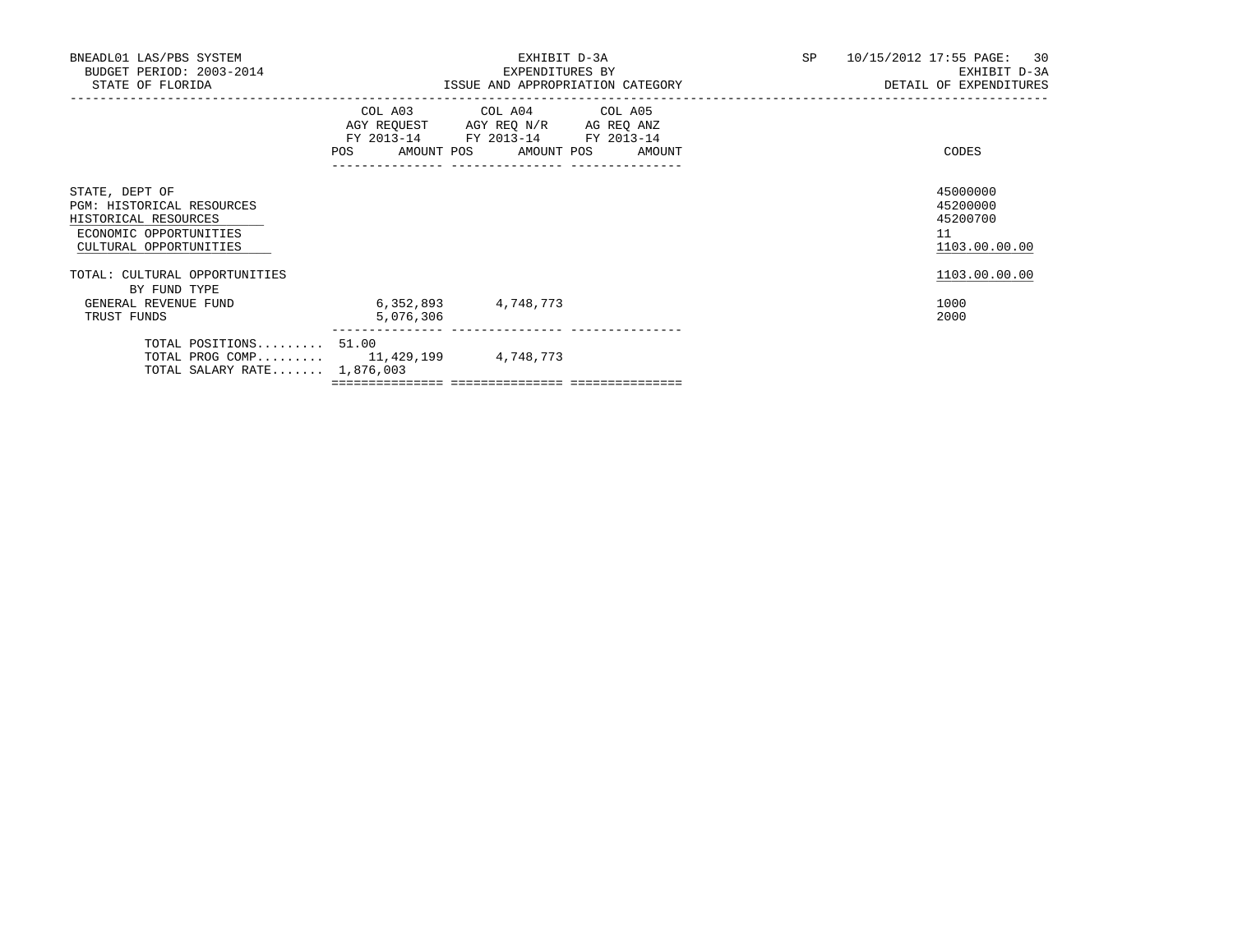BNEADL01 LAS/PBS SYSTEM
BUDGET PERIOD: 2003-2014
STATE OF FLORIDA

EXHIBIT D-3A
EXPENDITURES BY
ISSUE AND APPROPRIATION CATEGORY

SP 10/15/2012 17:55
EXHIBIT D-3A
DETAIL OF EXPENDITURES

| | COL A03 AGY REQUEST FY 2013-14 POS | AMOUNT | COL A04 AGY REQ N/R FY 2013-14 POS | AMOUNT | COL A05 AG REQ ANZ FY 2013-14 POS | AMOUNT | CODES |
|---|---|---|---|---|---|---|---|
| STATE, DEPT OF | | | | | | | 45000000 |
| PGM: HISTORICAL RESOURCES | | | | | | | 45200000 |
| HISTORICAL RESOURCES | | | | | | | 45200700 |
| ECONOMIC OPPORTUNITIES | | | | | | | 11 |
| CULTURAL OPPORTUNITIES | | | | | | | 1103.00.00.00 |
| TOTAL: CULTURAL OPPORTUNITIES | | | | | | | 1103.00.00.00 |
| BY FUND TYPE | | | | | | | |
| GENERAL REVENUE FUND | | 6,352,893 | | 4,748,773 | | | 1000 |
| TRUST FUNDS | | 5,076,306 | | | | | 2000 |
| TOTAL POSITIONS......... | 51.00 | | | | | | |
| TOTAL PROG COMP......... | | 11,429,199 | | 4,748,773 | | | |
| TOTAL SALARY RATE....... | | 1,876,003 | | | | | |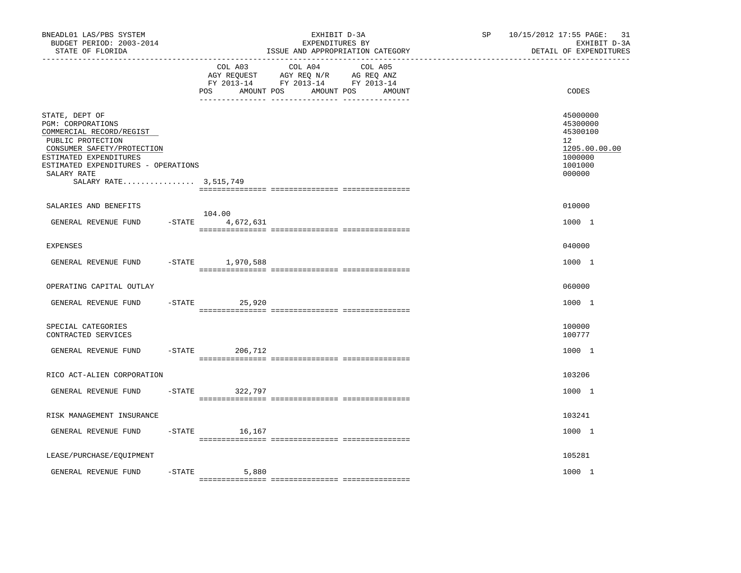BNEADL01 LAS/PBS SYSTEM | EXHIBIT D-3A | SP 10/15/2012 17:55

BUDGET PERIOD: 2003-2014 | EXPENDITURES BY | EXHIBIT D-3A

STATE OF FLORIDA | ISSUE AND APPROPRIATION CATEGORY | DETAIL OF EXPENDITURES

| | COL A03 AGY REQUEST FY 2013-14 POS | AMOUNT | COL A04 AGY REQ N/R FY 2013-14 POS | AMOUNT | COL A05 AG REQ ANZ FY 2013-14 POS | AMOUNT | CODES |
|---|---|---|---|---|---|---|---|
| STATE, DEPT OF | | | | | | | 45000000 |
| PGM: CORPORATIONS | | | | | | | 45300000 |
| COMMERCIAL RECORD/REGIST | | | | | | | 45300100 |
| PUBLIC PROTECTION | | | | | | | 12 |
| CONSUMER SAFETY/PROTECTION | | | | | | | 1205.00.00.00 |
| ESTIMATED EXPENDITURES | | | | | | | 1000000 |
| ESTIMATED EXPENDITURES - OPERATIONS | | | | | | | 1001000 |
| SALARY RATE | | | | | | | 000000 |
| SALARY RATE................ 3,515,749 | | | | | | | |
| SALARIES AND BENEFITS | | | | | | | 010000 |
| GENERAL REVENUE FUND -STATE | 104.00 | 4,672,631 | | | | | 1000 1 |
| EXPENSES | | | | | | | 040000 |
| GENERAL REVENUE FUND -STATE | | 1,970,588 | | | | | 1000 1 |
| OPERATING CAPITAL OUTLAY | | | | | | | 060000 |
| GENERAL REVENUE FUND -STATE | | 25,920 | | | | | 1000 1 |
| SPECIAL CATEGORIES | | | | | | | 100000 |
| CONTRACTED SERVICES | | | | | | | 100777 |
| GENERAL REVENUE FUND -STATE | | 206,712 | | | | | 1000 1 |
| RICO ACT-ALIEN CORPORATION | | | | | | | 103206 |
| GENERAL REVENUE FUND -STATE | | 322,797 | | | | | 1000 1 |
| RISK MANAGEMENT INSURANCE | | | | | | | 103241 |
| GENERAL REVENUE FUND -STATE | | 16,167 | | | | | 1000 1 |
| LEASE/PURCHASE/EQUIPMENT | | | | | | | 105281 |
| GENERAL REVENUE FUND -STATE | | 5,880 | | | | | 1000 1 |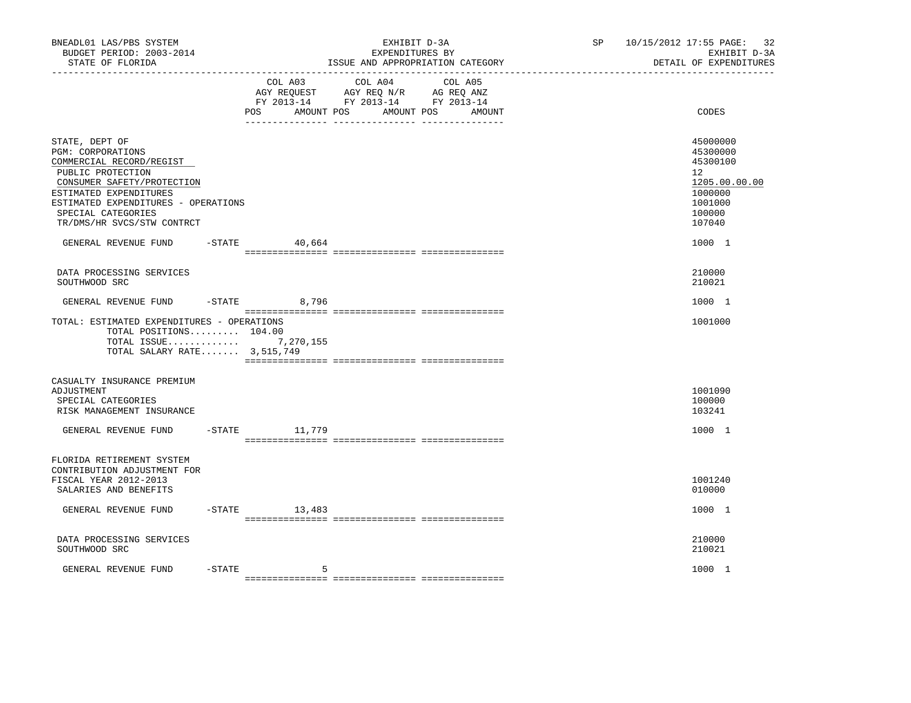BNEADL01 LAS/PBS SYSTEM
BUDGET PERIOD: 2003-2014
STATE OF FLORIDA

EXHIBIT D-3A
EXPENDITURES BY
ISSUE AND APPROPRIATION CATEGORY

SP 10/15/2012 17:55 PAGE: 32
EXHIBIT D-3A
DETAIL OF EXPENDITURES

| | COL A03 AGY REQUEST FY 2013-14 POS AMOUNT | COL A04 AGY REQ N/R FY 2013-14 POS AMOUNT | COL A05 AG REQ ANZ FY 2013-14 POS AMOUNT | CODES |
|---|---|---|---|---|
| STATE, DEPT OF | | | | 45000000 |
| PGM: CORPORATIONS | | | | 45300000 |
| COMMERCIAL RECORD/REGIST | | | | 45300100 |
| PUBLIC PROTECTION | | | | 12 |
| CONSUMER SAFETY/PROTECTION | | | | 1205.00.00.00 |
| ESTIMATED EXPENDITURES | | | | 1000000 |
| ESTIMATED EXPENDITURES - OPERATIONS | | | | 1001000 |
| SPECIAL CATEGORIES | | | | 100000 |
| TR/DMS/HR SVCS/STW CONTRCT | | | | 107040 |
| GENERAL REVENUE FUND -STATE | 40,664 | | | 1000 1 |
| DATA PROCESSING SERVICES | | | | 210000 |
| SOUTHWOOD SRC | | | | 210021 |
| GENERAL REVENUE FUND -STATE | 8,796 | | | 1000 1 |
| TOTAL: ESTIMATED EXPENDITURES - OPERATIONS | | | | 1001000 |
| TOTAL POSITIONS......... 104.00 | | | | |
| TOTAL ISSUE............. | 7,270,155 | | | |
| TOTAL SALARY RATE....... 3,515,749 | | | | |
| CASUALTY INSURANCE PREMIUM ADJUSTMENT | | | | 1001090 |
| SPECIAL CATEGORIES | | | | 100000 |
| RISK MANAGEMENT INSURANCE | | | | 103241 |
| GENERAL REVENUE FUND -STATE | 11,779 | | | 1000 1 |
| FLORIDA RETIREMENT SYSTEM CONTRIBUTION ADJUSTMENT FOR FISCAL YEAR 2012-2013 | | | | 1001240 |
| SALARIES AND BENEFITS | | | | 010000 |
| GENERAL REVENUE FUND -STATE | 13,483 | | | 1000 1 |
| DATA PROCESSING SERVICES | | | | 210000 |
| SOUTHWOOD SRC | | | | 210021 |
| GENERAL REVENUE FUND -STATE | 5 | | | 1000 1 |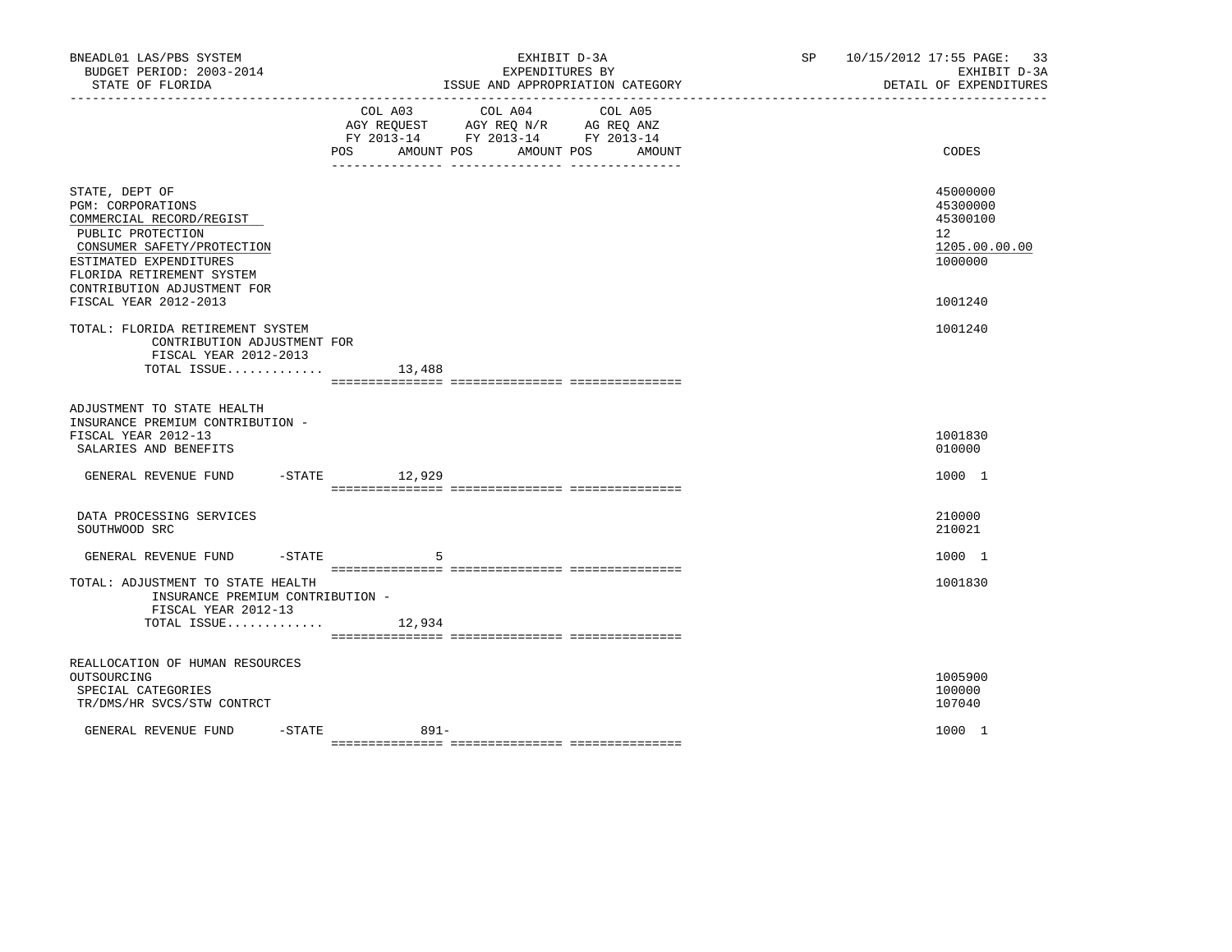BNEADL01 LAS/PBS SYSTEM
BUDGET PERIOD: 2003-2014
STATE OF FLORIDA

EXHIBIT D-3A
EXPENDITURES BY
ISSUE AND APPROPRIATION CATEGORY

SP 10/15/2012 17:55
EXHIBIT D-3A
DETAIL OF EXPENDITURES

| | COL A03 AGY REQUEST FY 2013-14 POS AMOUNT | COL A04 AGY REQ N/R FY 2013-14 POS AMOUNT | COL A05 AG REQ ANZ FY 2013-14 POS AMOUNT | CODES |
|---|---|---|---|---|
| STATE, DEPT OF | | | | 45000000 |
| PGM: CORPORATIONS | | | | 45300000 |
| COMMERCIAL RECORD/REGIST | | | | 45300100 |
| PUBLIC PROTECTION | | | | 12 |
| CONSUMER SAFETY/PROTECTION | | | | 1205.00.00.00 |
| ESTIMATED EXPENDITURES | | | | 1000000 |
| FLORIDA RETIREMENT SYSTEM CONTRIBUTION ADJUSTMENT FOR FISCAL YEAR 2012-2013 | | | | 1001240 |
| TOTAL: FLORIDA RETIREMENT SYSTEM CONTRIBUTION ADJUSTMENT FOR FISCAL YEAR 2012-2013 | | | | 1001240 |
| TOTAL ISSUE............. | 13,488 | | | |
| ADJUSTMENT TO STATE HEALTH INSURANCE PREMIUM CONTRIBUTION - FISCAL YEAR 2012-13 | | | | 1001830 |
| SALARIES AND BENEFITS | | | | 010000 |
| GENERAL REVENUE FUND -STATE | 12,929 | | | 1000 1 |
| DATA PROCESSING SERVICES | | | | 210000 |
| SOUTHWOOD SRC | | | | 210021 |
| GENERAL REVENUE FUND -STATE | 5 | | | 1000 1 |
| TOTAL: ADJUSTMENT TO STATE HEALTH INSURANCE PREMIUM CONTRIBUTION - FISCAL YEAR 2012-13 | | | | 1001830 |
| TOTAL ISSUE............. | 12,934 | | | |
| REALLOCATION OF HUMAN RESOURCES OUTSOURCING | | | | 1005900 |
| SPECIAL CATEGORIES | | | | 100000 |
| TR/DMS/HR SVCS/STW CONTRCT | | | | 107040 |
| GENERAL REVENUE FUND -STATE | 891- | | | 1000 1 |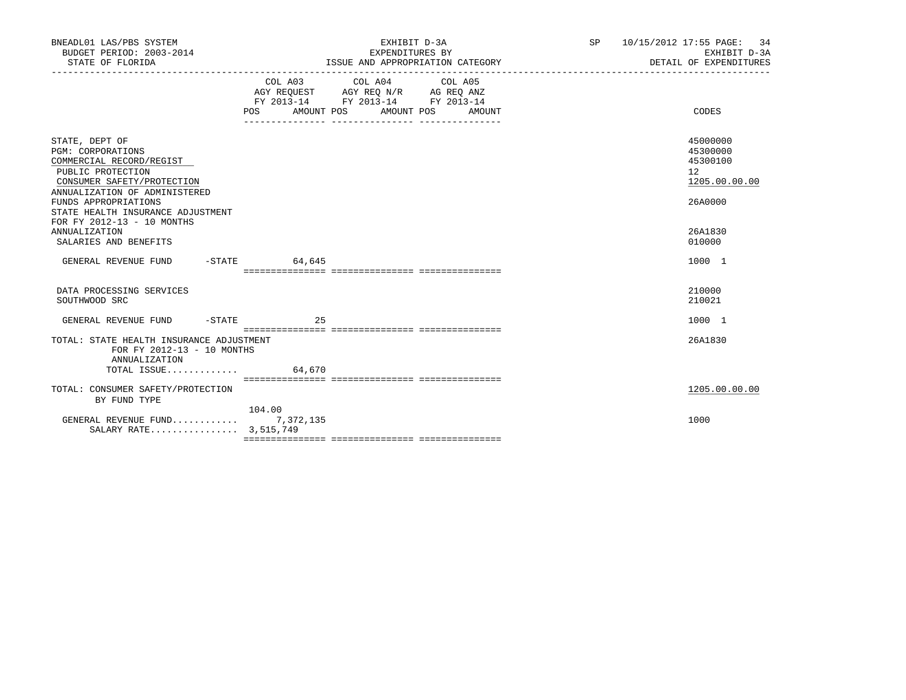BNEADL01 LAS/PBS SYSTEM | EXHIBIT D-3A | SP 10/15/2012 17:55

BUDGET PERIOD: 2003-2014 | EXPENDITURES BY | EXHIBIT D-3A

STATE OF FLORIDA | ISSUE AND APPROPRIATION CATEGORY | DETAIL OF EXPENDITURES

| | COL A03 AGY REQUEST FY 2013-14 POS | AMOUNT | COL A04 AGY REQ N/R FY 2013-14 POS | AMOUNT | COL A05 AG REQ ANZ FY 2013-14 POS | AMOUNT | CODES |
|---|---|---|---|---|---|---|---|
| STATE, DEPT OF | | | | | | | 45000000 |
| PGM: CORPORATIONS | | | | | | | 45300000 |
| COMMERCIAL RECORD/REGIST | | | | | | | 45300100 |
| PUBLIC PROTECTION | | | | | | | 12 |
| CONSUMER SAFETY/PROTECTION | | | | | | | 1205.00.00.00 |
| ANNUALIZATION OF ADMINISTERED FUNDS APPROPRIATIONS | | | | | | | 26A0000 |
| STATE HEALTH INSURANCE ADJUSTMENT FOR FY 2012-13 - 10 MONTHS ANNUALIZATION | | | | | | | 26A1830 |
| SALARIES AND BENEFITS | | | | | | | 010000 |
| GENERAL REVENUE FUND -STATE | | 64,645 | | | | | 1000 1 |
| DATA PROCESSING SERVICES | | | | | | | 210000 |
| SOUTHWOOD SRC | | | | | | | 210021 |
| GENERAL REVENUE FUND -STATE | | 25 | | | | | 1000 1 |
| TOTAL: STATE HEALTH INSURANCE ADJUSTMENT FOR FY 2012-13 - 10 MONTHS ANNUALIZATION | | | | | | | 26A1830 |
| TOTAL ISSUE............. | | 64,670 | | | | | |
| TOTAL: CONSUMER SAFETY/PROTECTION BY FUND TYPE | | | | | | | 1205.00.00.00 |
| GENERAL REVENUE FUND............ | 104.00 | 7,372,135 | | | | | 1000 |
| SALARY RATE................ | | 3,515,749 | | | | | |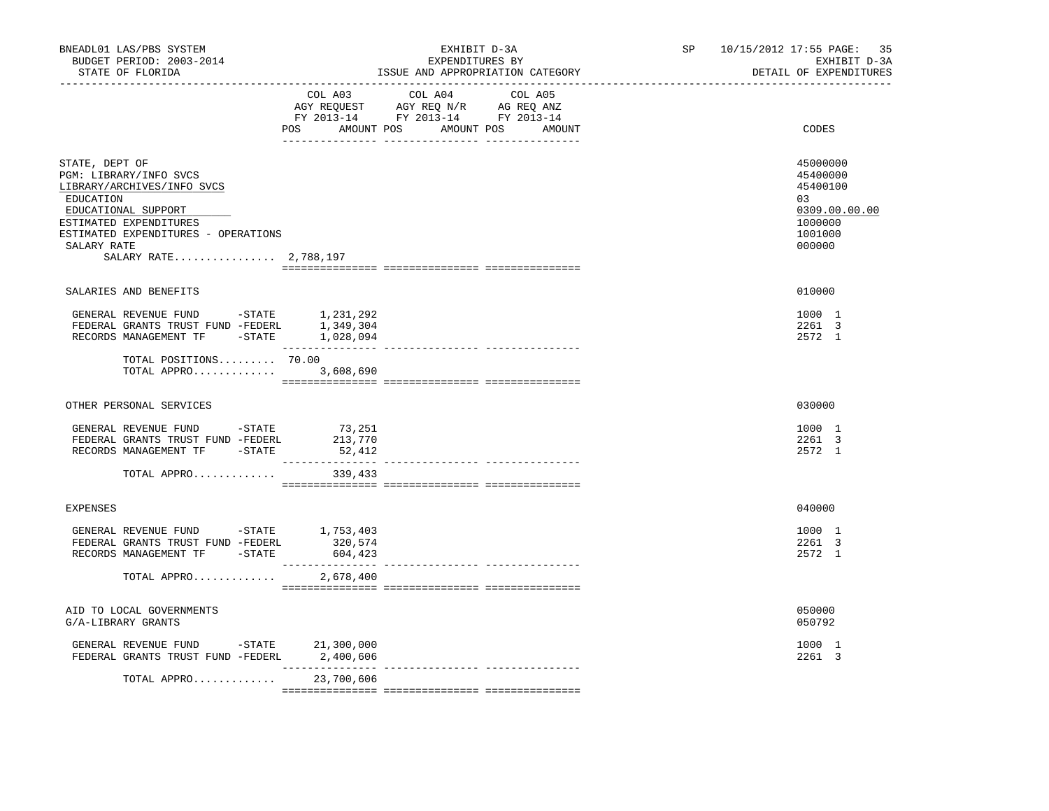BNEADL01 LAS/PBS SYSTEM — EXHIBIT D-3A — SP 10/15/2012 17:55

BUDGET PERIOD: 2003-2014 — EXPENDITURES BY — EXHIBIT D-3A

STATE OF FLORIDA — ISSUE AND APPROPRIATION CATEGORY — DETAIL OF EXPENDITURES

| | COL A03 AGY REQUEST FY 2013-14 POS AMOUNT | COL A04 AGY REQ N/R FY 2013-14 POS AMOUNT | COL A05 AG REQ ANZ FY 2013-14 POS AMOUNT | CODES |
|---|---|---|---|---|
| STATE, DEPT OF | | | | 45000000 |
| PGM: LIBRARY/INFO SVCS | | | | 45400000 |
| LIBRARY/ARCHIVES/INFO SVCS | | | | 45400100 |
| EDUCATION | | | | 03 |
| EDUCATIONAL SUPPORT | | | | 0309.00.00.00 |
| ESTIMATED EXPENDITURES | | | | 1000000 |
| ESTIMATED EXPENDITURES - OPERATIONS | | | | 1001000 |
| SALARY RATE | | | | 000000 |
| SALARY RATE................ 2,788,197 | | | | |
| SALARIES AND BENEFITS | | | | 010000 |
| GENERAL REVENUE FUND -STATE | 1,231,292 | | | 1000 1 |
| FEDERAL GRANTS TRUST FUND -FEDERL | 1,349,304 | | | 2261 3 |
| RECORDS MANAGEMENT TF -STATE | 1,028,094 | | | 2572 1 |
| TOTAL POSITIONS......... 70.00 | | | | |
| TOTAL APPRO............. | 3,608,690 | | | |
| OTHER PERSONAL SERVICES | | | | 030000 |
| GENERAL REVENUE FUND -STATE | 73,251 | | | 1000 1 |
| FEDERAL GRANTS TRUST FUND -FEDERL | 213,770 | | | 2261 3 |
| RECORDS MANAGEMENT TF -STATE | 52,412 | | | 2572 1 |
| TOTAL APPRO............. | 339,433 | | | |
| EXPENSES | | | | 040000 |
| GENERAL REVENUE FUND -STATE | 1,753,403 | | | 1000 1 |
| FEDERAL GRANTS TRUST FUND -FEDERL | 320,574 | | | 2261 3 |
| RECORDS MANAGEMENT TF -STATE | 604,423 | | | 2572 1 |
| TOTAL APPRO............. | 2,678,400 | | | |
| AID TO LOCAL GOVERNMENTS | | | | 050000 |
| G/A-LIBRARY GRANTS | | | | 050792 |
| GENERAL REVENUE FUND -STATE | 21,300,000 | | | 1000 1 |
| FEDERAL GRANTS TRUST FUND -FEDERL | 2,400,606 | | | 2261 3 |
| TOTAL APPRO............. | 23,700,606 | | | |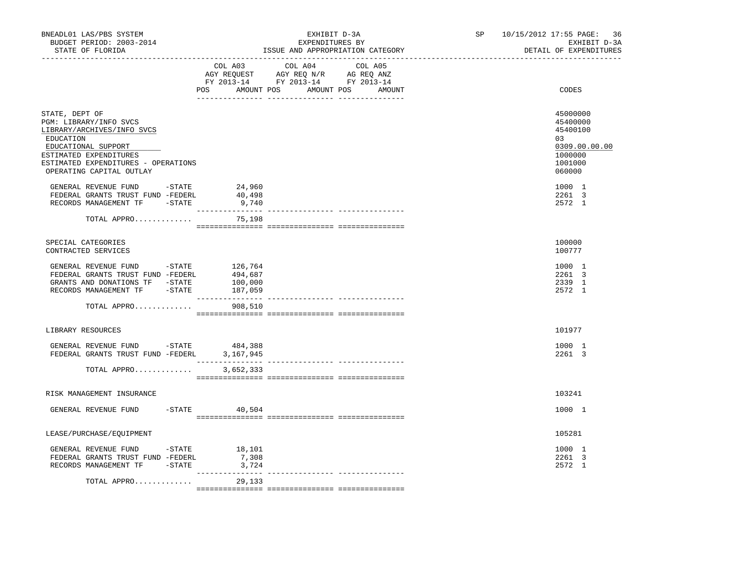BNEADL01 LAS/PBS SYSTEM — EXHIBIT D-3A — SP 10/15/2012 17:55

BUDGET PERIOD: 2003-2014 — EXPENDITURES BY — EXHIBIT D-3A

STATE OF FLORIDA — ISSUE AND APPROPRIATION CATEGORY — DETAIL OF EXPENDITURES

| | COL A03 AGY REQUEST FY 2013-14 POS AMOUNT | COL A04 AGY REQ N/R FY 2013-14 POS AMOUNT | COL A05 AG REQ ANZ FY 2013-14 POS AMOUNT | CODES |
|---|---|---|---|---|
| STATE, DEPT OF | | | | 45000000 |
| PGM: LIBRARY/INFO SVCS | | | | 45400000 |
| LIBRARY/ARCHIVES/INFO SVCS | | | | 45400100 |
| EDUCATION | | | | 03 |
| EDUCATIONAL SUPPORT | | | | 0309.00.00.00 |
| ESTIMATED EXPENDITURES | | | | 1000000 |
| ESTIMATED EXPENDITURES - OPERATIONS | | | | 1001000 |
| OPERATING CAPITAL OUTLAY | | | | 060000 |
| GENERAL REVENUE FUND -STATE | 24,960 | | | 1000 1 |
| FEDERAL GRANTS TRUST FUND -FEDERL | 40,498 | | | 2261 3 |
| RECORDS MANAGEMENT TF -STATE | 9,740 | | | 2572 1 |
| TOTAL APPRO............ | 75,198 | | | |
| SPECIAL CATEGORIES | | | | 100000 |
| CONTRACTED SERVICES | | | | 100777 |
| GENERAL REVENUE FUND -STATE | 126,764 | | | 1000 1 |
| FEDERAL GRANTS TRUST FUND -FEDERL | 494,687 | | | 2261 3 |
| GRANTS AND DONATIONS TF -STATE | 100,000 | | | 2339 1 |
| RECORDS MANAGEMENT TF -STATE | 187,059 | | | 2572 1 |
| TOTAL APPRO............ | 908,510 | | | |
| LIBRARY RESOURCES | | | | 101977 |
| GENERAL REVENUE FUND -STATE | 484,388 | | | 1000 1 |
| FEDERAL GRANTS TRUST FUND -FEDERL | 3,167,945 | | | 2261 3 |
| TOTAL APPRO............ | 3,652,333 | | | |
| RISK MANAGEMENT INSURANCE | | | | 103241 |
| GENERAL REVENUE FUND -STATE | 40,504 | | | 1000 1 |
| LEASE/PURCHASE/EQUIPMENT | | | | 105281 |
| GENERAL REVENUE FUND -STATE | 18,101 | | | 1000 1 |
| FEDERAL GRANTS TRUST FUND -FEDERL | 7,308 | | | 2261 3 |
| RECORDS MANAGEMENT TF -STATE | 3,724 | | | 2572 1 |
| TOTAL APPRO............ | 29,133 | | | |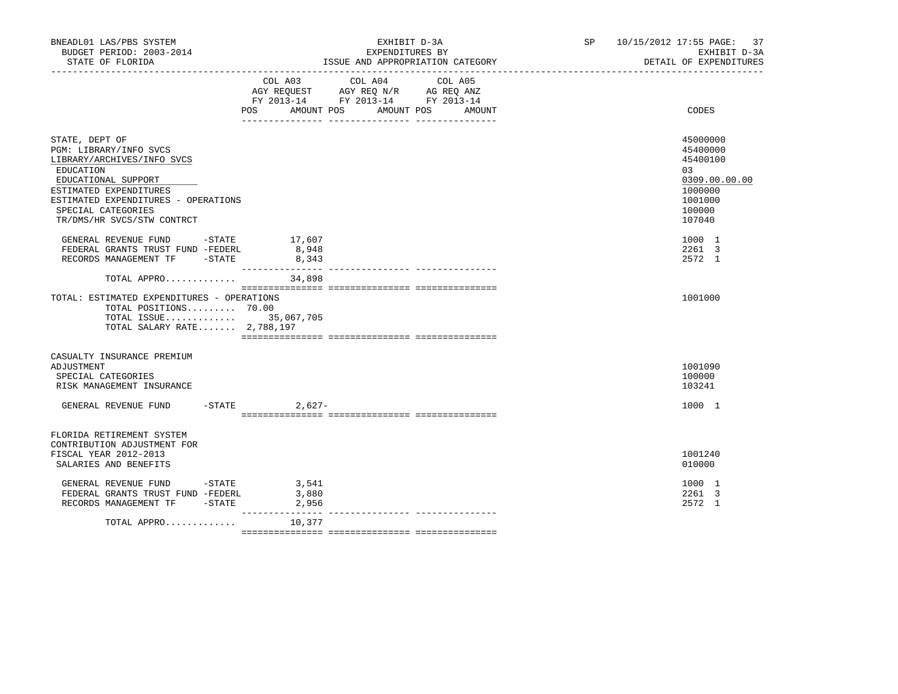BNEADL01 LAS/PBS SYSTEM
BUDGET PERIOD: 2003-2014
STATE OF FLORIDA

EXHIBIT D-3A
EXPENDITURES BY
ISSUE AND APPROPRIATION CATEGORY

SP 10/15/2012 17:55
EXHIBIT D-3A
DETAIL OF EXPENDITURES

| | COL A03 AGY REQUEST FY 2013-14 POS AMOUNT | COL A04 AGY REQ N/R FY 2013-14 POS AMOUNT | COL A05 AG REQ ANZ FY 2013-14 POS AMOUNT | CODES |
|---|---|---|---|---|
| STATE, DEPT OF | | | | 45000000 |
| PGM: LIBRARY/INFO SVCS | | | | 45400000 |
| LIBRARY/ARCHIVES/INFO SVCS | | | | 45400100 |
| EDUCATION | | | | 03 |
| EDUCATIONAL SUPPORT | | | | 0309.00.00.00 |
| ESTIMATED EXPENDITURES | | | | 1000000 |
| ESTIMATED EXPENDITURES - OPERATIONS | | | | 1001000 |
| SPECIAL CATEGORIES | | | | 100000 |
| TR/DMS/HR SVCS/STW CONTRCT | | | | 107040 |
| GENERAL REVENUE FUND -STATE | 17,607 | | | 1000 1 |
| FEDERAL GRANTS TRUST FUND -FEDERL | 8,948 | | | 2261 3 |
| RECORDS MANAGEMENT TF -STATE | 8,343 | | | 2572 1 |
| TOTAL APPRO............. | 34,898 | | | |
| TOTAL: ESTIMATED EXPENDITURES - OPERATIONS | | | | 1001000 |
| TOTAL POSITIONS......... 70.00 | | | | |
| TOTAL ISSUE............. | 35,067,705 | | | |
| TOTAL SALARY RATE....... 2,788,197 | | | | |
| CASUALTY INSURANCE PREMIUM ADJUSTMENT | | | | 1001090 |
| SPECIAL CATEGORIES | | | | 100000 |
| RISK MANAGEMENT INSURANCE | | | | 103241 |
| GENERAL REVENUE FUND -STATE | 2,627- | | | 1000 1 |
| FLORIDA RETIREMENT SYSTEM CONTRIBUTION ADJUSTMENT FOR FISCAL YEAR 2012-2013 | | | | 1001240 |
| SALARIES AND BENEFITS | | | | 010000 |
| GENERAL REVENUE FUND -STATE | 3,541 | | | 1000 1 |
| FEDERAL GRANTS TRUST FUND -FEDERL | 3,880 | | | 2261 3 |
| RECORDS MANAGEMENT TF -STATE | 2,956 | | | 2572 1 |
| TOTAL APPRO............. | 10,377 | | | |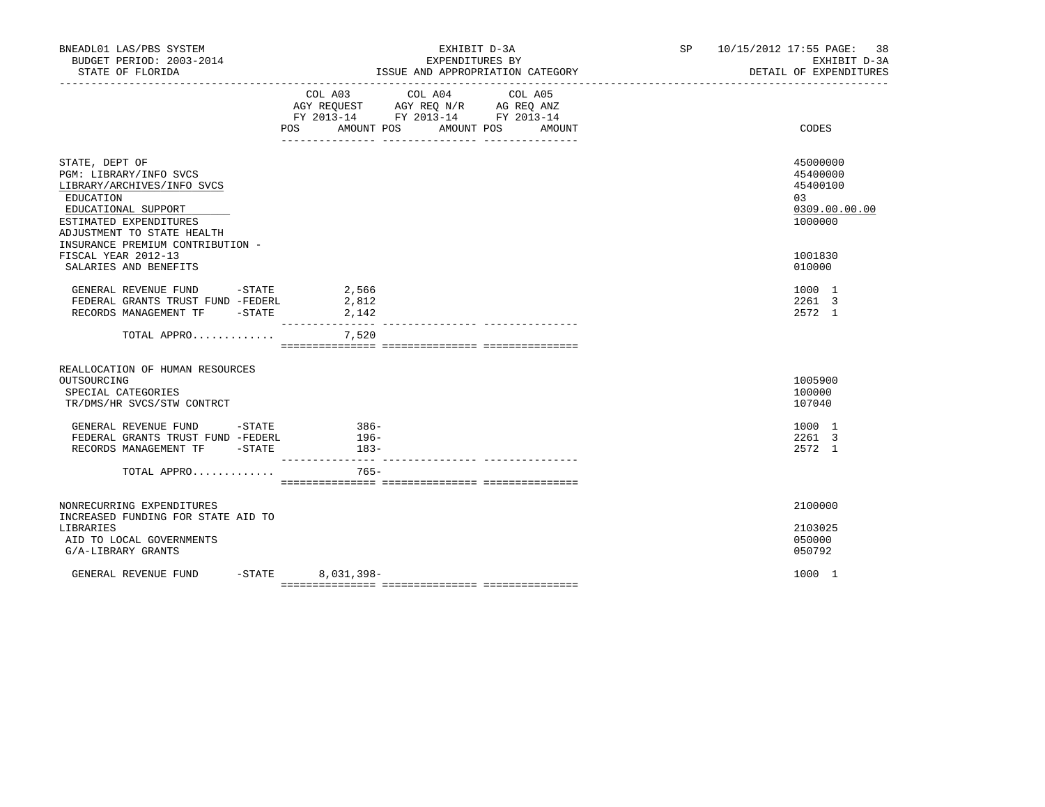BNEADL01 LAS/PBS SYSTEM | EXHIBIT D-3A | SP 10/15/2012 17:55
BUDGET PERIOD: 2003-2014 | EXPENDITURES BY | EXHIBIT D-3A
STATE OF FLORIDA | ISSUE AND APPROPRIATION CATEGORY | DETAIL OF EXPENDITURES

| | COL A03 AGY REQUEST FY 2013-14 POS | AMOUNT | COL A04 AGY REQ N/R FY 2013-14 POS | AMOUNT | COL A05 AG REQ ANZ FY 2013-14 POS | AMOUNT | CODES |
|---|---|---|---|---|---|---|---|
| STATE, DEPT OF | | | | | | | 45000000 |
| PGM: LIBRARY/INFO SVCS | | | | | | | 45400000 |
| LIBRARY/ARCHIVES/INFO SVCS | | | | | | | 45400100 |
| EDUCATION | | | | | | | 03 |
| EDUCATIONAL SUPPORT | | | | | | | 0309.00.00.00 |
| ESTIMATED EXPENDITURES | | | | | | | 1000000 |
| ADJUSTMENT TO STATE HEALTH INSURANCE PREMIUM CONTRIBUTION - FISCAL YEAR 2012-13 | | | | | | | 1001830 |
| SALARIES AND BENEFITS | | | | | | | 010000 |
| GENERAL REVENUE FUND -STATE | | 2,566 | | | | | 1000 1 |
| FEDERAL GRANTS TRUST FUND -FEDERL | | 2,812 | | | | | 2261 3 |
| RECORDS MANAGEMENT TF -STATE | | 2,142 | | | | | 2572 1 |
| TOTAL APPRO............. | | 7,520 | | | | | |
| REALLOCATION OF HUMAN RESOURCES OUTSOURCING | | | | | | | 1005900 |
| SPECIAL CATEGORIES | | | | | | | 100000 |
| TR/DMS/HR SVCS/STW CONTRCT | | | | | | | 107040 |
| GENERAL REVENUE FUND -STATE | | 386- | | | | | 1000 1 |
| FEDERAL GRANTS TRUST FUND -FEDERL | | 196- | | | | | 2261 3 |
| RECORDS MANAGEMENT TF -STATE | | 183- | | | | | 2572 1 |
| TOTAL APPRO............. | | 765- | | | | | |
| NONRECURRING EXPENDITURES | | | | | | | 2100000 |
| INCREASED FUNDING FOR STATE AID TO LIBRARIES | | | | | | | 2103025 |
| AID TO LOCAL GOVERNMENTS | | | | | | | 050000 |
| G/A-LIBRARY GRANTS | | | | | | | 050792 |
| GENERAL REVENUE FUND -STATE | | 8,031,398- | | | | | 1000 1 |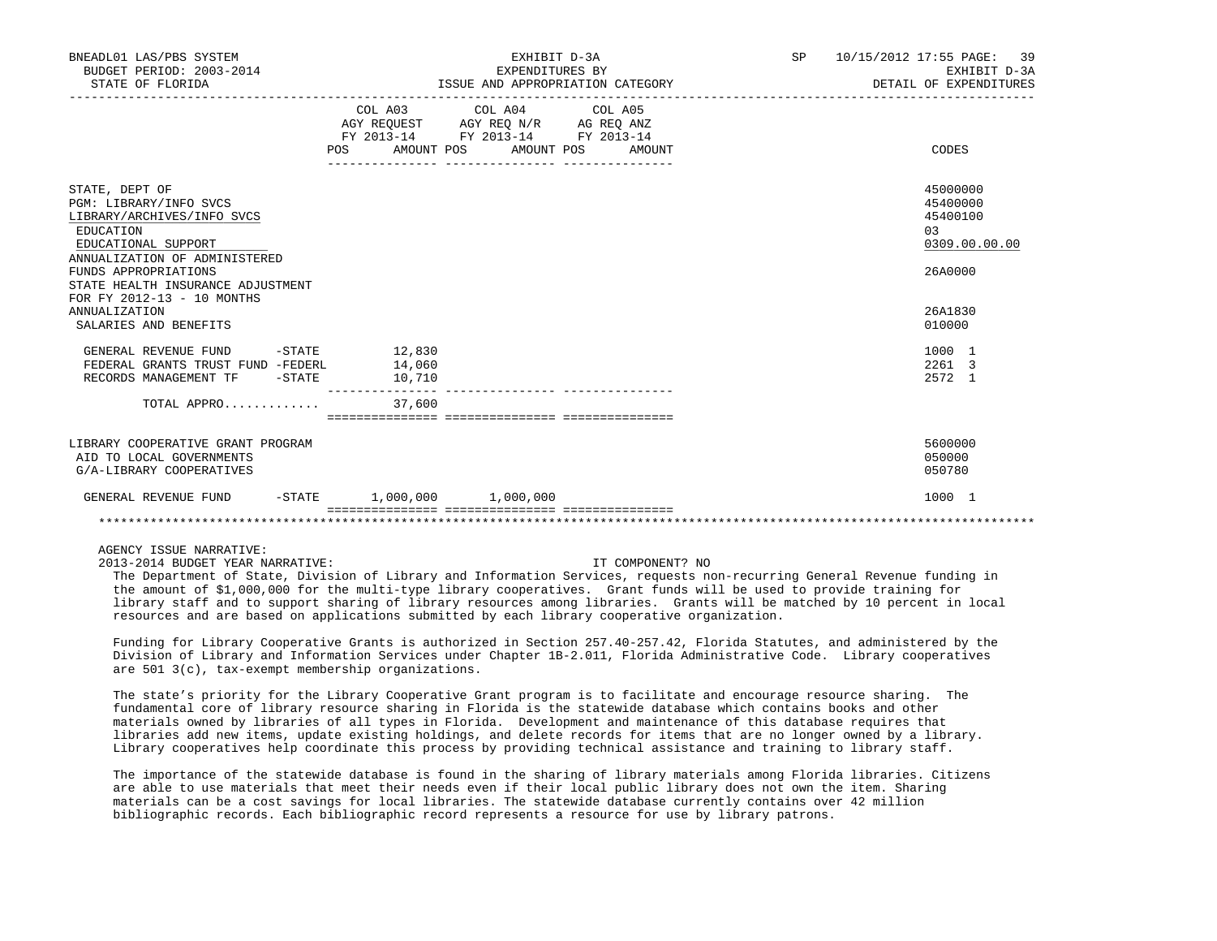BNEADL01 LAS/PBS SYSTEM | EXHIBIT D-3A | SP 10/15/2012 17:55
BUDGET PERIOD: 2003-2014 | EXPENDITURES BY | EXHIBIT D-3A
STATE OF FLORIDA | ISSUE AND APPROPRIATION CATEGORY | DETAIL OF EXPENDITURES

| | COL A03 AGY REQUEST FY 2013-14 POS | AMOUNT | COL A04 AGY REQ N/R FY 2013-14 POS | AMOUNT | COL A05 AG REQ ANZ FY 2013-14 POS | AMOUNT | CODES |
|---|---|---|---|---|---|---|---|
| STATE, DEPT OF | | | | | | | 45000000 |
| PGM: LIBRARY/INFO SVCS | | | | | | | 45400000 |
| LIBRARY/ARCHIVES/INFO SVCS | | | | | | | 45400100 |
| EDUCATION | | | | | | | 03 |
| EDUCATIONAL SUPPORT | | | | | | | 0309.00.00.00 |
| ANNUALIZATION OF ADMINISTERED FUNDS APPROPRIATIONS | | | | | | | 26A0000 |
| STATE HEALTH INSURANCE ADJUSTMENT FOR FY 2012-13 - 10 MONTHS ANNUALIZATION | | | | | | | 26A1830 |
| SALARIES AND BENEFITS | | | | | | | 010000 |
| GENERAL REVENUE FUND -STATE | | 12,830 | | | | | 1000 1 |
| FEDERAL GRANTS TRUST FUND -FEDERL | | 14,060 | | | | | 2261 3 |
| RECORDS MANAGEMENT TF -STATE | | 10,710 | | | | | 2572 1 |
| TOTAL APPRO............ | | 37,600 | | | | | |
| LIBRARY COOPERATIVE GRANT PROGRAM | | | | | | | 5600000 |
| AID TO LOCAL GOVERNMENTS | | | | | | | 050000 |
| G/A-LIBRARY COOPERATIVES | | | | | | | 050780 |
| GENERAL REVENUE FUND -STATE | | 1,000,000 | | 1,000,000 | | | 1000 1 |

AGENCY ISSUE NARRATIVE:

2013-2014 BUDGET YEAR NARRATIVE: IT COMPONENT? NO

The Department of State, Division of Library and Information Services, requests non-recurring General Revenue funding in the amount of $1,000,000 for the multi-type library cooperatives. Grant funds will be used to provide training for library staff and to support sharing of library resources among libraries. Grants will be matched by 10 percent in local resources and are based on applications submitted by each library cooperative organization.

Funding for Library Cooperative Grants is authorized in Section 257.40-257.42, Florida Statutes, and administered by the Division of Library and Information Services under Chapter 1B-2.011, Florida Administrative Code. Library cooperatives are 501 3(c), tax-exempt membership organizations.

The state's priority for the Library Cooperative Grant program is to facilitate and encourage resource sharing. The fundamental core of library resource sharing in Florida is the statewide database which contains books and other materials owned by libraries of all types in Florida. Development and maintenance of this database requires that libraries add new items, update existing holdings, and delete records for items that are no longer owned by a library. Library cooperatives help coordinate this process by providing technical assistance and training to library staff.

The importance of the statewide database is found in the sharing of library materials among Florida libraries. Citizens are able to use materials that meet their needs even if their local public library does not own the item. Sharing materials can be a cost savings for local libraries. The statewide database currently contains over 42 million bibliographic records. Each bibliographic record represents a resource for use by library patrons.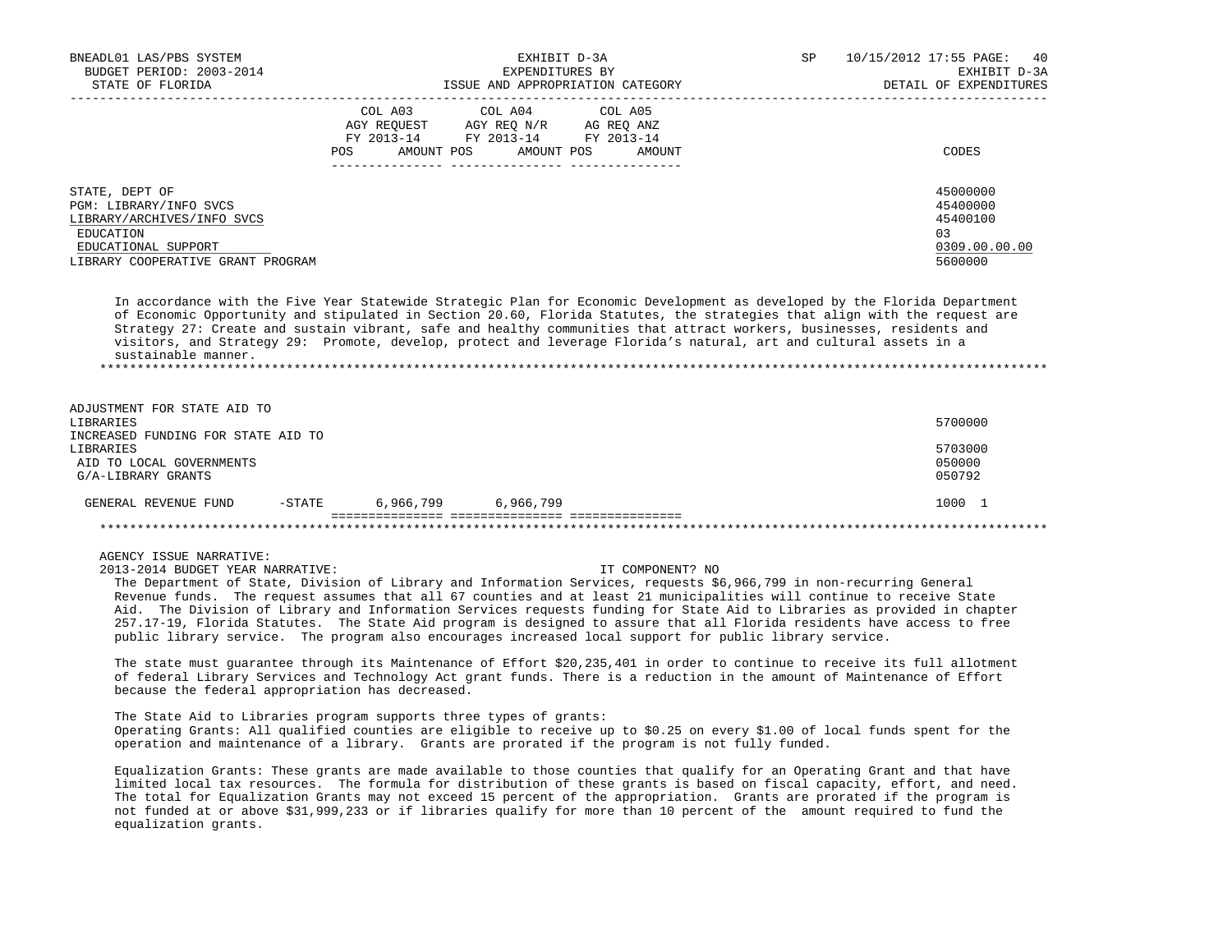| | COL A03 AGY REQUEST FY 2013-14 POS AMOUNT | COL A04 AGY REQ N/R FY 2013-14 POS AMOUNT | COL A05 AG REQ ANZ FY 2013-14 POS AMOUNT | CODES |
|---|---|---|---|---|
| STATE, DEPT OF | | | | 45000000 |
| PGM: LIBRARY/INFO SVCS | | | | 45400000 |
| LIBRARY/ARCHIVES/INFO SVCS | | | | 45400100 |
| EDUCATION | | | | 03 |
| EDUCATIONAL SUPPORT | | | | 0309.00.00.00 |
| LIBRARY COOPERATIVE GRANT PROGRAM | | | | 5600000 |

In accordance with the Five Year Statewide Strategic Plan for Economic Development as developed by the Florida Department of Economic Opportunity and stipulated in Section 20.60, Florida Statutes, the strategies that align with the request are Strategy 27: Create and sustain vibrant, safe and healthy communities that attract workers, businesses, residents and visitors, and Strategy 29: Promote, develop, protect and leverage Florida's natural, art and cultural assets in a sustainable manner.

*******************************************************************************************************************************

| | COL A03 | COL A04 | COL A05 | CODES |
|---|---|---|---|---|
| ADJUSTMENT FOR STATE AID TO LIBRARIES | | | | 5700000 |
| INCREASED FUNDING FOR STATE AID TO LIBRARIES | | | | 5703000 |
| AID TO LOCAL GOVERNMENTS | | | | 050000 |
| G/A-LIBRARY GRANTS | | | | 050792 |
| GENERAL REVENUE FUND -STATE | 6,966,799 | 6,966,799 | | 1000 1 |

*******************************************************************************************************************************

AGENCY ISSUE NARRATIVE:

2013-2014 BUDGET YEAR NARRATIVE: IT COMPONENT? NO

The Department of State, Division of Library and Information Services, requests $6,966,799 in non-recurring General Revenue funds. The request assumes that all 67 counties and at least 21 municipalities will continue to receive State Aid. The Division of Library and Information Services requests funding for State Aid to Libraries as provided in chapter 257.17-19, Florida Statutes. The State Aid program is designed to assure that all Florida residents have access to free public library service. The program also encourages increased local support for public library service.

The state must guarantee through its Maintenance of Effort $20,235,401 in order to continue to receive its full allotment of federal Library Services and Technology Act grant funds. There is a reduction in the amount of Maintenance of Effort because the federal appropriation has decreased.

The State Aid to Libraries program supports three types of grants:

Operating Grants: All qualified counties are eligible to receive up to $0.25 on every $1.00 of local funds spent for the operation and maintenance of a library. Grants are prorated if the program is not fully funded.

Equalization Grants: These grants are made available to those counties that qualify for an Operating Grant and that have limited local tax resources. The formula for distribution of these grants is based on fiscal capacity, effort, and need. The total for Equalization Grants may not exceed 15 percent of the appropriation. Grants are prorated if the program is not funded at or above $31,999,233 or if libraries qualify for more than 10 percent of the amount required to fund the equalization grants.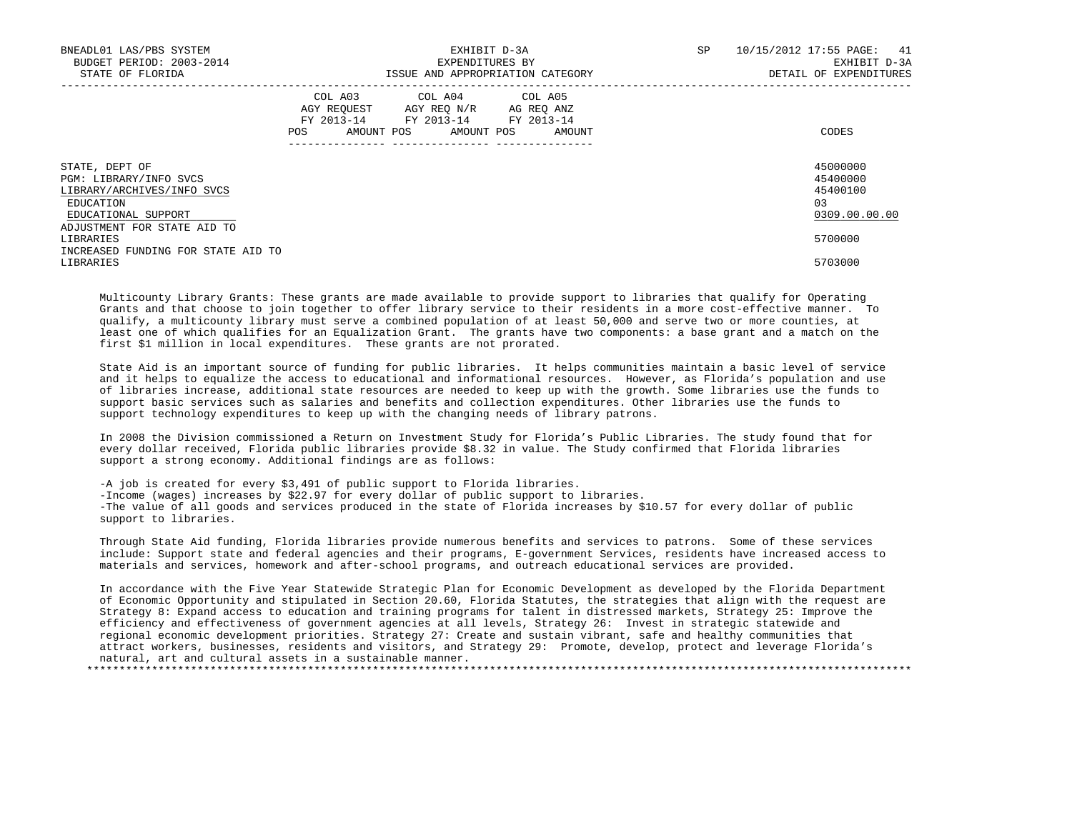| | COL A03 AGY REQUEST FY 2013-14 POS AMOUNT | COL A04 AGY REQ N/R FY 2013-14 POS AMOUNT | COL A05 AG REQ ANZ FY 2013-14 POS AMOUNT | CODES |
|---|---|---|---|---|
| STATE, DEPT OF | | | | 45000000 |
| PGM: LIBRARY/INFO SVCS | | | | 45400000 |
| LIBRARY/ARCHIVES/INFO SVCS | | | | 45400100 |
| EDUCATION | | | | 03 |
| EDUCATIONAL SUPPORT | | | | 0309.00.00.00 |
| ADJUSTMENT FOR STATE AID TO LIBRARIES | | | | 5700000 |
| INCREASED FUNDING FOR STATE AID TO LIBRARIES | | | | 5703000 |

Multicounty Library Grants: These grants are made available to provide support to libraries that qualify for Operating Grants and that choose to join together to offer library service to their residents in a more cost-effective manner. To qualify, a multicounty library must serve a combined population of at least 50,000 and serve two or more counties, at least one of which qualifies for an Equalization Grant. The grants have two components: a base grant and a match on the first $1 million in local expenditures. These grants are not prorated.

State Aid is an important source of funding for public libraries. It helps communities maintain a basic level of service and it helps to equalize the access to educational and informational resources. However, as Florida's population and use of libraries increase, additional state resources are needed to keep up with the growth. Some libraries use the funds to support basic services such as salaries and benefits and collection expenditures. Other libraries use the funds to support technology expenditures to keep up with the changing needs of library patrons.

In 2008 the Division commissioned a Return on Investment Study for Florida's Public Libraries. The study found that for every dollar received, Florida public libraries provide $8.32 in value. The Study confirmed that Florida libraries support a strong economy. Additional findings are as follows:

-A job is created for every $3,491 of public support to Florida libraries.
-Income (wages) increases by $22.97 for every dollar of public support to libraries.
-The value of all goods and services produced in the state of Florida increases by $10.57 for every dollar of public support to libraries.

Through State Aid funding, Florida libraries provide numerous benefits and services to patrons. Some of these services include: Support state and federal agencies and their programs, E-government Services, residents have increased access to materials and services, homework and after-school programs, and outreach educational services are provided.

In accordance with the Five Year Statewide Strategic Plan for Economic Development as developed by the Florida Department of Economic Opportunity and stipulated in Section 20.60, Florida Statutes, the strategies that align with the request are Strategy 8: Expand access to education and training programs for talent in distressed markets, Strategy 25: Improve the efficiency and effectiveness of government agencies at all levels, Strategy 26: Invest in strategic statewide and regional economic development priorities. Strategy 27: Create and sustain vibrant, safe and healthy communities that attract workers, businesses, residents and visitors, and Strategy 29: Promote, develop, protect and leverage Florida's natural, art and cultural assets in a sustainable manner.

*******************************************************************************************************************************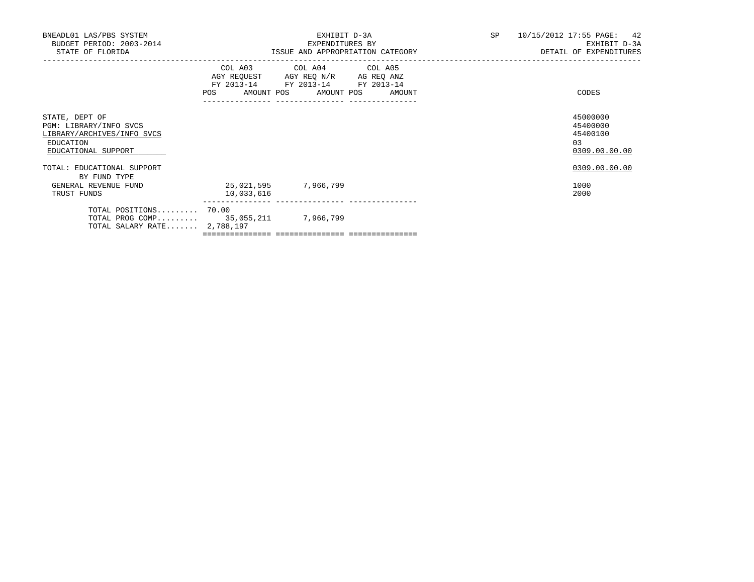BNEADL01 LAS/PBS SYSTEM
BUDGET PERIOD: 2003-2014
STATE OF FLORIDA

EXHIBIT D-3A
EXPENDITURES BY
ISSUE AND APPROPRIATION CATEGORY

SP 10/15/2012 17:55 PAGE: 42
EXHIBIT D-3A
DETAIL OF EXPENDITURES

| | COL A03 AGY REQUEST FY 2013-14 | | COL A04 AGY REQ N/R FY 2013-14 | | COL A05 AG REQ ANZ FY 2013-14 | | CODES |
|---|---|---|---|---|---|---|---|
| | POS | AMOUNT | POS | AMOUNT | POS | AMOUNT | |
| STATE, DEPT OF | | | | | | | 45000000 |
| PGM: LIBRARY/INFO SVCS | | | | | | | 45400000 |
| LIBRARY/ARCHIVES/INFO SVCS | | | | | | | 45400100 |
| EDUCATION | | | | | | | 03 |
| EDUCATIONAL SUPPORT | | | | | | | 0309.00.00.00 |
| TOTAL: EDUCATIONAL SUPPORT | | | | | | | 0309.00.00.00 |
| BY FUND TYPE | | | | | | | |
| GENERAL REVENUE FUND | | 25,021,595 | | 7,966,799 | | | 1000 |
| TRUST FUNDS | | 10,033,616 | | | | | 2000 |
| TOTAL POSITIONS......... | 70.00 | | | | | | |
| TOTAL PROG COMP......... | | 35,055,211 | | 7,966,799 | | | |
| TOTAL SALARY RATE....... | 2,788,197 | | | | | | |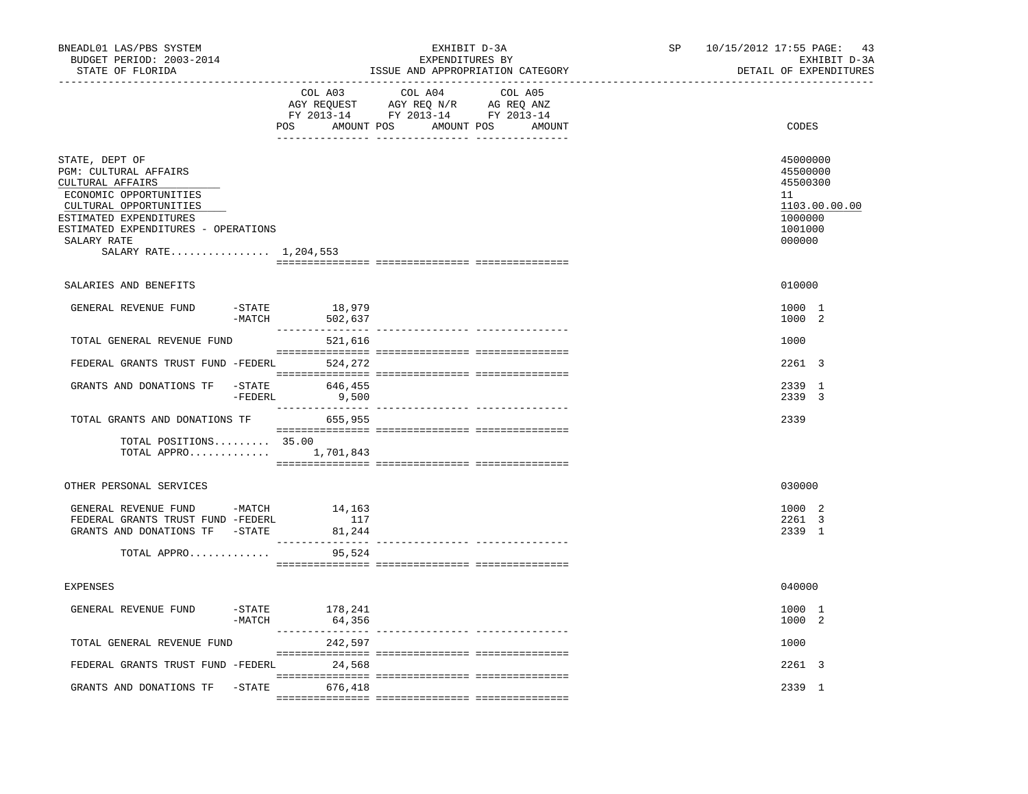BNEADL01 LAS/PBS SYSTEM — EXHIBIT D-3A — SP 10/15/2012 17:55

BUDGET PERIOD: 2003-2014 — EXPENDITURES BY — EXHIBIT D-3A

STATE OF FLORIDA — ISSUE AND APPROPRIATION CATEGORY — DETAIL OF EXPENDITURES

| | COL A03 AGY REQUEST FY 2013-14 POS AMOUNT | COL A04 AGY REQ N/R FY 2013-14 POS AMOUNT | COL A05 AG REQ ANZ FY 2013-14 POS AMOUNT | CODES |
|---|---|---|---|---|
| STATE, DEPT OF | | | | 45000000 |
| PGM: CULTURAL AFFAIRS | | | | 45500000 |
| CULTURAL AFFAIRS | | | | 45500300 |
| ECONOMIC OPPORTUNITIES | | | | 11 |
| CULTURAL OPPORTUNITIES | | | | 1103.00.00.00 |
| ESTIMATED EXPENDITURES | | | | 1000000 |
| ESTIMATED EXPENDITURES - OPERATIONS | | | | 1001000 |
| SALARY RATE | | | | 000000 |
| SALARY RATE................ 1,204,553 | | | | |
| SALARIES AND BENEFITS | | | | 010000 |
| GENERAL REVENUE FUND -STATE | 18,979 | | | 1000 1 |
| -MATCH | 502,637 | | | 1000 2 |
| TOTAL GENERAL REVENUE FUND | 521,616 | | | 1000 |
| FEDERAL GRANTS TRUST FUND -FEDERL | 524,272 | | | 2261 3 |
| GRANTS AND DONATIONS TF -STATE | 646,455 | | | 2339 1 |
| -FEDERL | 9,500 | | | 2339 3 |
| TOTAL GRANTS AND DONATIONS TF | 655,955 | | | 2339 |
| TOTAL POSITIONS......... | 35.00 | | | |
| TOTAL APPRO............. | 1,701,843 | | | |
| OTHER PERSONAL SERVICES | | | | 030000 |
| GENERAL REVENUE FUND -MATCH | 14,163 | | | 1000 2 |
| FEDERAL GRANTS TRUST FUND -FEDERL | 117 | | | 2261 3 |
| GRANTS AND DONATIONS TF -STATE | 81,244 | | | 2339 1 |
| TOTAL APPRO............. | 95,524 | | | |
| EXPENSES | | | | 040000 |
| GENERAL REVENUE FUND -STATE | 178,241 | | | 1000 1 |
| -MATCH | 64,356 | | | 1000 2 |
| TOTAL GENERAL REVENUE FUND | 242,597 | | | 1000 |
| FEDERAL GRANTS TRUST FUND -FEDERL | 24,568 | | | 2261 3 |
| GRANTS AND DONATIONS TF -STATE | 676,418 | | | 2339 1 |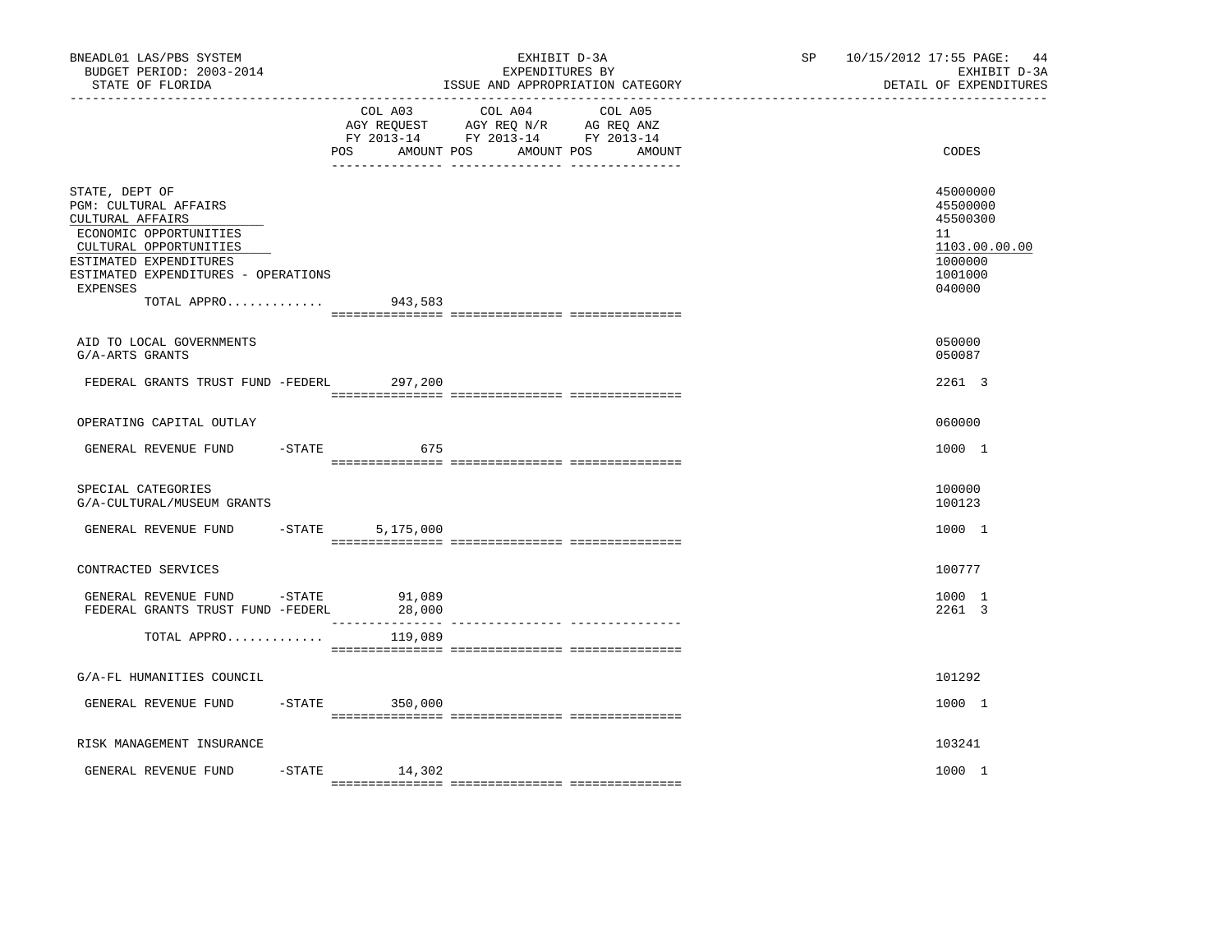BNEADL01 LAS/PBS SYSTEM
BUDGET PERIOD: 2003-2014
STATE OF FLORIDA

EXHIBIT D-3A
EXPENDITURES BY
ISSUE AND APPROPRIATION CATEGORY

SP 10/15/2012 17:55
EXHIBIT D-3A
DETAIL OF EXPENDITURES

| | COL A03 AGY REQUEST FY 2013-14 POS AMOUNT | COL A04 AGY REQ N/R FY 2013-14 POS AMOUNT | COL A05 AG REQ ANZ FY 2013-14 POS AMOUNT | CODES |
|---|---|---|---|---|
| STATE, DEPT OF | | | | 45000000 |
| PGM: CULTURAL AFFAIRS | | | | 45500000 |
| CULTURAL AFFAIRS | | | | 45500300 |
| ECONOMIC OPPORTUNITIES | | | | 11 |
| CULTURAL OPPORTUNITIES | | | | 1103.00.00.00 |
| ESTIMATED EXPENDITURES | | | | 1000000 |
| ESTIMATED EXPENDITURES - OPERATIONS | | | | 1001000 |
| EXPENSES | | | | 040000 |
| TOTAL APPRO............ | 943,583 | | | |
| AID TO LOCAL GOVERNMENTS | | | | 050000 |
| G/A-ARTS GRANTS | | | | 050087 |
| FEDERAL GRANTS TRUST FUND -FEDERL | 297,200 | | | 2261 3 |
| OPERATING CAPITAL OUTLAY | | | | 060000 |
| GENERAL REVENUE FUND -STATE | 675 | | | 1000 1 |
| SPECIAL CATEGORIES | | | | 100000 |
| G/A-CULTURAL/MUSEUM GRANTS | | | | 100123 |
| GENERAL REVENUE FUND -STATE | 5,175,000 | | | 1000 1 |
| CONTRACTED SERVICES | | | | 100777 |
| GENERAL REVENUE FUND -STATE | 91,089 | | | 1000 1 |
| FEDERAL GRANTS TRUST FUND -FEDERL | 28,000 | | | 2261 3 |
| TOTAL APPRO............ | 119,089 | | | |
| G/A-FL HUMANITIES COUNCIL | | | | 101292 |
| GENERAL REVENUE FUND -STATE | 350,000 | | | 1000 1 |
| RISK MANAGEMENT INSURANCE | | | | 103241 |
| GENERAL REVENUE FUND -STATE | 14,302 | | | 1000 1 |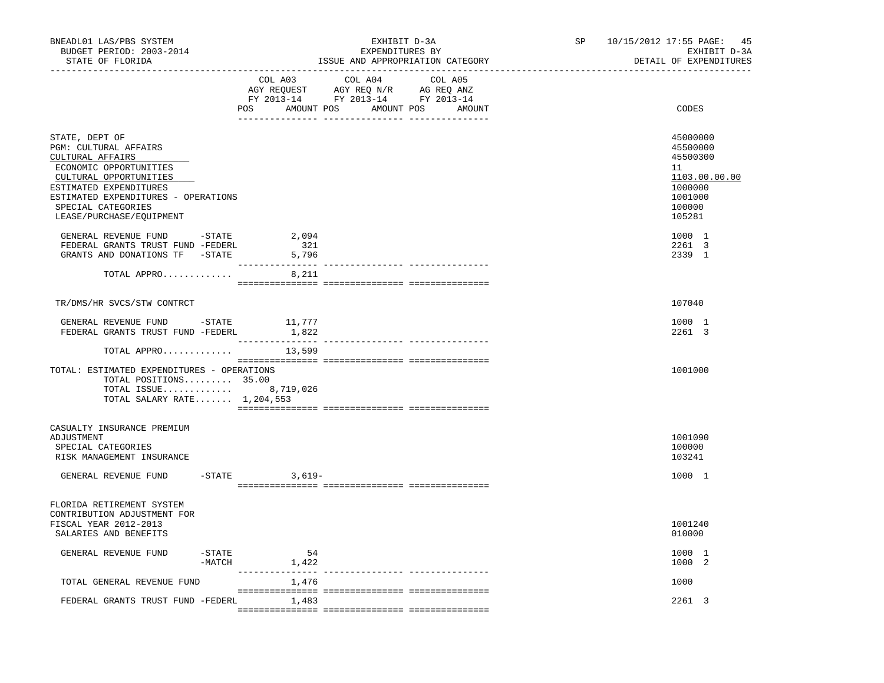BNEADL01 LAS/PBS SYSTEM — EXHIBIT D-3A — EXPENDITURES BY ISSUE AND APPROPRIATION CATEGORY
BUDGET PERIOD: 2003-2014 — STATE OF FLORIDA — SP 10/15/2012 17:55 — EXHIBIT D-3A DETAIL OF EXPENDITURES

| | COL A03 AGY REQUEST FY 2013-14 POS AMOUNT | COL A04 AGY REQ N/R FY 2013-14 POS AMOUNT | COL A05 AG REQ ANZ FY 2013-14 POS AMOUNT | CODES |
|---|---|---|---|---|
| STATE, DEPT OF | | | | 45000000 |
| PGM: CULTURAL AFFAIRS | | | | 45500000 |
| CULTURAL AFFAIRS | | | | 45500300 |
| ECONOMIC OPPORTUNITIES | | | | 11 |
| CULTURAL OPPORTUNITIES | | | | 1103.00.00.00 |
| ESTIMATED EXPENDITURES | | | | 1000000 |
| ESTIMATED EXPENDITURES - OPERATIONS | | | | 1001000 |
| SPECIAL CATEGORIES | | | | 100000 |
| LEASE/PURCHASE/EQUIPMENT | | | | 105281 |
| GENERAL REVENUE FUND -STATE | 2,094 | | | 1000 1 |
| FEDERAL GRANTS TRUST FUND -FEDERL | 321 | | | 2261 3 |
| GRANTS AND DONATIONS TF -STATE | 5,796 | | | 2339 1 |
| TOTAL APPRO............ | 8,211 | | | |
| TR/DMS/HR SVCS/STW CONTRCT | | | | 107040 |
| GENERAL REVENUE FUND -STATE | 11,777 | | | 1000 1 |
| FEDERAL GRANTS TRUST FUND -FEDERL | 1,822 | | | 2261 3 |
| TOTAL APPRO............ | 13,599 | | | |
| TOTAL: ESTIMATED EXPENDITURES - OPERATIONS | | | | 1001000 |
| TOTAL POSITIONS......... 35.00 | | | | |
| TOTAL ISSUE............ | 8,719,026 | | | |
| TOTAL SALARY RATE....... 1,204,553 | | | | |
| CASUALTY INSURANCE PREMIUM ADJUSTMENT | | | | 1001090 |
| SPECIAL CATEGORIES | | | | 100000 |
| RISK MANAGEMENT INSURANCE | | | | 103241 |
| GENERAL REVENUE FUND -STATE | 3,619- | | | 1000 1 |
| FLORIDA RETIREMENT SYSTEM CONTRIBUTION ADJUSTMENT FOR FISCAL YEAR 2012-2013 | | | | 1001240 |
| SALARIES AND BENEFITS | | | | 010000 |
| GENERAL REVENUE FUND -STATE | 54 | | | 1000 1 |
| -MATCH | 1,422 | | | 1000 2 |
| TOTAL GENERAL REVENUE FUND | 1,476 | | | 1000 |
| FEDERAL GRANTS TRUST FUND -FEDERL | 1,483 | | | 2261 3 |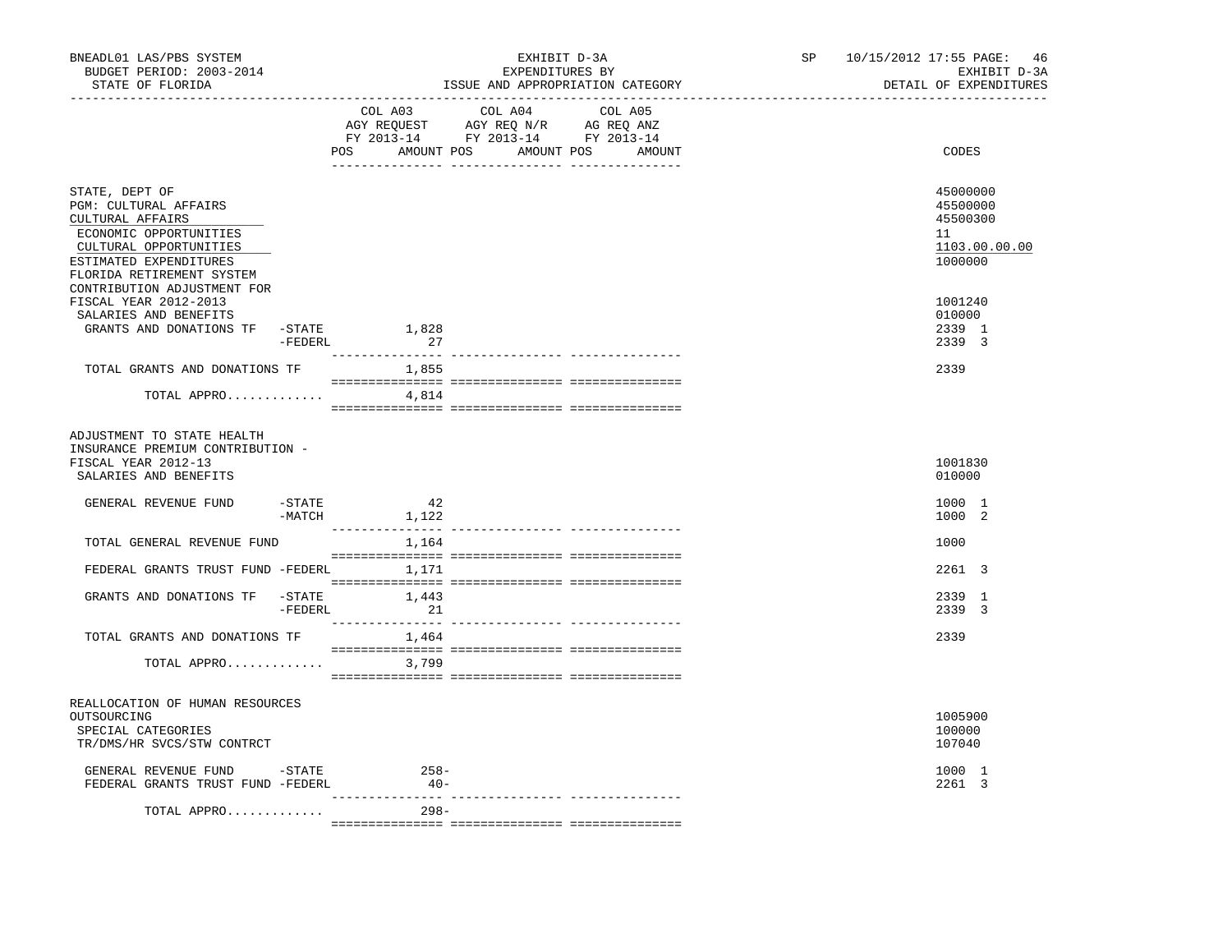BNEADL01 LAS/PBS SYSTEM — EXHIBIT D-3A — EXPENDITURES BY ISSUE AND APPROPRIATION CATEGORY — DETAIL OF EXPENDITURES

BUDGET PERIOD: 2003-2014 — STATE OF FLORIDA — SP 10/15/2012 17:55

| | COL A03 AGY REQUEST FY 2013-14 POS | AMOUNT | COL A04 AGY REQ N/R FY 2013-14 POS | AMOUNT | COL A05 AG REQ ANZ FY 2013-14 POS | AMOUNT | CODES |
|---|---|---|---|---|---|---|---|
| STATE, DEPT OF | | | | | | | 45000000 |
| PGM: CULTURAL AFFAIRS | | | | | | | 45500000 |
| CULTURAL AFFAIRS | | | | | | | 45500300 |
| ECONOMIC OPPORTUNITIES | | | | | | | 11 |
| CULTURAL OPPORTUNITIES | | | | | | | 1103.00.00.00 |
| ESTIMATED EXPENDITURES | | | | | | | 1000000 |
| FLORIDA RETIREMENT SYSTEM CONTRIBUTION ADJUSTMENT FOR FISCAL YEAR 2012-2013 | | | | | | | 1001240 |
| SALARIES AND BENEFITS | | | | | | | 010000 |
| GRANTS AND DONATIONS TF -STATE | | 1,828 | | | | | 2339 1 |
| -FEDERL | | 27 | | | | | 2339 3 |
| TOTAL GRANTS AND DONATIONS TF | | 1,855 | | | | | 2339 |
| TOTAL APPRO............ | | 4,814 | | | | | |
| ADJUSTMENT TO STATE HEALTH INSURANCE PREMIUM CONTRIBUTION - FISCAL YEAR 2012-13 | | | | | | | 1001830 |
| SALARIES AND BENEFITS | | | | | | | 010000 |
| GENERAL REVENUE FUND -STATE | | 42 | | | | | 1000 1 |
| -MATCH | | 1,122 | | | | | 1000 2 |
| TOTAL GENERAL REVENUE FUND | | 1,164 | | | | | 1000 |
| FEDERAL GRANTS TRUST FUND -FEDERL | | 1,171 | | | | | 2261 3 |
| GRANTS AND DONATIONS TF -STATE | | 1,443 | | | | | 2339 1 |
| -FEDERL | | 21 | | | | | 2339 3 |
| TOTAL GRANTS AND DONATIONS TF | | 1,464 | | | | | 2339 |
| TOTAL APPRO............ | | 3,799 | | | | | |
| REALLOCATION OF HUMAN RESOURCES OUTSOURCING | | | | | | | 1005900 |
| SPECIAL CATEGORIES | | | | | | | 100000 |
| TR/DMS/HR SVCS/STW CONTRCT | | | | | | | 107040 |
| GENERAL REVENUE FUND -STATE | | 258- | | | | | 1000 1 |
| FEDERAL GRANTS TRUST FUND -FEDERL | | 40- | | | | | 2261 3 |
| TOTAL APPRO............ | | 298- | | | | | |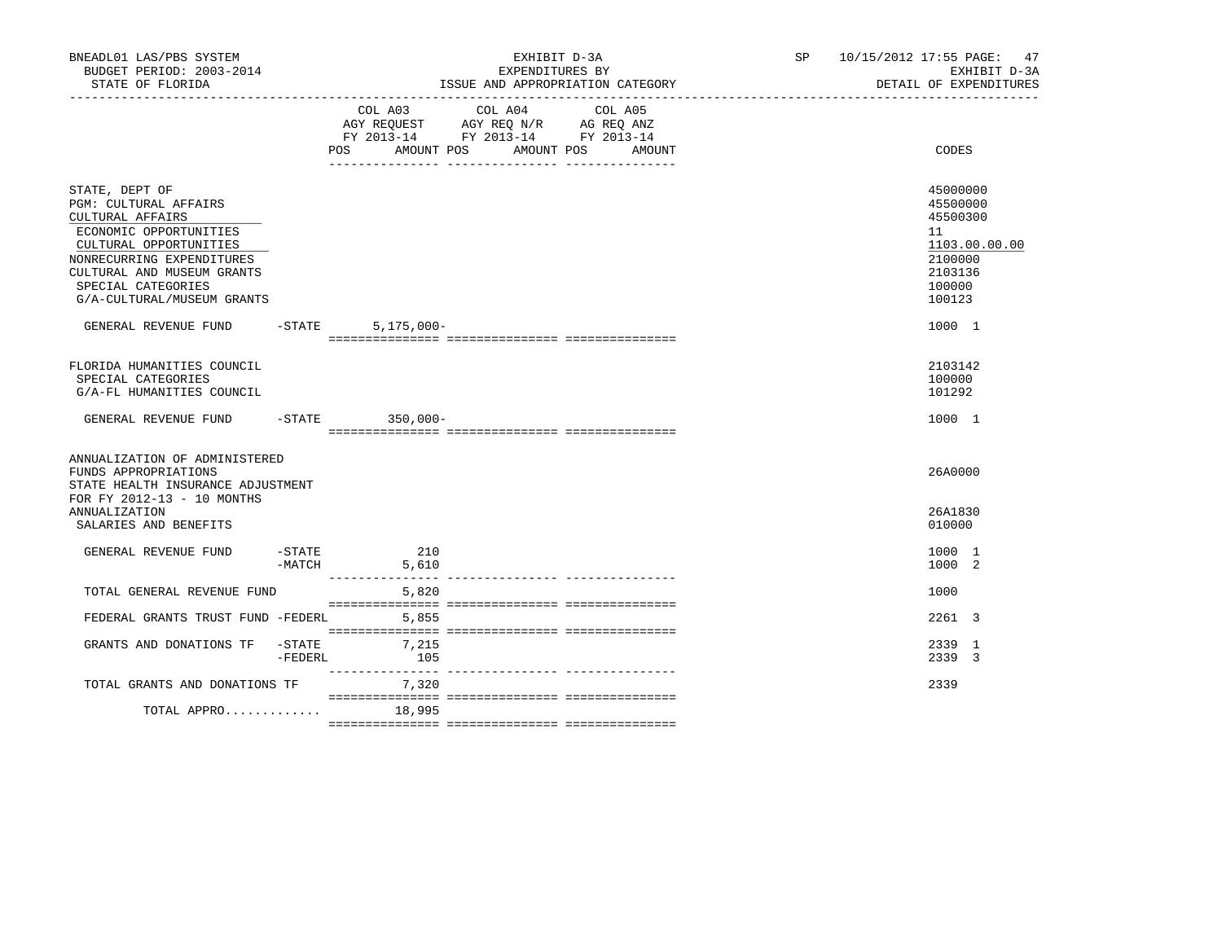BNEADL01 LAS/PBS SYSTEM
BUDGET PERIOD: 2003-2014
STATE OF FLORIDA

EXHIBIT D-3A
EXPENDITURES BY
ISSUE AND APPROPRIATION CATEGORY

SP 10/15/2012 17:55 PAGE: 47
EXHIBIT D-3A
DETAIL OF EXPENDITURES

| | | COL A03 AGY REQUEST FY 2013-14 POS AMOUNT | COL A04 AGY REQ N/R FY 2013-14 POS AMOUNT | COL A05 AG REQ ANZ FY 2013-14 POS AMOUNT | CODES |
|---|---|---|---|---|---|
| STATE, DEPT OF | | | | | 45000000 |
| PGM: CULTURAL AFFAIRS | | | | | 45500000 |
| CULTURAL AFFAIRS | | | | | 45500300 |
| ECONOMIC OPPORTUNITIES | | | | | 11 |
| CULTURAL OPPORTUNITIES | | | | | 1103.00.00.00 |
| NONRECURRING EXPENDITURES | | | | | 2100000 |
| CULTURAL AND MUSEUM GRANTS | | | | | 2103136 |
| SPECIAL CATEGORIES | | | | | 100000 |
| G/A-CULTURAL/MUSEUM GRANTS | | | | | 100123 |
| GENERAL REVENUE FUND | -STATE | 5,175,000- | | | 1000 1 |
| FLORIDA HUMANITIES COUNCIL | | | | | 2103142 |
| SPECIAL CATEGORIES | | | | | 100000 |
| G/A-FL HUMANITIES COUNCIL | | | | | 101292 |
| GENERAL REVENUE FUND | -STATE | 350,000- | | | 1000 1 |
| ANNUALIZATION OF ADMINISTERED FUNDS APPROPRIATIONS | | | | | 26A0000 |
| STATE HEALTH INSURANCE ADJUSTMENT FOR FY 2012-13 - 10 MONTHS ANNUALIZATION | | | | | 26A1830 |
| SALARIES AND BENEFITS | | | | | 010000 |
| GENERAL REVENUE FUND | -STATE | 210 | | | 1000 1 |
| | -MATCH | 5,610 | | | 1000 2 |
| TOTAL GENERAL REVENUE FUND | | 5,820 | | | 1000 |
| FEDERAL GRANTS TRUST FUND | -FEDERL | 5,855 | | | 2261 3 |
| GRANTS AND DONATIONS TF | -STATE | 7,215 | | | 2339 1 |
| | -FEDERL | 105 | | | 2339 3 |
| TOTAL GRANTS AND DONATIONS TF | | 7,320 | | | 2339 |
| TOTAL APPRO............ | | 18,995 | | | |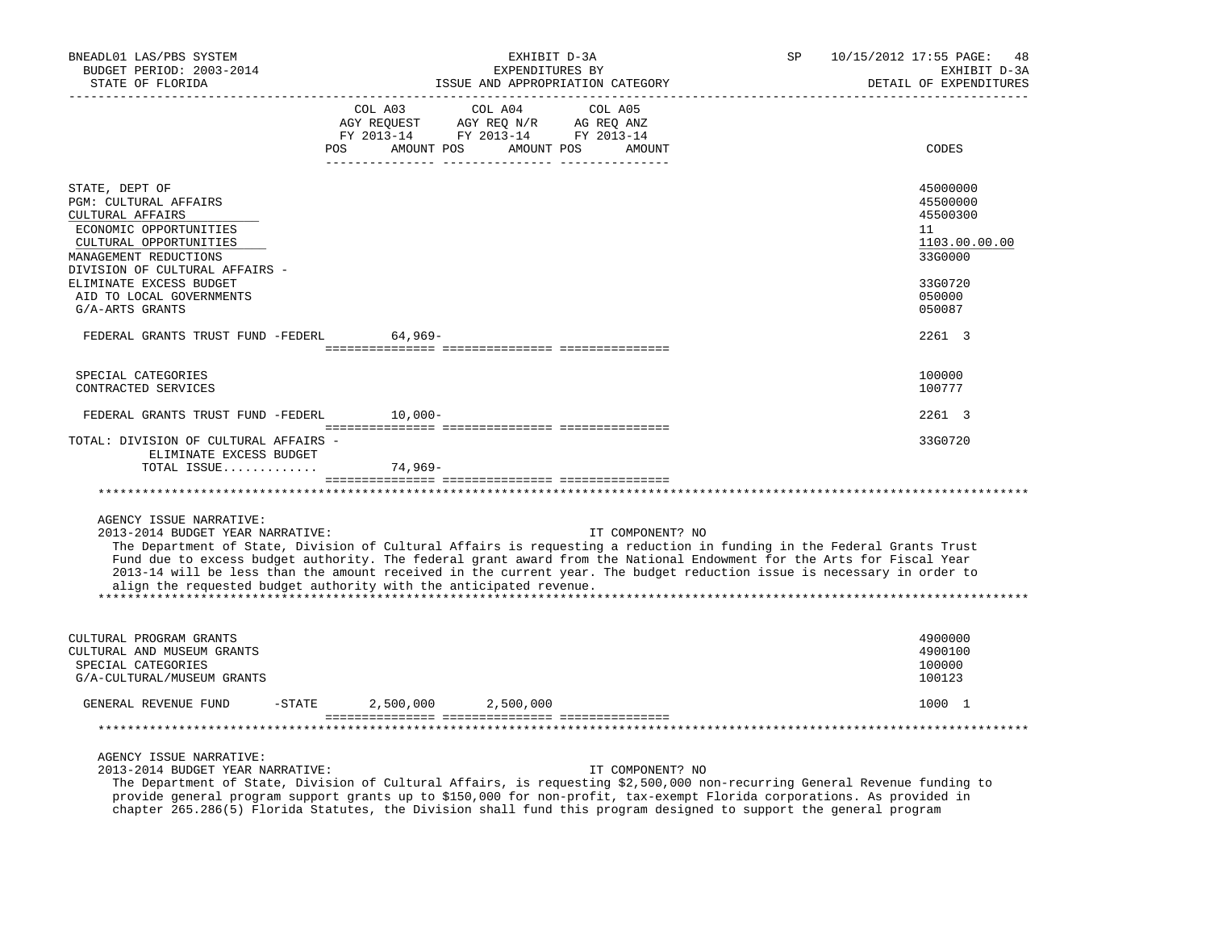| | COL A03 AGY REQUEST FY 2013-14 POS AMOUNT | COL A04 AGY REQ N/R FY 2013-14 POS AMOUNT | COL A05 AG REQ ANZ FY 2013-14 POS AMOUNT | CODES |
|---|---|---|---|---|
| STATE, DEPT OF | | | | 45000000 |
| PGM: CULTURAL AFFAIRS | | | | 45500000 |
| CULTURAL AFFAIRS | | | | 45500300 |
| ECONOMIC OPPORTUNITIES | | | | 11 |
| CULTURAL OPPORTUNITIES | | | | 1103.00.00.00 |
| MANAGEMENT REDUCTIONS | | | | 33G0000 |
| DIVISION OF CULTURAL AFFAIRS - ELIMINATE EXCESS BUDGET | | | | 33G0720 |
| AID TO LOCAL GOVERNMENTS | | | | 050000 |
| G/A-ARTS GRANTS | | | | 050087 |
| FEDERAL GRANTS TRUST FUND -FEDERL | 64,969- | | | 2261 3 |
| SPECIAL CATEGORIES | | | | 100000 |
| CONTRACTED SERVICES | | | | 100777 |
| FEDERAL GRANTS TRUST FUND -FEDERL | 10,000- | | | 2261 3 |
| TOTAL: DIVISION OF CULTURAL AFFAIRS - ELIMINATE EXCESS BUDGET | | | | 33G0720 |
| TOTAL ISSUE............. | 74,969- | | | |

AGENCY ISSUE NARRATIVE:

2013-2014 BUDGET YEAR NARRATIVE: IT COMPONENT? NO

The Department of State, Division of Cultural Affairs is requesting a reduction in funding in the Federal Grants Trust Fund due to excess budget authority. The federal grant award from the National Endowment for the Arts for Fiscal Year 2013-14 will be less than the amount received in the current year. The budget reduction issue is necessary in order to align the requested budget authority with the anticipated revenue.

| | COL A03 | COL A04 | COL A05 | CODES |
|---|---|---|---|---|
| CULTURAL PROGRAM GRANTS | | | | 4900000 |
| CULTURAL AND MUSEUM GRANTS | | | | 4900100 |
| SPECIAL CATEGORIES | | | | 100000 |
| G/A-CULTURAL/MUSEUM GRANTS | | | | 100123 |
| GENERAL REVENUE FUND -STATE | 2,500,000 | 2,500,000 | | 1000 1 |

AGENCY ISSUE NARRATIVE:

2013-2014 BUDGET YEAR NARRATIVE: IT COMPONENT? NO

The Department of State, Division of Cultural Affairs, is requesting $2,500,000 non-recurring General Revenue funding to provide general program support grants up to $150,000 for non-profit, tax-exempt Florida corporations. As provided in chapter 265.286(5) Florida Statutes, the Division shall fund this program designed to support the general program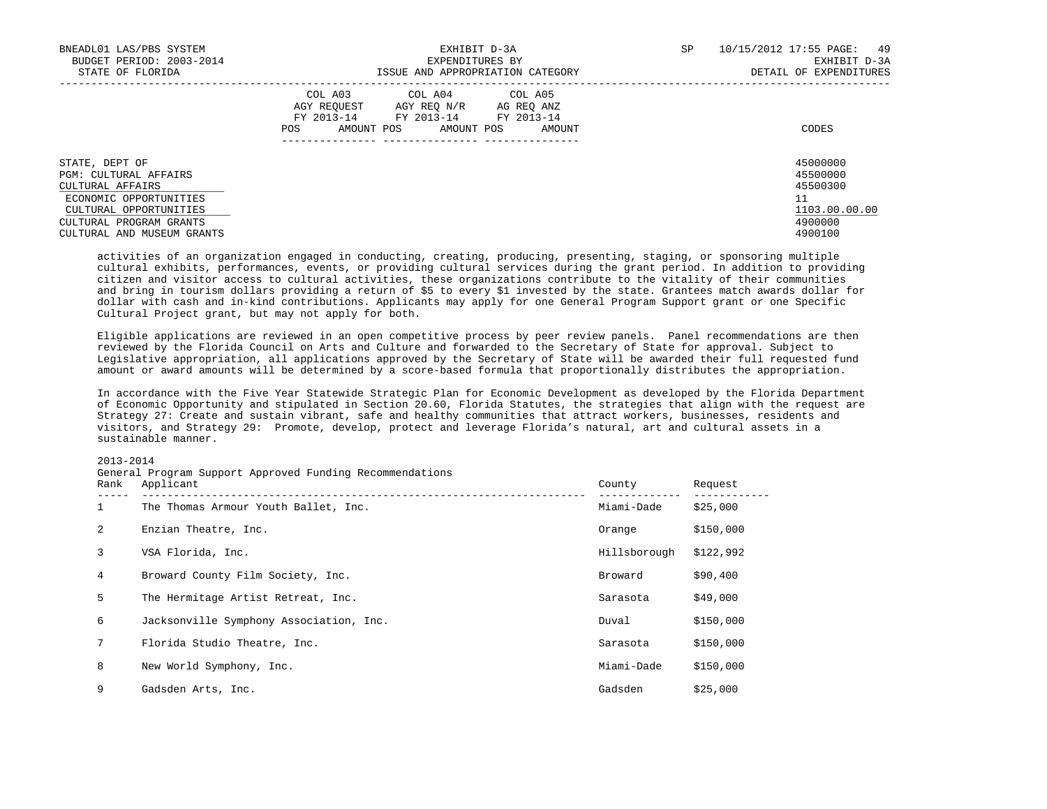| | COL A03 AGY REQUEST FY 2013-14 | | COL A04 AGY REQ N/R FY 2013-14 | | COL A05 AG REQ ANZ FY 2013-14 | | |
|---|---|---|---|---|---|---|---|
| | POS | AMOUNT | POS | AMOUNT | POS | AMOUNT | CODES |
| STATE, DEPT OF | | | | | | | 45000000 |
| PGM: CULTURAL AFFAIRS | | | | | | | 45500000 |
| CULTURAL AFFAIRS | | | | | | | 45500300 |
| ECONOMIC OPPORTUNITIES | | | | | | | 11 |
| CULTURAL OPPORTUNITIES | | | | | | | 1103.00.00.00 |
| CULTURAL PROGRAM GRANTS | | | | | | | 4900000 |
| CULTURAL AND MUSEUM GRANTS | | | | | | | 4900100 |

activities of an organization engaged in conducting, creating, producing, presenting, staging, or sponsoring multiple cultural exhibits, performances, events, or providing cultural services during the grant period. In addition to providing citizen and visitor access to cultural activities, these organizations contribute to the vitality of their communities and bring in tourism dollars providing a return of $5 to every $1 invested by the state. Grantees match awards dollar for dollar with cash and in-kind contributions. Applicants may apply for one General Program Support grant or one Specific Cultural Project grant, but may not apply for both.

Eligible applications are reviewed in an open competitive process by peer review panels. Panel recommendations are then reviewed by the Florida Council on Arts and Culture and forwarded to the Secretary of State for approval. Subject to Legislative appropriation, all applications approved by the Secretary of State will be awarded their full requested fund amount or award amounts will be determined by a score-based formula that proportionally distributes the appropriation.

In accordance with the Five Year Statewide Strategic Plan for Economic Development as developed by the Florida Department of Economic Opportunity and stipulated in Section 20.60, Florida Statutes, the strategies that align with the request are Strategy 27: Create and sustain vibrant, safe and healthy communities that attract workers, businesses, residents and visitors, and Strategy 29: Promote, develop, protect and leverage Florida's natural, art and cultural assets in a sustainable manner.

2013-2014
General Program Support Approved Funding Recommendations

| Rank | Applicant | County | Request |
|---|---|---|---|
| 1 | The Thomas Armour Youth Ballet, Inc. | Miami-Dade | $25,000 |
| 2 | Enzian Theatre, Inc. | Orange | $150,000 |
| 3 | VSA Florida, Inc. | Hillsborough | $122,992 |
| 4 | Broward County Film Society, Inc. | Broward | $90,400 |
| 5 | The Hermitage Artist Retreat, Inc. | Sarasota | $49,000 |
| 6 | Jacksonville Symphony Association, Inc. | Duval | $150,000 |
| 7 | Florida Studio Theatre, Inc. | Sarasota | $150,000 |
| 8 | New World Symphony, Inc. | Miami-Dade | $150,000 |
| 9 | Gadsden Arts, Inc. | Gadsden | $25,000 |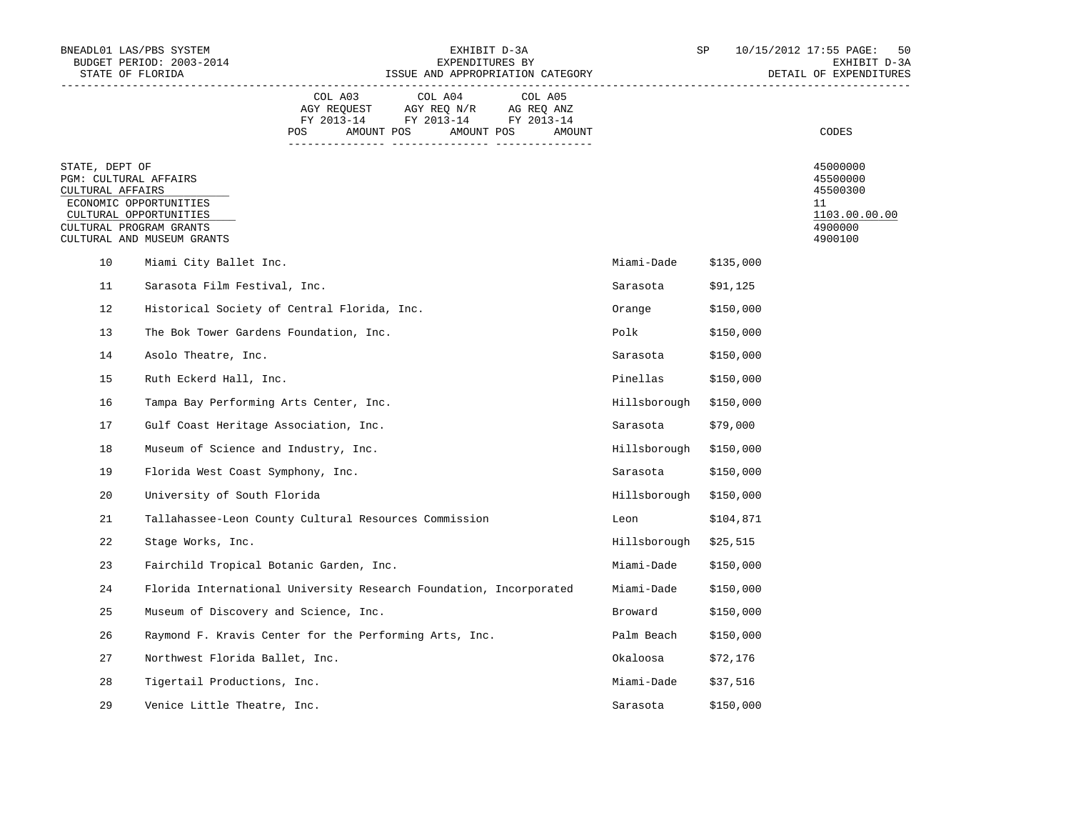BNEADL01 LAS/PBS SYSTEM
BUDGET PERIOD: 2003-2014
STATE OF FLORIDA

EXHIBIT D-3A
EXPENDITURES BY
ISSUE AND APPROPRIATION CATEGORY

SP 10/15/2012 17:55 PAGE: 50
EXHIBIT D-3A
DETAIL OF EXPENDITURES

| | COL A03 AGY REQUEST FY 2013-14 POS AMOUNT | COL A04 AGY REQ N/R FY 2013-14 POS AMOUNT | COL A05 AG REQ ANZ FY 2013-14 POS AMOUNT | CODES |
|---|---|---|---|---|
| STATE, DEPT OF | | | | 45000000 |
| PGM: CULTURAL AFFAIRS | | | | 45500000 |
| CULTURAL AFFAIRS | | | | 45500300 |
| ECONOMIC OPPORTUNITIES | | | | 11 |
| CULTURAL OPPORTUNITIES | | | | 1103.00.00.00 |
| CULTURAL PROGRAM GRANTS | | | | 4900000 |
| CULTURAL AND MUSEUM GRANTS | | | | 4900100 |

| No. | Organization | County | Amount |
|---|---|---|---|
| 10 | Miami City Ballet Inc. | Miami-Dade | $135,000 |
| 11 | Sarasota Film Festival, Inc. | Sarasota | $91,125 |
| 12 | Historical Society of Central Florida, Inc. | Orange | $150,000 |
| 13 | The Bok Tower Gardens Foundation, Inc. | Polk | $150,000 |
| 14 | Asolo Theatre, Inc. | Sarasota | $150,000 |
| 15 | Ruth Eckerd Hall, Inc. | Pinellas | $150,000 |
| 16 | Tampa Bay Performing Arts Center, Inc. | Hillsborough | $150,000 |
| 17 | Gulf Coast Heritage Association, Inc. | Sarasota | $79,000 |
| 18 | Museum of Science and Industry, Inc. | Hillsborough | $150,000 |
| 19 | Florida West Coast Symphony, Inc. | Sarasota | $150,000 |
| 20 | University of South Florida | Hillsborough | $150,000 |
| 21 | Tallahassee-Leon County Cultural Resources Commission | Leon | $104,871 |
| 22 | Stage Works, Inc. | Hillsborough | $25,515 |
| 23 | Fairchild Tropical Botanic Garden, Inc. | Miami-Dade | $150,000 |
| 24 | Florida International University Research Foundation, Incorporated | Miami-Dade | $150,000 |
| 25 | Museum of Discovery and Science, Inc. | Broward | $150,000 |
| 26 | Raymond F. Kravis Center for the Performing Arts, Inc. | Palm Beach | $150,000 |
| 27 | Northwest Florida Ballet, Inc. | Okaloosa | $72,176 |
| 28 | Tigertail Productions, Inc. | Miami-Dade | $37,516 |
| 29 | Venice Little Theatre, Inc. | Sarasota | $150,000 |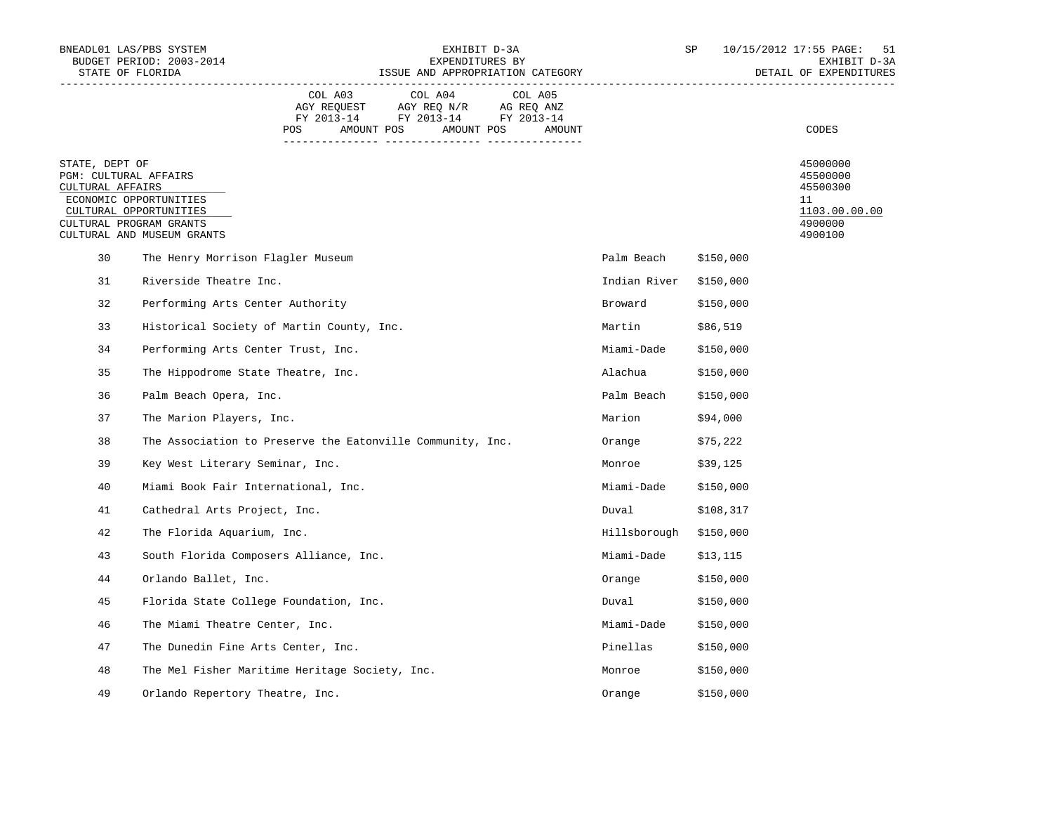| COL A03 AGY REQUEST FY 2013-14 | | COL A04 AGY REQ N/R FY 2013-14 | | COL A05 AG REQ ANZ FY 2013-14 | | |
|---|---|---|---|---|---|---|
| POS | AMOUNT | POS | AMOUNT | POS | AMOUNT | CODES |

STATE, DEPT OF — 45000000
PGM: CULTURAL AFFAIRS — 45500000
CULTURAL AFFAIRS — 45500300
ECONOMIC OPPORTUNITIES — 11
CULTURAL OPPORTUNITIES — 1103.00.00.00
CULTURAL PROGRAM GRANTS — 4900000
CULTURAL AND MUSEUM GRANTS — 4900100

| No. | Organization | County | Amount |
|---|---|---|---|
| 30 | The Henry Morrison Flagler Museum | Palm Beach | $150,000 |
| 31 | Riverside Theatre Inc. | Indian River | $150,000 |
| 32 | Performing Arts Center Authority | Broward | $150,000 |
| 33 | Historical Society of Martin County, Inc. | Martin | $86,519 |
| 34 | Performing Arts Center Trust, Inc. | Miami-Dade | $150,000 |
| 35 | The Hippodrome State Theatre, Inc. | Alachua | $150,000 |
| 36 | Palm Beach Opera, Inc. | Palm Beach | $150,000 |
| 37 | The Marion Players, Inc. | Marion | $94,000 |
| 38 | The Association to Preserve the Eatonville Community, Inc. | Orange | $75,222 |
| 39 | Key West Literary Seminar, Inc. | Monroe | $39,125 |
| 40 | Miami Book Fair International, Inc. | Miami-Dade | $150,000 |
| 41 | Cathedral Arts Project, Inc. | Duval | $108,317 |
| 42 | The Florida Aquarium, Inc. | Hillsborough | $150,000 |
| 43 | South Florida Composers Alliance, Inc. | Miami-Dade | $13,115 |
| 44 | Orlando Ballet, Inc. | Orange | $150,000 |
| 45 | Florida State College Foundation, Inc. | Duval | $150,000 |
| 46 | The Miami Theatre Center, Inc. | Miami-Dade | $150,000 |
| 47 | The Dunedin Fine Arts Center, Inc. | Pinellas | $150,000 |
| 48 | The Mel Fisher Maritime Heritage Society, Inc. | Monroe | $150,000 |
| 49 | Orlando Repertory Theatre, Inc. | Orange | $150,000 |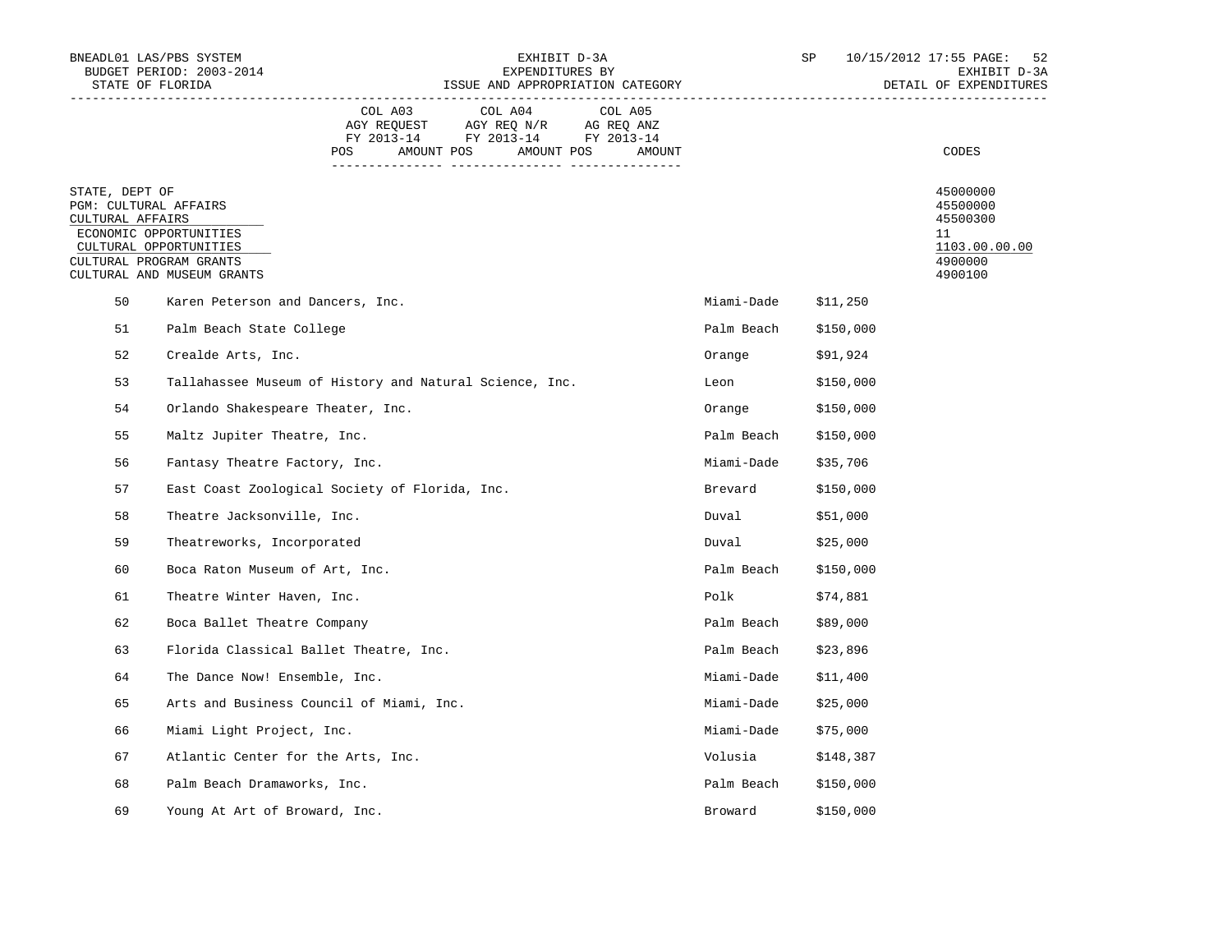BNEADL01 LAS/PBS SYSTEM
BUDGET PERIOD: 2003-2014
STATE OF FLORIDA

EXHIBIT D-3A
EXPENDITURES BY
ISSUE AND APPROPRIATION CATEGORY

SP 10/15/2012 17:55
EXHIBIT D-3A
DETAIL OF EXPENDITURES

| | COL A03 AGY REQUEST FY 2013-14 POS AMOUNT | COL A04 AGY REQ N/R FY 2013-14 POS AMOUNT | COL A05 AG REQ ANZ FY 2013-14 POS AMOUNT | CODES |
|---|---|---|---|---|
| STATE, DEPT OF | | | | 45000000 |
| PGM: CULTURAL AFFAIRS | | | | 45500000 |
| CULTURAL AFFAIRS | | | | 45500300 |
| ECONOMIC OPPORTUNITIES | | | | 11 |
| CULTURAL OPPORTUNITIES | | | | 1103.00.00.00 |
| CULTURAL PROGRAM GRANTS | | | | 4900000 |
| CULTURAL AND MUSEUM GRANTS | | | | 4900100 |

| No. | Organization | County | Amount |
|---|---|---|---|
| 50 | Karen Peterson and Dancers, Inc. | Miami-Dade | $11,250 |
| 51 | Palm Beach State College | Palm Beach | $150,000 |
| 52 | Crealde Arts, Inc. | Orange | $91,924 |
| 53 | Tallahassee Museum of History and Natural Science, Inc. | Leon | $150,000 |
| 54 | Orlando Shakespeare Theater, Inc. | Orange | $150,000 |
| 55 | Maltz Jupiter Theatre, Inc. | Palm Beach | $150,000 |
| 56 | Fantasy Theatre Factory, Inc. | Miami-Dade | $35,706 |
| 57 | East Coast Zoological Society of Florida, Inc. | Brevard | $150,000 |
| 58 | Theatre Jacksonville, Inc. | Duval | $51,000 |
| 59 | Theatreworks, Incorporated | Duval | $25,000 |
| 60 | Boca Raton Museum of Art, Inc. | Palm Beach | $150,000 |
| 61 | Theatre Winter Haven, Inc. | Polk | $74,881 |
| 62 | Boca Ballet Theatre Company | Palm Beach | $89,000 |
| 63 | Florida Classical Ballet Theatre, Inc. | Palm Beach | $23,896 |
| 64 | The Dance Now! Ensemble, Inc. | Miami-Dade | $11,400 |
| 65 | Arts and Business Council of Miami, Inc. | Miami-Dade | $25,000 |
| 66 | Miami Light Project, Inc. | Miami-Dade | $75,000 |
| 67 | Atlantic Center for the Arts, Inc. | Volusia | $148,387 |
| 68 | Palm Beach Dramaworks, Inc. | Palm Beach | $150,000 |
| 69 | Young At Art of Broward, Inc. | Broward | $150,000 |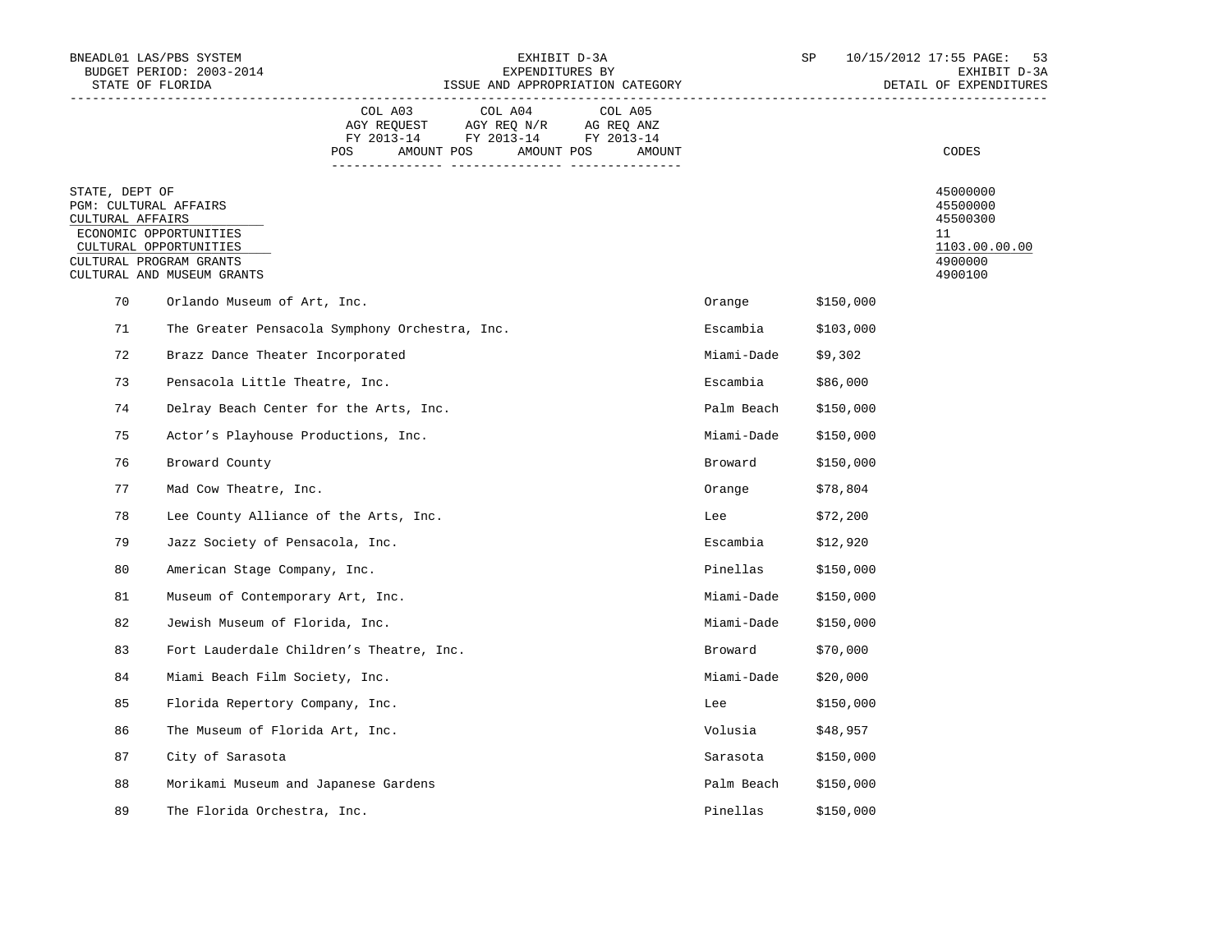BNEADL01 LAS/PBS SYSTEM
BUDGET PERIOD: 2003-2014
STATE OF FLORIDA

EXHIBIT D-3A
EXPENDITURES BY
ISSUE AND APPROPRIATION CATEGORY

SP 10/15/2012 17:55 PAGE: 53
EXHIBIT D-3A
DETAIL OF EXPENDITURES

| | COL A03 AGY REQUEST FY 2013-14 | | COL A04 AGY REQ N/R FY 2013-14 | | COL A05 AG REQ ANZ FY 2013-14 | | |
|---|---|---|---|---|---|---|---|
| | POS | AMOUNT | POS | AMOUNT | POS | AMOUNT | CODES |

| | CODES |
|---|---|
| STATE, DEPT OF | 45000000 |
| PGM: CULTURAL AFFAIRS | 45500000 |
| CULTURAL AFFAIRS | 45500300 |
| ECONOMIC OPPORTUNITIES | 11 |
| CULTURAL OPPORTUNITIES | 1103.00.00.00 |
| CULTURAL PROGRAM GRANTS | 4900000 |
| CULTURAL AND MUSEUM GRANTS | 4900100 |

| No. | Organization | County | Amount |
|---|---|---|---|
| 70 | Orlando Museum of Art, Inc. | Orange | $150,000 |
| 71 | The Greater Pensacola Symphony Orchestra, Inc. | Escambia | $103,000 |
| 72 | Brazz Dance Theater Incorporated | Miami-Dade | $9,302 |
| 73 | Pensacola Little Theatre, Inc. | Escambia | $86,000 |
| 74 | Delray Beach Center for the Arts, Inc. | Palm Beach | $150,000 |
| 75 | Actor's Playhouse Productions, Inc. | Miami-Dade | $150,000 |
| 76 | Broward County | Broward | $150,000 |
| 77 | Mad Cow Theatre, Inc. | Orange | $78,804 |
| 78 | Lee County Alliance of the Arts, Inc. | Lee | $72,200 |
| 79 | Jazz Society of Pensacola, Inc. | Escambia | $12,920 |
| 80 | American Stage Company, Inc. | Pinellas | $150,000 |
| 81 | Museum of Contemporary Art, Inc. | Miami-Dade | $150,000 |
| 82 | Jewish Museum of Florida, Inc. | Miami-Dade | $150,000 |
| 83 | Fort Lauderdale Children's Theatre, Inc. | Broward | $70,000 |
| 84 | Miami Beach Film Society, Inc. | Miami-Dade | $20,000 |
| 85 | Florida Repertory Company, Inc. | Lee | $150,000 |
| 86 | The Museum of Florida Art, Inc. | Volusia | $48,957 |
| 87 | City of Sarasota | Sarasota | $150,000 |
| 88 | Morikami Museum and Japanese Gardens | Palm Beach | $150,000 |
| 89 | The Florida Orchestra, Inc. | Pinellas | $150,000 |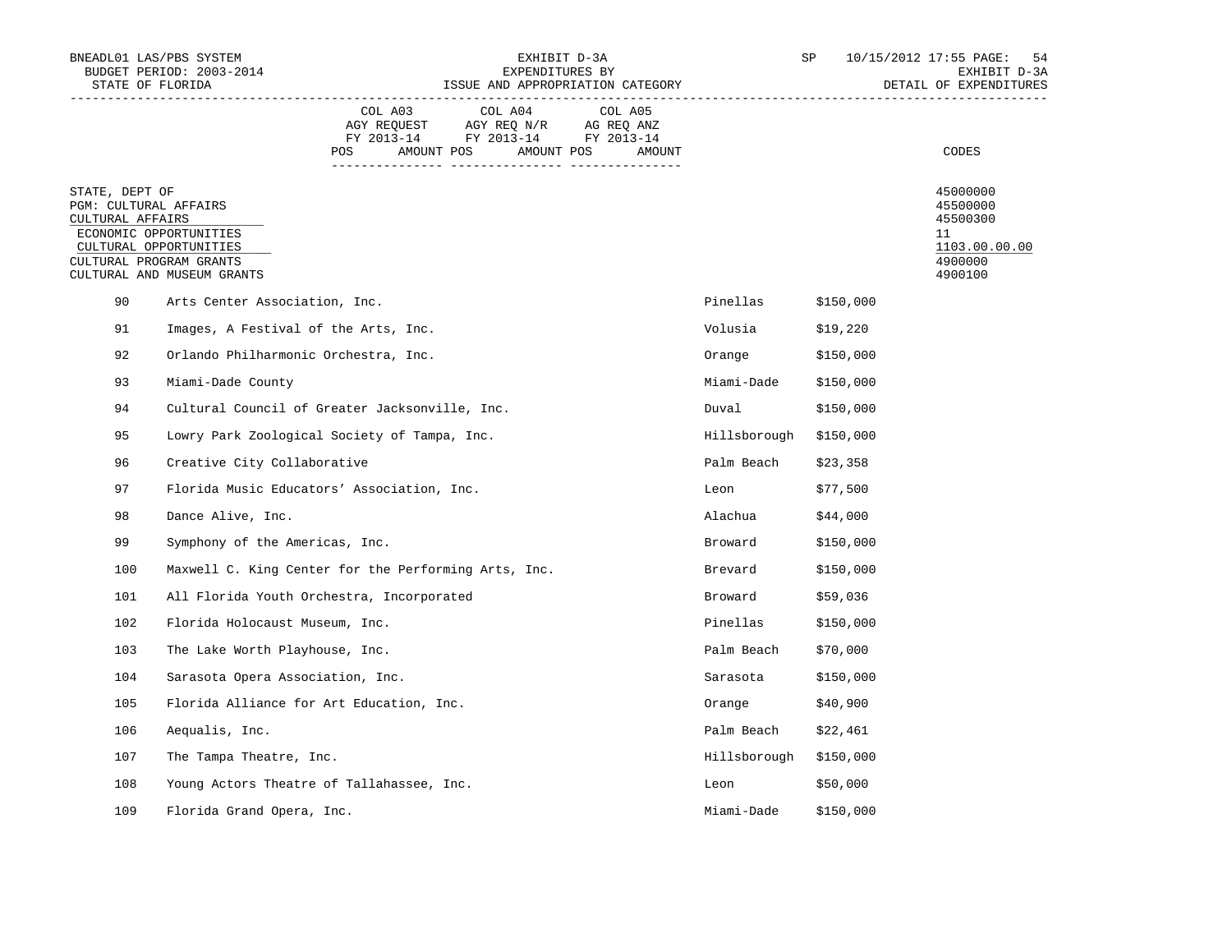EXHIBIT D-3A
EXPENDITURES BY
ISSUE AND APPROPRIATION CATEGORY

BNEADL01 LAS/PBS SYSTEM
BUDGET PERIOD: 2003-2014
STATE OF FLORIDA

SP 10/15/2012 17:55
EXHIBIT D-3A
DETAIL OF EXPENDITURES

| | COL A03 AGY REQUEST FY 2013-14 POS AMOUNT | COL A04 AGY REQ N/R FY 2013-14 POS AMOUNT | COL A05 AG REQ ANZ FY 2013-14 POS AMOUNT | CODES |
|---|---|---|---|---|
| STATE, DEPT OF | | | | 45000000 |
| PGM: CULTURAL AFFAIRS | | | | 45500000 |
| CULTURAL AFFAIRS | | | | 45500300 |
| ECONOMIC OPPORTUNITIES | | | | 11 |
| CULTURAL OPPORTUNITIES | | | | 1103.00.00.00 |
| CULTURAL PROGRAM GRANTS | | | | 4900000 |
| CULTURAL AND MUSEUM GRANTS | | | | 4900100 |

| No. | Organization | County | Amount |
|---|---|---|---|
| 90 | Arts Center Association, Inc. | Pinellas | $150,000 |
| 91 | Images, A Festival of the Arts, Inc. | Volusia | $19,220 |
| 92 | Orlando Philharmonic Orchestra, Inc. | Orange | $150,000 |
| 93 | Miami-Dade County | Miami-Dade | $150,000 |
| 94 | Cultural Council of Greater Jacksonville, Inc. | Duval | $150,000 |
| 95 | Lowry Park Zoological Society of Tampa, Inc. | Hillsborough | $150,000 |
| 96 | Creative City Collaborative | Palm Beach | $23,358 |
| 97 | Florida Music Educators' Association, Inc. | Leon | $77,500 |
| 98 | Dance Alive, Inc. | Alachua | $44,000 |
| 99 | Symphony of the Americas, Inc. | Broward | $150,000 |
| 100 | Maxwell C. King Center for the Performing Arts, Inc. | Brevard | $150,000 |
| 101 | All Florida Youth Orchestra, Incorporated | Broward | $59,036 |
| 102 | Florida Holocaust Museum, Inc. | Pinellas | $150,000 |
| 103 | The Lake Worth Playhouse, Inc. | Palm Beach | $70,000 |
| 104 | Sarasota Opera Association, Inc. | Sarasota | $150,000 |
| 105 | Florida Alliance for Art Education, Inc. | Orange | $40,900 |
| 106 | Aequalis, Inc. | Palm Beach | $22,461 |
| 107 | The Tampa Theatre, Inc. | Hillsborough | $150,000 |
| 108 | Young Actors Theatre of Tallahassee, Inc. | Leon | $50,000 |
| 109 | Florida Grand Opera, Inc. | Miami-Dade | $150,000 |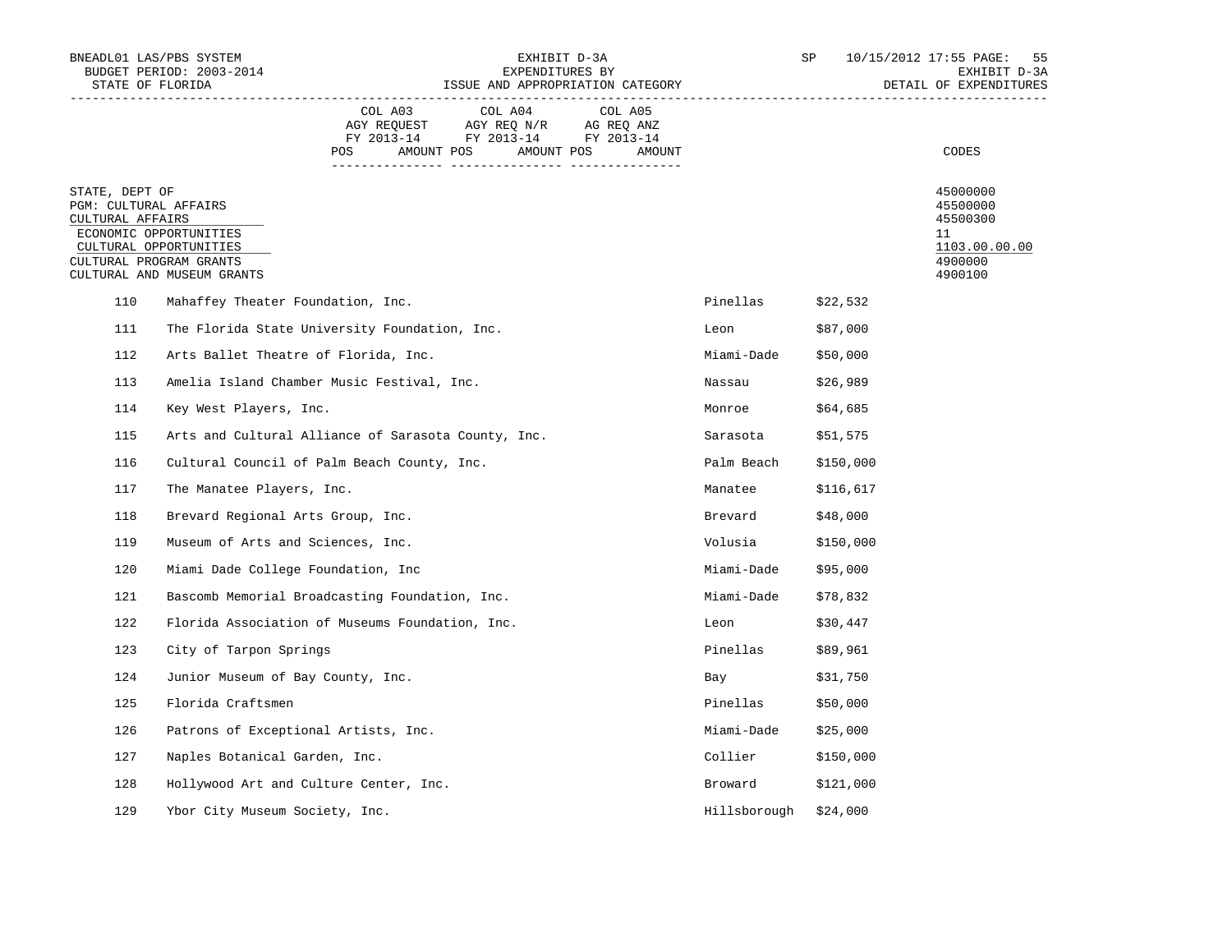BNEADL01 LAS/PBS SYSTEM
BUDGET PERIOD: 2003-2014
STATE OF FLORIDA

EXHIBIT D-3A
EXPENDITURES BY
ISSUE AND APPROPRIATION CATEGORY

SP 10/15/2012 17:55 PAGE: 55
EXHIBIT D-3A
DETAIL OF EXPENDITURES

| | COL A03 AGY REQUEST FY 2013-14 POS AMOUNT | COL A04 AGY REQ N/R FY 2013-14 POS AMOUNT | COL A05 AG REQ ANZ FY 2013-14 POS AMOUNT | CODES |
|---|---|---|---|---|
| STATE, DEPT OF | | | | 45000000 |
| PGM: CULTURAL AFFAIRS | | | | 45500000 |
| CULTURAL AFFAIRS | | | | 45500300 |
| ECONOMIC OPPORTUNITIES | | | | 11 |
| CULTURAL OPPORTUNITIES | | | | 1103.00.00.00 |
| CULTURAL PROGRAM GRANTS | | | | 4900000 |
| CULTURAL AND MUSEUM GRANTS | | | | 4900100 |

| No. | Organization | County | Amount |
|---|---|---|---|
| 110 | Mahaffey Theater Foundation, Inc. | Pinellas | $22,532 |
| 111 | The Florida State University Foundation, Inc. | Leon | $87,000 |
| 112 | Arts Ballet Theatre of Florida, Inc. | Miami-Dade | $50,000 |
| 113 | Amelia Island Chamber Music Festival, Inc. | Nassau | $26,989 |
| 114 | Key West Players, Inc. | Monroe | $64,685 |
| 115 | Arts and Cultural Alliance of Sarasota County, Inc. | Sarasota | $51,575 |
| 116 | Cultural Council of Palm Beach County, Inc. | Palm Beach | $150,000 |
| 117 | The Manatee Players, Inc. | Manatee | $116,617 |
| 118 | Brevard Regional Arts Group, Inc. | Brevard | $48,000 |
| 119 | Museum of Arts and Sciences, Inc. | Volusia | $150,000 |
| 120 | Miami Dade College Foundation, Inc | Miami-Dade | $95,000 |
| 121 | Bascomb Memorial Broadcasting Foundation, Inc. | Miami-Dade | $78,832 |
| 122 | Florida Association of Museums Foundation, Inc. | Leon | $30,447 |
| 123 | City of Tarpon Springs | Pinellas | $89,961 |
| 124 | Junior Museum of Bay County, Inc. | Bay | $31,750 |
| 125 | Florida Craftsmen | Pinellas | $50,000 |
| 126 | Patrons of Exceptional Artists, Inc. | Miami-Dade | $25,000 |
| 127 | Naples Botanical Garden, Inc. | Collier | $150,000 |
| 128 | Hollywood Art and Culture Center, Inc. | Broward | $121,000 |
| 129 | Ybor City Museum Society, Inc. | Hillsborough | $24,000 |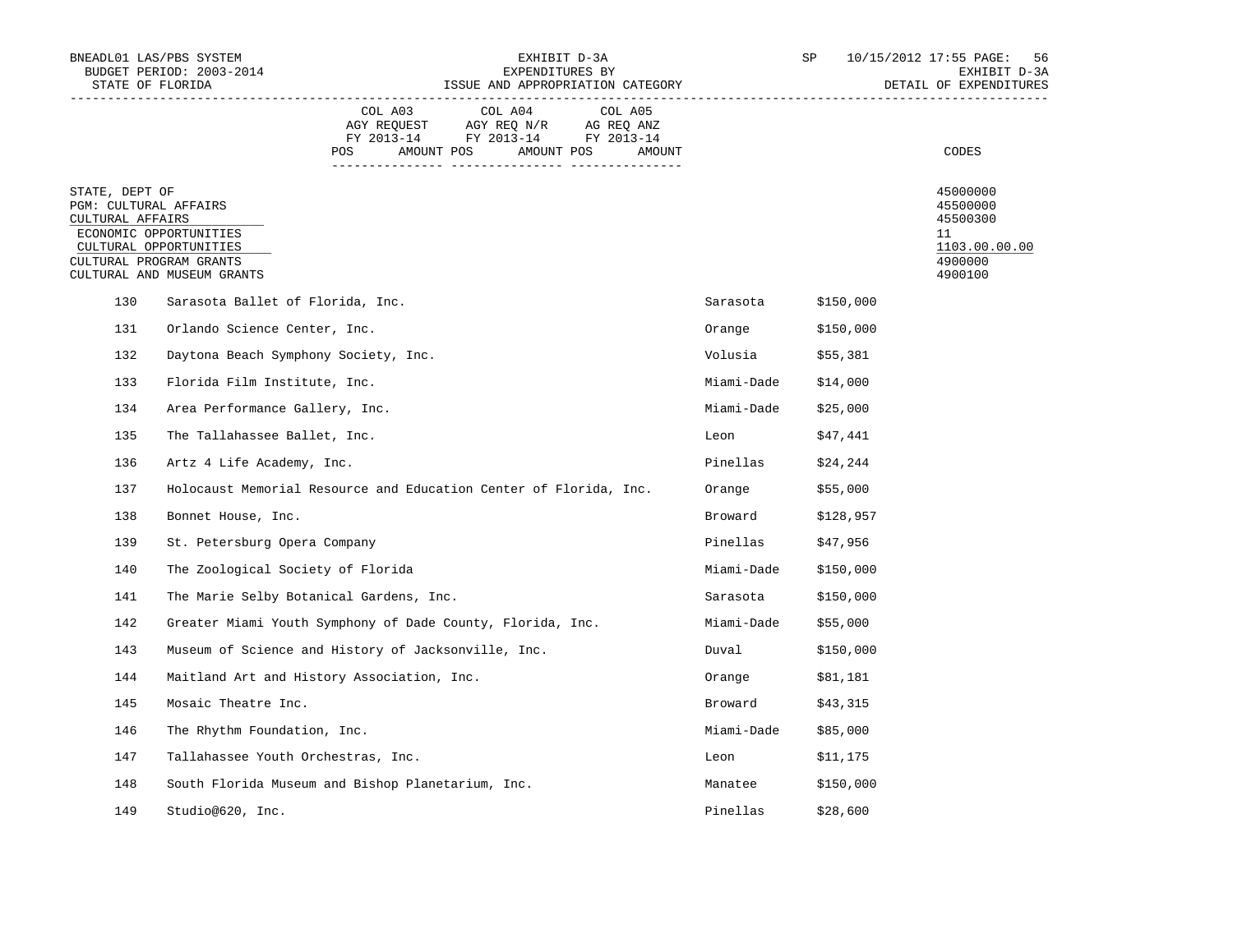BNEADL01 LAS/PBS SYSTEM
BUDGET PERIOD: 2003-2014
STATE OF FLORIDA

EXHIBIT D-3A
EXPENDITURES BY
ISSUE AND APPROPRIATION CATEGORY

SP 10/15/2012 17:55 PAGE: 56
EXHIBIT D-3A
DETAIL OF EXPENDITURES

| | COL A03 AGY REQUEST FY 2013-14 POS AMOUNT | COL A04 AGY REQ N/R FY 2013-14 POS AMOUNT | COL A05 AG REQ ANZ FY 2013-14 POS AMOUNT | CODES |
|---|---|---|---|---|
| STATE, DEPT OF | | | | 45000000 |
| PGM: CULTURAL AFFAIRS | | | | 45500000 |
| CULTURAL AFFAIRS | | | | 45500300 |
| ECONOMIC OPPORTUNITIES | | | | 11 |
| CULTURAL OPPORTUNITIES | | | | 1103.00.00.00 |
| CULTURAL PROGRAM GRANTS | | | | 4900000 |
| CULTURAL AND MUSEUM GRANTS | | | | 4900100 |

| No. | Organization | County | Amount |
|---|---|---|---|
| 130 | Sarasota Ballet of Florida, Inc. | Sarasota | $150,000 |
| 131 | Orlando Science Center, Inc. | Orange | $150,000 |
| 132 | Daytona Beach Symphony Society, Inc. | Volusia | $55,381 |
| 133 | Florida Film Institute, Inc. | Miami-Dade | $14,000 |
| 134 | Area Performance Gallery, Inc. | Miami-Dade | $25,000 |
| 135 | The Tallahassee Ballet, Inc. | Leon | $47,441 |
| 136 | Artz 4 Life Academy, Inc. | Pinellas | $24,244 |
| 137 | Holocaust Memorial Resource and Education Center of Florida, Inc. | Orange | $55,000 |
| 138 | Bonnet House, Inc. | Broward | $128,957 |
| 139 | St. Petersburg Opera Company | Pinellas | $47,956 |
| 140 | The Zoological Society of Florida | Miami-Dade | $150,000 |
| 141 | The Marie Selby Botanical Gardens, Inc. | Sarasota | $150,000 |
| 142 | Greater Miami Youth Symphony of Dade County, Florida, Inc. | Miami-Dade | $55,000 |
| 143 | Museum of Science and History of Jacksonville, Inc. | Duval | $150,000 |
| 144 | Maitland Art and History Association, Inc. | Orange | $81,181 |
| 145 | Mosaic Theatre Inc. | Broward | $43,315 |
| 146 | The Rhythm Foundation, Inc. | Miami-Dade | $85,000 |
| 147 | Tallahassee Youth Orchestras, Inc. | Leon | $11,175 |
| 148 | South Florida Museum and Bishop Planetarium, Inc. | Manatee | $150,000 |
| 149 | Studio@620, Inc. | Pinellas | $28,600 |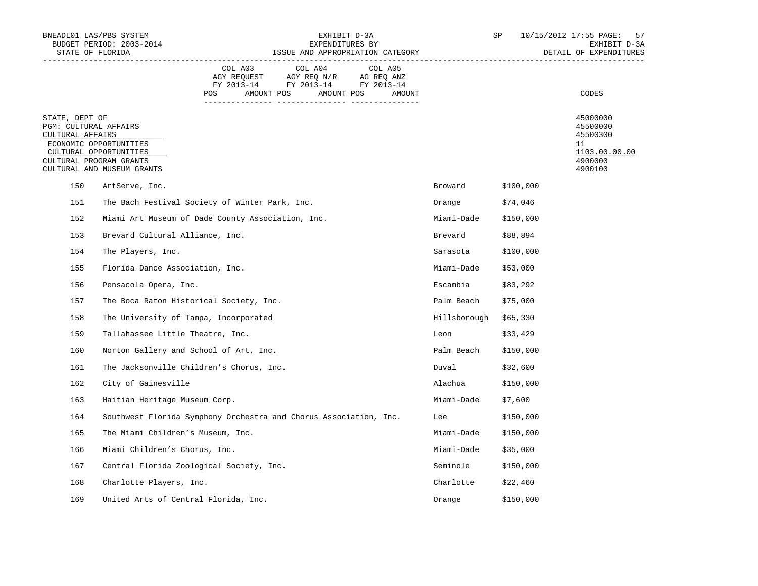| | COL A03 AGY REQUEST FY 2013-14 | | COL A04 AGY REQ N/R FY 2013-14 | | COL A05 AG REQ ANZ FY 2013-14 | | CODES |
|---|---|---|---|---|---|---|---|
| | POS | AMOUNT | POS | AMOUNT | POS | AMOUNT | |

STATE, DEPT OF — 45000000
PGM: CULTURAL AFFAIRS — 45500000
CULTURAL AFFAIRS — 45500300
ECONOMIC OPPORTUNITIES — 11
CULTURAL OPPORTUNITIES — 1103.00.00.00
CULTURAL PROGRAM GRANTS — 4900000
CULTURAL AND MUSEUM GRANTS — 4900100

| No. | Organization | County | Amount |
|---|---|---|---|
| 150 | ArtServe, Inc. | Broward | $100,000 |
| 151 | The Bach Festival Society of Winter Park, Inc. | Orange | $74,046 |
| 152 | Miami Art Museum of Dade County Association, Inc. | Miami-Dade | $150,000 |
| 153 | Brevard Cultural Alliance, Inc. | Brevard | $88,894 |
| 154 | The Players, Inc. | Sarasota | $100,000 |
| 155 | Florida Dance Association, Inc. | Miami-Dade | $53,000 |
| 156 | Pensacola Opera, Inc. | Escambia | $83,292 |
| 157 | The Boca Raton Historical Society, Inc. | Palm Beach | $75,000 |
| 158 | The University of Tampa, Incorporated | Hillsborough | $65,330 |
| 159 | Tallahassee Little Theatre, Inc. | Leon | $33,429 |
| 160 | Norton Gallery and School of Art, Inc. | Palm Beach | $150,000 |
| 161 | The Jacksonville Children's Chorus, Inc. | Duval | $32,600 |
| 162 | City of Gainesville | Alachua | $150,000 |
| 163 | Haitian Heritage Museum Corp. | Miami-Dade | $7,600 |
| 164 | Southwest Florida Symphony Orchestra and Chorus Association, Inc. | Lee | $150,000 |
| 165 | The Miami Children's Museum, Inc. | Miami-Dade | $150,000 |
| 166 | Miami Children's Chorus, Inc. | Miami-Dade | $35,000 |
| 167 | Central Florida Zoological Society, Inc. | Seminole | $150,000 |
| 168 | Charlotte Players, Inc. | Charlotte | $22,460 |
| 169 | United Arts of Central Florida, Inc. | Orange | $150,000 |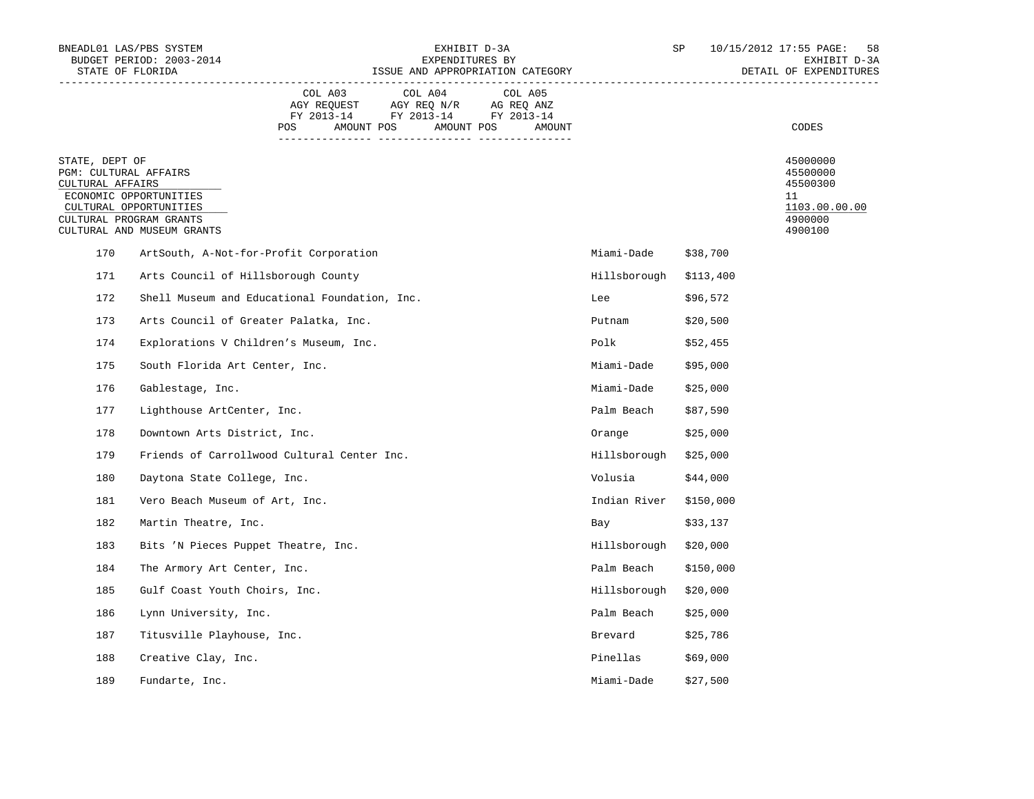BNEADL01 LAS/PBS SYSTEM
BUDGET PERIOD: 2003-2014
STATE OF FLORIDA

EXHIBIT D-3A
EXPENDITURES BY
ISSUE AND APPROPRIATION CATEGORY

SP 10/15/2012 17:55 PAGE: 58
EXHIBIT D-3A
DETAIL OF EXPENDITURES

| | COL A03 AGY REQUEST FY 2013-14 POS AMOUNT | COL A04 AGY REQ N/R FY 2013-14 POS AMOUNT | COL A05 AG REQ ANZ FY 2013-14 POS AMOUNT | CODES |
|---|---|---|---|---|
| STATE, DEPT OF | | | | 45000000 |
| PGM: CULTURAL AFFAIRS | | | | 45500000 |
| CULTURAL AFFAIRS | | | | 45500300 |
| ECONOMIC OPPORTUNITIES | | | | 11 |
| CULTURAL OPPORTUNITIES | | | | 1103.00.00.00 |
| CULTURAL PROGRAM GRANTS | | | | 4900000 |
| CULTURAL AND MUSEUM GRANTS | | | | 4900100 |

| No. | Organization | County | Amount |
|---|---|---|---|
| 170 | ArtSouth, A-Not-for-Profit Corporation | Miami-Dade | $38,700 |
| 171 | Arts Council of Hillsborough County | Hillsborough | $113,400 |
| 172 | Shell Museum and Educational Foundation, Inc. | Lee | $96,572 |
| 173 | Arts Council of Greater Palatka, Inc. | Putnam | $20,500 |
| 174 | Explorations V Children's Museum, Inc. | Polk | $52,455 |
| 175 | South Florida Art Center, Inc. | Miami-Dade | $95,000 |
| 176 | Gablestage, Inc. | Miami-Dade | $25,000 |
| 177 | Lighthouse ArtCenter, Inc. | Palm Beach | $87,590 |
| 178 | Downtown Arts District, Inc. | Orange | $25,000 |
| 179 | Friends of Carrollwood Cultural Center Inc. | Hillsborough | $25,000 |
| 180 | Daytona State College, Inc. | Volusia | $44,000 |
| 181 | Vero Beach Museum of Art, Inc. | Indian River | $150,000 |
| 182 | Martin Theatre, Inc. | Bay | $33,137 |
| 183 | Bits 'N Pieces Puppet Theatre, Inc. | Hillsborough | $20,000 |
| 184 | The Armory Art Center, Inc. | Palm Beach | $150,000 |
| 185 | Gulf Coast Youth Choirs, Inc. | Hillsborough | $20,000 |
| 186 | Lynn University, Inc. | Palm Beach | $25,000 |
| 187 | Titusville Playhouse, Inc. | Brevard | $25,786 |
| 188 | Creative Clay, Inc. | Pinellas | $69,000 |
| 189 | Fundarte, Inc. | Miami-Dade | $27,500 |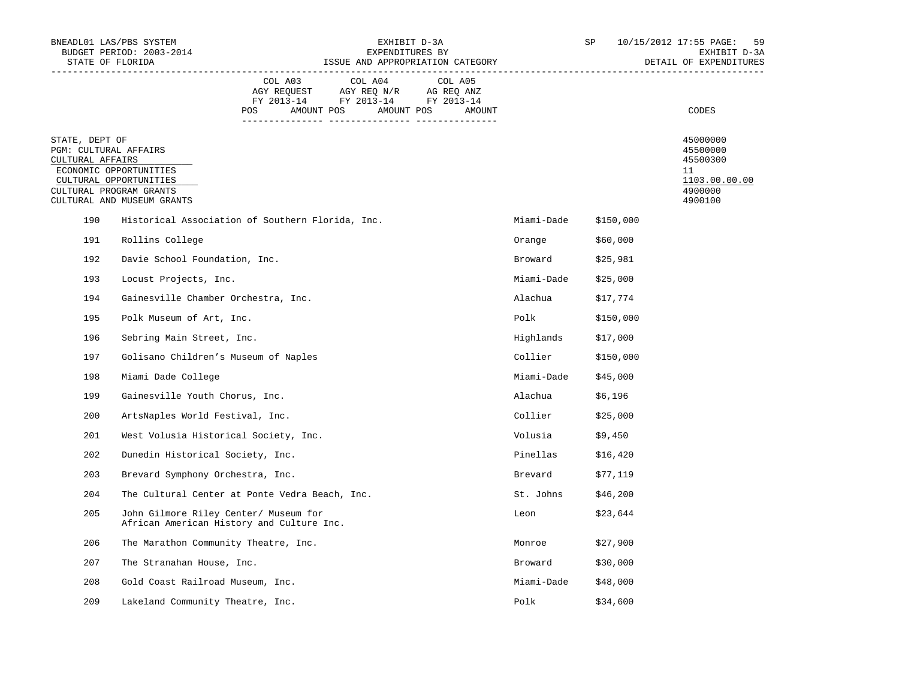BNEADL01 LAS/PBS SYSTEM
BUDGET PERIOD: 2003-2014
STATE OF FLORIDA

EXHIBIT D-3A
EXPENDITURES BY
ISSUE AND APPROPRIATION CATEGORY

SP 10/15/2012 17:55
EXHIBIT D-3A
DETAIL OF EXPENDITURES

| | COL A03 AGY REQUEST FY 2013-14 POS AMOUNT | COL A04 AGY REQ N/R FY 2013-14 POS AMOUNT | COL A05 AG REQ ANZ FY 2013-14 POS AMOUNT | CODES |
|---|---|---|---|---|
| STATE, DEPT OF | | | | 45000000 |
| PGM: CULTURAL AFFAIRS | | | | 45500000 |
| CULTURAL AFFAIRS | | | | 45500300 |
| ECONOMIC OPPORTUNITIES | | | | 11 |
| CULTURAL OPPORTUNITIES | | | | 1103.00.00.00 |
| CULTURAL PROGRAM GRANTS | | | | 4900000 |
| CULTURAL AND MUSEUM GRANTS | | | | 4900100 |

| No. | Organization | County | Amount |
|---|---|---|---|
| 190 | Historical Association of Southern Florida, Inc. | Miami-Dade | $150,000 |
| 191 | Rollins College | Orange | $60,000 |
| 192 | Davie School Foundation, Inc. | Broward | $25,981 |
| 193 | Locust Projects, Inc. | Miami-Dade | $25,000 |
| 194 | Gainesville Chamber Orchestra, Inc. | Alachua | $17,774 |
| 195 | Polk Museum of Art, Inc. | Polk | $150,000 |
| 196 | Sebring Main Street, Inc. | Highlands | $17,000 |
| 197 | Golisano Children's Museum of Naples | Collier | $150,000 |
| 198 | Miami Dade College | Miami-Dade | $45,000 |
| 199 | Gainesville Youth Chorus, Inc. | Alachua | $6,196 |
| 200 | ArtsNaples World Festival, Inc. | Collier | $25,000 |
| 201 | West Volusia Historical Society, Inc. | Volusia | $9,450 |
| 202 | Dunedin Historical Society, Inc. | Pinellas | $16,420 |
| 203 | Brevard Symphony Orchestra, Inc. | Brevard | $77,119 |
| 204 | The Cultural Center at Ponte Vedra Beach, Inc. | St. Johns | $46,200 |
| 205 | John Gilmore Riley Center/ Museum for African American History and Culture Inc. | Leon | $23,644 |
| 206 | The Marathon Community Theatre, Inc. | Monroe | $27,900 |
| 207 | The Stranahan House, Inc. | Broward | $30,000 |
| 208 | Gold Coast Railroad Museum, Inc. | Miami-Dade | $48,000 |
| 209 | Lakeland Community Theatre, Inc. | Polk | $34,600 |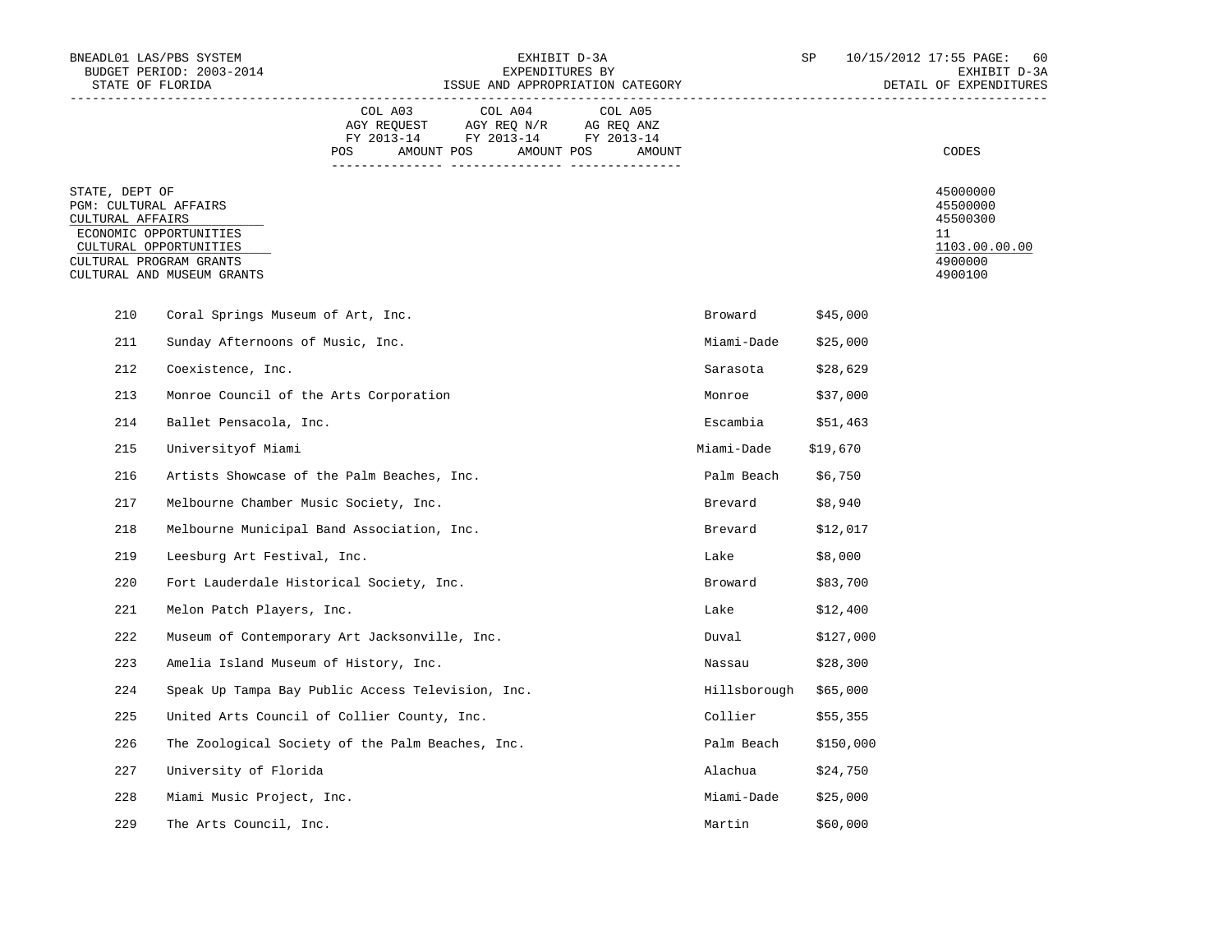BNEADL01 LAS/PBS SYSTEM
BUDGET PERIOD: 2003-2014
STATE OF FLORIDA

EXHIBIT D-3A
EXPENDITURES BY
ISSUE AND APPROPRIATION CATEGORY

SP 10/15/2012 17:55

EXHIBIT D-3A
DETAIL OF EXPENDITURES

| | COL A03 AGY REQUEST FY 2013-14 | | COL A04 AGY REQ N/R FY 2013-14 | | COL A05 AG REQ ANZ FY 2013-14 | | |
|---|---|---|---|---|---|---|---|
| | POS | AMOUNT | POS | AMOUNT | POS | AMOUNT | CODES |

| | CODES |
|---|---|
| STATE, DEPT OF | 45000000 |
| PGM: CULTURAL AFFAIRS | 45500000 |
| CULTURAL AFFAIRS | 45500300 |
| ECONOMIC OPPORTUNITIES | 11 |
| CULTURAL OPPORTUNITIES | 1103.00.00.00 |
| CULTURAL PROGRAM GRANTS | 4900000 |
| CULTURAL AND MUSEUM GRANTS | 4900100 |

| No. | Organization | County | Amount |
|---|---|---|---|
| 210 | Coral Springs Museum of Art, Inc. | Broward | $45,000 |
| 211 | Sunday Afternoons of Music, Inc. | Miami-Dade | $25,000 |
| 212 | Coexistence, Inc. | Sarasota | $28,629 |
| 213 | Monroe Council of the Arts Corporation | Monroe | $37,000 |
| 214 | Ballet Pensacola, Inc. | Escambia | $51,463 |
| 215 | Universityof Miami | Miami-Dade | $19,670 |
| 216 | Artists Showcase of the Palm Beaches, Inc. | Palm Beach | $6,750 |
| 217 | Melbourne Chamber Music Society, Inc. | Brevard | $8,940 |
| 218 | Melbourne Municipal Band Association, Inc. | Brevard | $12,017 |
| 219 | Leesburg Art Festival, Inc. | Lake | $8,000 |
| 220 | Fort Lauderdale Historical Society, Inc. | Broward | $83,700 |
| 221 | Melon Patch Players, Inc. | Lake | $12,400 |
| 222 | Museum of Contemporary Art Jacksonville, Inc. | Duval | $127,000 |
| 223 | Amelia Island Museum of History, Inc. | Nassau | $28,300 |
| 224 | Speak Up Tampa Bay Public Access Television, Inc. | Hillsborough | $65,000 |
| 225 | United Arts Council of Collier County, Inc. | Collier | $55,355 |
| 226 | The Zoological Society of the Palm Beaches, Inc. | Palm Beach | $150,000 |
| 227 | University of Florida | Alachua | $24,750 |
| 228 | Miami Music Project, Inc. | Miami-Dade | $25,000 |
| 229 | The Arts Council, Inc. | Martin | $60,000 |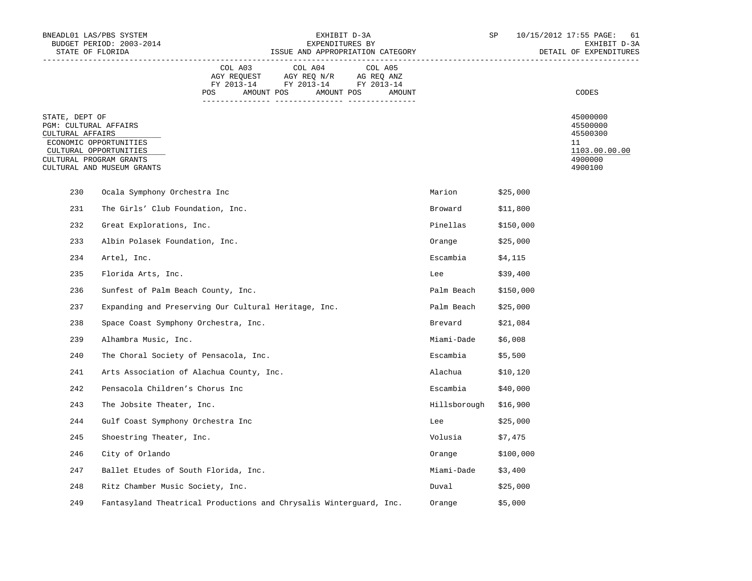BNEADL01 LAS/PBS SYSTEM — EXHIBIT D-3A — SP 10/15/2012 17:55

BUDGET PERIOD: 2003-2014 — EXPENDITURES BY — EXHIBIT D-3A

STATE OF FLORIDA — ISSUE AND APPROPRIATION CATEGORY — DETAIL OF EXPENDITURES

| | COL A03 AGY REQUEST FY 2013-14 | | COL A04 AGY REQ N/R FY 2013-14 | | COL A05 AG REQ ANZ FY 2013-14 | | |
|---|---|---|---|---|---|---|---|
| | POS | AMOUNT | POS | AMOUNT | POS | AMOUNT | CODES |

| | CODES |
|---|---|
| STATE, DEPT OF | 45000000 |
| PGM: CULTURAL AFFAIRS | 45500000 |
| CULTURAL AFFAIRS | 45500300 |
| ECONOMIC OPPORTUNITIES | 11 |
| CULTURAL OPPORTUNITIES | 1103.00.00.00 |
| CULTURAL PROGRAM GRANTS | 4900000 |
| CULTURAL AND MUSEUM GRANTS | 4900100 |

| No. | Organization | County | Amount |
|---|---|---|---|
| 230 | Ocala Symphony Orchestra Inc | Marion | $25,000 |
| 231 | The Girls’ Club Foundation, Inc. | Broward | $11,800 |
| 232 | Great Explorations, Inc. | Pinellas | $150,000 |
| 233 | Albin Polasek Foundation, Inc. | Orange | $25,000 |
| 234 | Artel, Inc. | Escambia | $4,115 |
| 235 | Florida Arts, Inc. | Lee | $39,400 |
| 236 | Sunfest of Palm Beach County, Inc. | Palm Beach | $150,000 |
| 237 | Expanding and Preserving Our Cultural Heritage, Inc. | Palm Beach | $25,000 |
| 238 | Space Coast Symphony Orchestra, Inc. | Brevard | $21,084 |
| 239 | Alhambra Music, Inc. | Miami-Dade | $6,008 |
| 240 | The Choral Society of Pensacola, Inc. | Escambia | $5,500 |
| 241 | Arts Association of Alachua County, Inc. | Alachua | $10,120 |
| 242 | Pensacola Children’s Chorus Inc | Escambia | $40,000 |
| 243 | The Jobsite Theater, Inc. | Hillsborough | $16,900 |
| 244 | Gulf Coast Symphony Orchestra Inc | Lee | $25,000 |
| 245 | Shoestring Theater, Inc. | Volusia | $7,475 |
| 246 | City of Orlando | Orange | $100,000 |
| 247 | Ballet Etudes of South Florida, Inc. | Miami-Dade | $3,400 |
| 248 | Ritz Chamber Music Society, Inc. | Duval | $25,000 |
| 249 | Fantasyland Theatrical Productions and Chrysalis Winterguard, Inc. | Orange | $5,000 |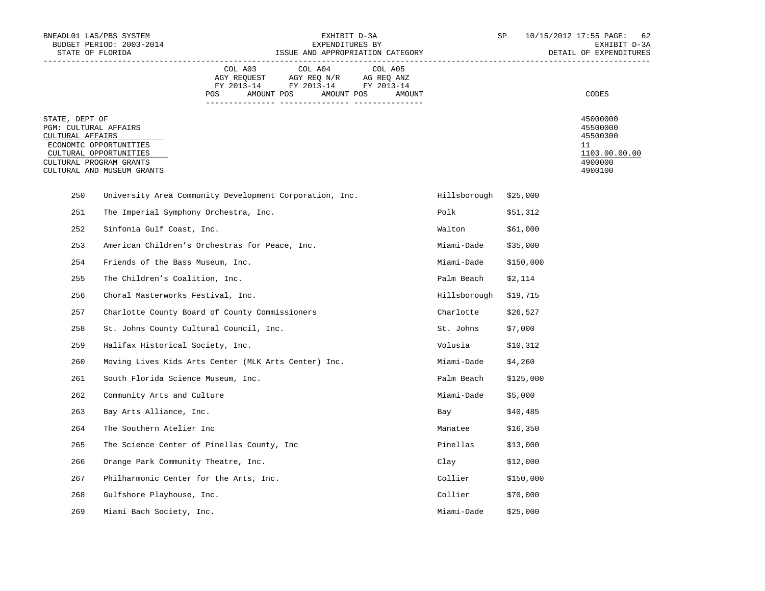BNEADL01 LAS/PBS SYSTEM
BUDGET PERIOD: 2003-2014
STATE OF FLORIDA

EXHIBIT D-3A
EXPENDITURES BY
ISSUE AND APPROPRIATION CATEGORY

SP 10/15/2012 17:55 PAGE: 62
EXHIBIT D-3A
DETAIL OF EXPENDITURES

| | COL A03 AGY REQUEST FY 2013-14 | | COL A04 AGY REQ N/R FY 2013-14 | | COL A05 AG REQ ANZ FY 2013-14 | | |
|---|---|---|---|---|---|---|---|
| | POS | AMOUNT | POS | AMOUNT | POS | AMOUNT | CODES |
| STATE, DEPT OF | | | | | | | 45000000 |
| PGM: CULTURAL AFFAIRS | | | | | | | 45500000 |
| CULTURAL AFFAIRS | | | | | | | 45500300 |
| ECONOMIC OPPORTUNITIES | | | | | | | 11 |
| CULTURAL OPPORTUNITIES | | | | | | | 1103.00.00.00 |
| CULTURAL PROGRAM GRANTS | | | | | | | 4900000 |
| CULTURAL AND MUSEUM GRANTS | | | | | | | 4900100 |

| No. | Organization | County | Amount |
|---|---|---|---|
| 250 | University Area Community Development Corporation, Inc. | Hillsborough | $25,000 |
| 251 | The Imperial Symphony Orchestra, Inc. | Polk | $51,312 |
| 252 | Sinfonia Gulf Coast, Inc. | Walton | $61,000 |
| 253 | American Children's Orchestras for Peace, Inc. | Miami-Dade | $35,000 |
| 254 | Friends of the Bass Museum, Inc. | Miami-Dade | $150,000 |
| 255 | The Children's Coalition, Inc. | Palm Beach | $2,114 |
| 256 | Choral Masterworks Festival, Inc. | Hillsborough | $19,715 |
| 257 | Charlotte County Board of County Commissioners | Charlotte | $26,527 |
| 258 | St. Johns County Cultural Council, Inc. | St. Johns | $7,000 |
| 259 | Halifax Historical Society, Inc. | Volusia | $10,312 |
| 260 | Moving Lives Kids Arts Center (MLK Arts Center) Inc. | Miami-Dade | $4,260 |
| 261 | South Florida Science Museum, Inc. | Palm Beach | $125,000 |
| 262 | Community Arts and Culture | Miami-Dade | $5,000 |
| 263 | Bay Arts Alliance, Inc. | Bay | $40,485 |
| 264 | The Southern Atelier Inc | Manatee | $16,350 |
| 265 | The Science Center of Pinellas County, Inc | Pinellas | $13,000 |
| 266 | Orange Park Community Theatre, Inc. | Clay | $12,000 |
| 267 | Philharmonic Center for the Arts, Inc. | Collier | $150,000 |
| 268 | Gulfshore Playhouse, Inc. | Collier | $70,000 |
| 269 | Miami Bach Society, Inc. | Miami-Dade | $25,000 |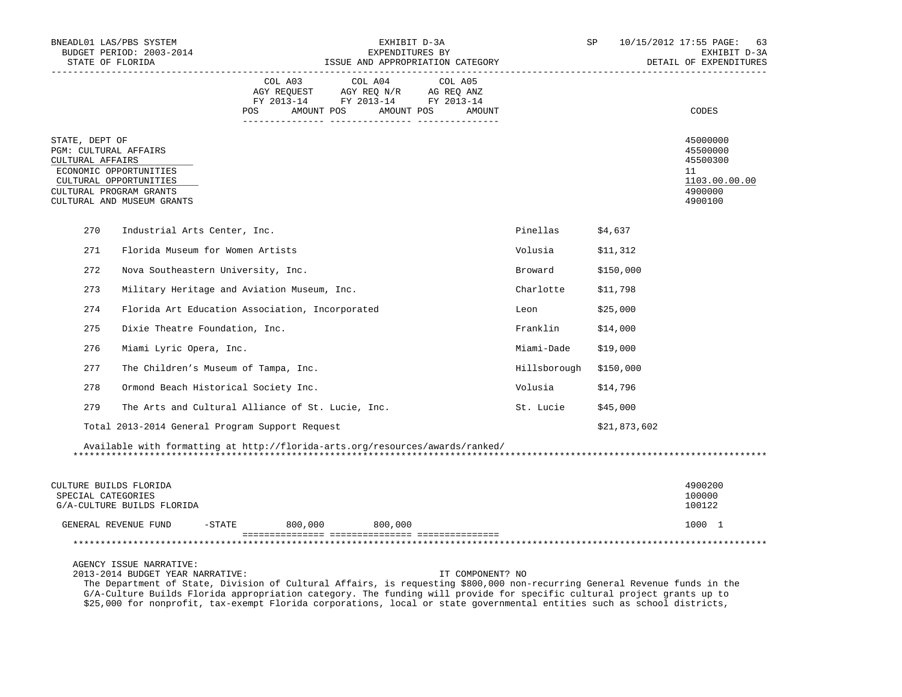| | COL A03 AGY REQUEST FY 2013-14 | | COL A04 AGY REQ N/R FY 2013-14 | | COL A05 AG REQ ANZ FY 2013-14 | | |
|---|---|---|---|---|---|---|---|
| | POS | AMOUNT | POS | AMOUNT | POS | AMOUNT | CODES |

STATE, DEPT OF — 45000000
PGM: CULTURAL AFFAIRS — 45500000
CULTURAL AFFAIRS — 45500300
ECONOMIC OPPORTUNITIES — 11
CULTURAL OPPORTUNITIES — 1103.00.00.00
CULTURAL PROGRAM GRANTS — 4900000
CULTURAL AND MUSEUM GRANTS — 4900100

| # | Organization | County | Amount |
|---|---|---|---|
| 270 | Industrial Arts Center, Inc. | Pinellas | $4,637 |
| 271 | Florida Museum for Women Artists | Volusia | $11,312 |
| 272 | Nova Southeastern University, Inc. | Broward | $150,000 |
| 273 | Military Heritage and Aviation Museum, Inc. | Charlotte | $11,798 |
| 274 | Florida Art Education Association, Incorporated | Leon | $25,000 |
| 275 | Dixie Theatre Foundation, Inc. | Franklin | $14,000 |
| 276 | Miami Lyric Opera, Inc. | Miami-Dade | $19,000 |
| 277 | The Children's Museum of Tampa, Inc. | Hillsborough | $150,000 |
| 278 | Ormond Beach Historical Society Inc. | Volusia | $14,796 |
| 279 | The Arts and Cultural Alliance of St. Lucie, Inc. | St. Lucie | $45,000 |
| | Total 2013-2014 General Program Support Request | | $21,873,602 |

Available with formatting at http://florida-arts.org/resources/awards/ranked/

CULTURE BUILDS FLORIDA — 4900200
SPECIAL CATEGORIES — 100000
G/A-CULTURE BUILDS FLORIDA — 100122

| | AGY REQUEST FY 2013-14 | AGY REQ N/R FY 2013-14 | AG REQ ANZ FY 2013-14 | CODES |
|---|---|---|---|---|
| GENERAL REVENUE FUND -STATE | 800,000 | 800,000 | | 1000 1 |

AGENCY ISSUE NARRATIVE:
2013-2014 BUDGET YEAR NARRATIVE: IT COMPONENT? NO

The Department of State, Division of Cultural Affairs, is requesting $800,000 non-recurring General Revenue funds in the G/A-Culture Builds Florida appropriation category. The funding will provide for specific cultural project grants up to $25,000 for nonprofit, tax-exempt Florida corporations, local or state governmental entities such as school districts,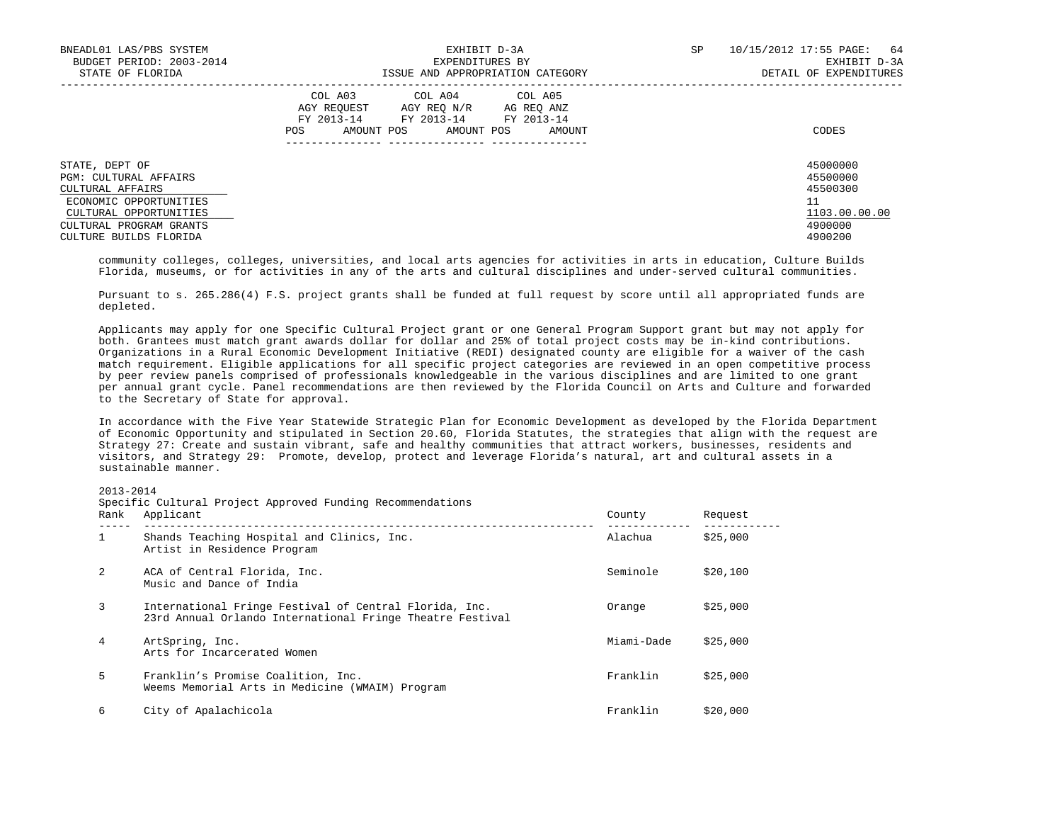| | COL A03 AGY REQUEST FY 2013-14 POS AMOUNT | COL A04 AGY REQ N/R FY 2013-14 POS AMOUNT | COL A05 AG REQ ANZ FY 2013-14 POS AMOUNT | CODES |
|---|---|---|---|---|
| STATE, DEPT OF | | | | 45000000 |
| PGM: CULTURAL AFFAIRS | | | | 45500000 |
| CULTURAL AFFAIRS | | | | 45500300 |
| ECONOMIC OPPORTUNITIES | | | | 11 |
| CULTURAL OPPORTUNITIES | | | | 1103.00.00.00 |
| CULTURAL PROGRAM GRANTS | | | | 4900000 |
| CULTURE BUILDS FLORIDA | | | | 4900200 |

community colleges, colleges, universities, and local arts agencies for activities in arts in education, Culture Builds Florida, museums, or for activities in any of the arts and cultural disciplines and under-served cultural communities.

Pursuant to s. 265.286(4) F.S. project grants shall be funded at full request by score until all appropriated funds are depleted.

Applicants may apply for one Specific Cultural Project grant or one General Program Support grant but may not apply for both. Grantees must match grant awards dollar for dollar and 25% of total project costs may be in-kind contributions. Organizations in a Rural Economic Development Initiative (REDI) designated county are eligible for a waiver of the cash match requirement. Eligible applications for all specific project categories are reviewed in an open competitive process by peer review panels comprised of professionals knowledgeable in the various disciplines and are limited to one grant per annual grant cycle. Panel recommendations are then reviewed by the Florida Council on Arts and Culture and forwarded to the Secretary of State for approval.

In accordance with the Five Year Statewide Strategic Plan for Economic Development as developed by the Florida Department of Economic Opportunity and stipulated in Section 20.60, Florida Statutes, the strategies that align with the request are Strategy 27: Create and sustain vibrant, safe and healthy communities that attract workers, businesses, residents and visitors, and Strategy 29: Promote, develop, protect and leverage Florida's natural, art and cultural assets in a sustainable manner.

2013-2014
Specific Cultural Project Approved Funding Recommendations

| Rank | Applicant | County | Request |
|---|---|---|---|
| 1 | Shands Teaching Hospital and Clinics, Inc.<br>Artist in Residence Program | Alachua | $25,000 |
| 2 | ACA of Central Florida, Inc.<br>Music and Dance of India | Seminole | $20,100 |
| 3 | International Fringe Festival of Central Florida, Inc.<br>23rd Annual Orlando International Fringe Theatre Festival | Orange | $25,000 |
| 4 | ArtSpring, Inc.<br>Arts for Incarcerated Women | Miami-Dade | $25,000 |
| 5 | Franklin's Promise Coalition, Inc.<br>Weems Memorial Arts in Medicine (WMAIM) Program | Franklin | $25,000 |
| 6 | City of Apalachicola | Franklin | $20,000 |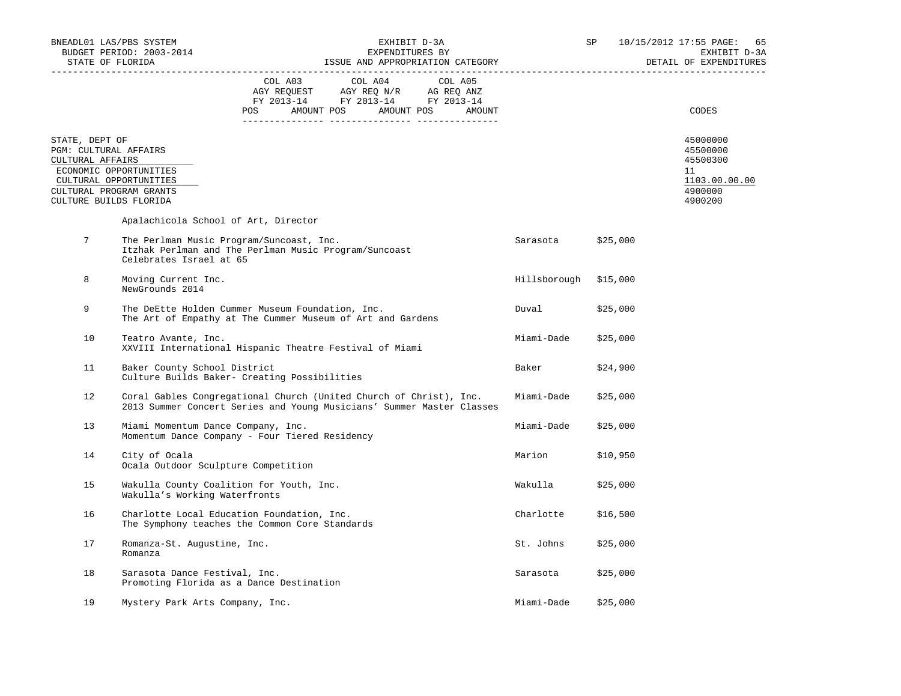BNEADL01 LAS/PBS SYSTEM | EXHIBIT D-3A | SP 10/15/2012 17:55
BUDGET PERIOD: 2003-2014 | EXPENDITURES BY | EXHIBIT D-3A
STATE OF FLORIDA | ISSUE AND APPROPRIATION CATEGORY | DETAIL OF EXPENDITURES

| | COL A03 AGY REQUEST FY 2013-14 | COL A04 AGY REQ N/R FY 2013-14 | COL A05 AG REQ ANZ FY 2013-14 | CODES |
|---|---|---|---|---|
| | POS AMOUNT | POS AMOUNT | POS AMOUNT | |
| STATE, DEPT OF | | | | 45000000 |
| PGM: CULTURAL AFFAIRS | | | | 45500000 |
| CULTURAL AFFAIRS | | | | 45500300 |
| ECONOMIC OPPORTUNITIES | | | | 11 |
| CULTURAL OPPORTUNITIES | | | | 1103.00.00.00 |
| CULTURAL PROGRAM GRANTS | | | | 4900000 |
| CULTURE BUILDS FLORIDA | | | | 4900200 |

Apalachicola School of Art, Director

| No. | Organization / Project | County | Amount |
|---|---|---|---|
| 7 | The Perlman Music Program/Suncoast, Inc.<br>Itzhak Perlman and The Perlman Music Program/Suncoast Celebrates Israel at 65 | Sarasota | $25,000 |
| 8 | Moving Current Inc.<br>NewGrounds 2014 | Hillsborough | $15,000 |
| 9 | The DeEtte Holden Cummer Museum Foundation, Inc.<br>The Art of Empathy at The Cummer Museum of Art and Gardens | Duval | $25,000 |
| 10 | Teatro Avante, Inc.<br>XXVIII International Hispanic Theatre Festival of Miami | Miami-Dade | $25,000 |
| 11 | Baker County School District<br>Culture Builds Baker- Creating Possibilities | Baker | $24,900 |
| 12 | Coral Gables Congregational Church (United Church of Christ), Inc.<br>2013 Summer Concert Series and Young Musicians' Summer Master Classes | Miami-Dade | $25,000 |
| 13 | Miami Momentum Dance Company, Inc.<br>Momentum Dance Company - Four Tiered Residency | Miami-Dade | $25,000 |
| 14 | City of Ocala<br>Ocala Outdoor Sculpture Competition | Marion | $10,950 |
| 15 | Wakulla County Coalition for Youth, Inc.<br>Wakulla's Working Waterfronts | Wakulla | $25,000 |
| 16 | Charlotte Local Education Foundation, Inc.<br>The Symphony teaches the Common Core Standards | Charlotte | $16,500 |
| 17 | Romanza-St. Augustine, Inc.<br>Romanza | St. Johns | $25,000 |
| 18 | Sarasota Dance Festival, Inc.<br>Promoting Florida as a Dance Destination | Sarasota | $25,000 |
| 19 | Mystery Park Arts Company, Inc. | Miami-Dade | $25,000 |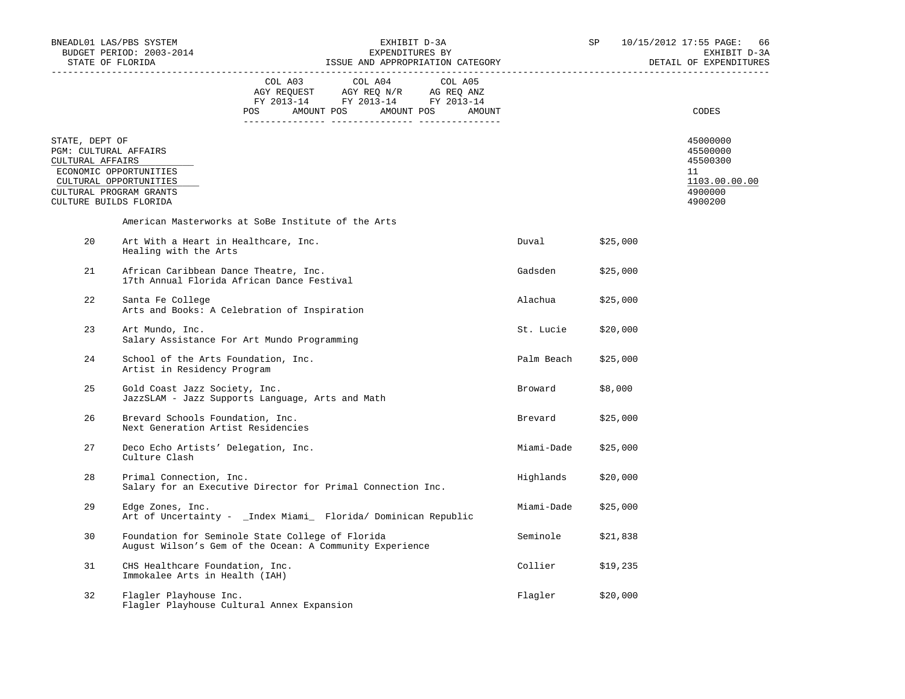BNEADL01 LAS/PBS SYSTEM | EXHIBIT D-3A | SP 10/15/2012 17:55 PAGE: 66
BUDGET PERIOD: 2003-2014 | EXPENDITURES BY | EXHIBIT D-3A
STATE OF FLORIDA | ISSUE AND APPROPRIATION CATEGORY | DETAIL OF EXPENDITURES

| | COL A03 AGY REQUEST FY 2013-14 POS AMOUNT | COL A04 AGY REQ N/R FY 2013-14 POS AMOUNT | COL A05 AG REQ ANZ FY 2013-14 POS AMOUNT | CODES |
|---|---|---|---|---|
| STATE, DEPT OF | | | | 45000000 |
| PGM: CULTURAL AFFAIRS | | | | 45500000 |
| CULTURAL AFFAIRS | | | | 45500300 |
| ECONOMIC OPPORTUNITIES | | | | 11 |
| CULTURAL OPPORTUNITIES | | | | 1103.00.00.00 |
| CULTURAL PROGRAM GRANTS | | | | 4900000 |
| CULTURE BUILDS FLORIDA | | | | 4900200 |

American Masterworks at SoBe Institute of the Arts

| No. | Organization / Project | County | Amount |
|---|---|---|---|
| 20 | Art With a Heart in Healthcare, Inc.<br>Healing with the Arts | Duval | $25,000 |
| 21 | African Caribbean Dance Theatre, Inc.<br>17th Annual Florida African Dance Festival | Gadsden | $25,000 |
| 22 | Santa Fe College<br>Arts and Books: A Celebration of Inspiration | Alachua | $25,000 |
| 23 | Art Mundo, Inc.<br>Salary Assistance For Art Mundo Programming | St. Lucie | $20,000 |
| 24 | School of the Arts Foundation, Inc.<br>Artist in Residency Program | Palm Beach | $25,000 |
| 25 | Gold Coast Jazz Society, Inc.<br>JazzSLAM - Jazz Supports Language, Arts and Math | Broward | $8,000 |
| 26 | Brevard Schools Foundation, Inc.<br>Next Generation Artist Residencies | Brevard | $25,000 |
| 27 | Deco Echo Artists' Delegation, Inc.<br>Culture Clash | Miami-Dade | $25,000 |
| 28 | Primal Connection, Inc.<br>Salary for an Executive Director for Primal Connection Inc. | Highlands | $20,000 |
| 29 | Edge Zones, Inc.<br>Art of Uncertainty - _Index Miami_ Florida/ Dominican Republic | Miami-Dade | $25,000 |
| 30 | Foundation for Seminole State College of Florida<br>August Wilson's Gem of the Ocean: A Community Experience | Seminole | $21,838 |
| 31 | CHS Healthcare Foundation, Inc.<br>Immokalee Arts in Health (IAH) | Collier | $19,235 |
| 32 | Flagler Playhouse Inc.<br>Flagler Playhouse Cultural Annex Expansion | Flagler | $20,000 |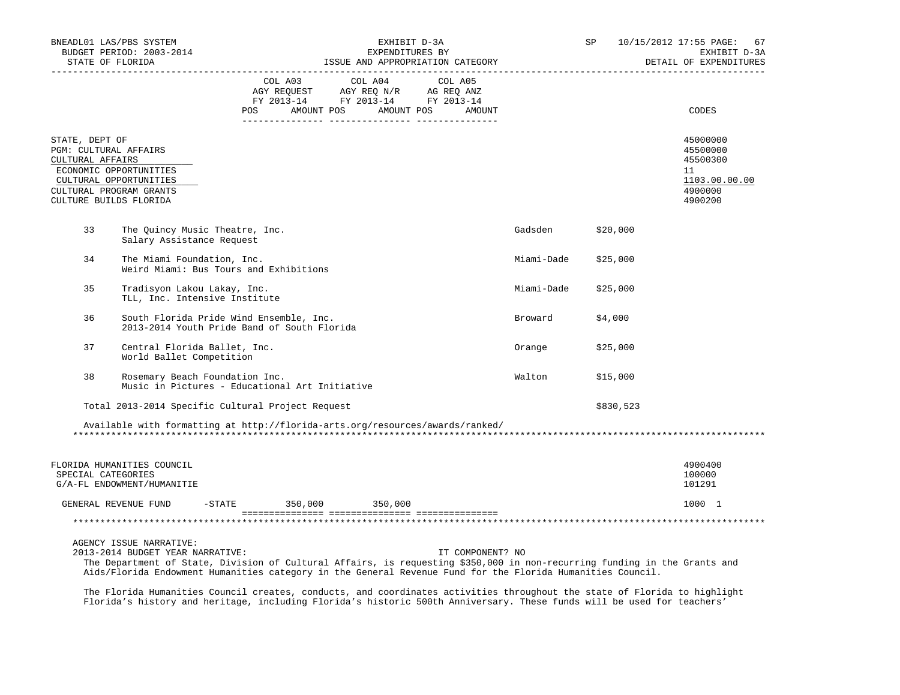| | COL A03 AGY REQUEST FY 2013-14 | | COL A04 AGY REQ N/R FY 2013-14 | | COL A05 AG REQ ANZ FY 2013-14 | | |
|---|---|---|---|---|---|---|---|
| | POS | AMOUNT | POS | AMOUNT | POS | AMOUNT | CODES |

STATE, DEPT OF — 45000000
PGM: CULTURAL AFFAIRS — 45500000
CULTURAL AFFAIRS — 45500300
ECONOMIC OPPORTUNITIES — 11
CULTURAL OPPORTUNITIES — 1103.00.00.00
CULTURAL PROGRAM GRANTS — 4900000
CULTURE BUILDS FLORIDA — 4900200

| No. | Organization / Project | County | Amount |
|---|---|---|---|
| 33 | The Quincy Music Theatre, Inc. Salary Assistance Request | Gadsden | $20,000 |
| 34 | The Miami Foundation, Inc. Weird Miami: Bus Tours and Exhibitions | Miami-Dade | $25,000 |
| 35 | Tradisyon Lakou Lakay, Inc. TLL, Inc. Intensive Institute | Miami-Dade | $25,000 |
| 36 | South Florida Pride Wind Ensemble, Inc. 2013-2014 Youth Pride Band of South Florida | Broward | $4,000 |
| 37 | Central Florida Ballet, Inc. World Ballet Competition | Orange | $25,000 |
| 38 | Rosemary Beach Foundation Inc. Music in Pictures - Educational Art Initiative | Walton | $15,000 |
| | Total 2013-2014 Specific Cultural Project Request | | $830,523 |

Available with formatting at http://florida-arts.org/resources/awards/ranked/

FLORIDA HUMANITIES COUNCIL — 4900400
SPECIAL CATEGORIES — 100000
G/A-FL ENDOWMENT/HUMANITIE — 101291

| | COL A03 AMOUNT | COL A04 AMOUNT | COL A05 AMOUNT | CODES |
|---|---|---|---|---|
| GENERAL REVENUE FUND -STATE | 350,000 | 350,000 | | 1000 1 |

AGENCY ISSUE NARRATIVE:

2013-2014 BUDGET YEAR NARRATIVE: IT COMPONENT? NO

The Department of State, Division of Cultural Affairs, is requesting $350,000 in non-recurring funding in the Grants and Aids/Florida Endowment Humanities category in the General Revenue Fund for the Florida Humanities Council.

The Florida Humanities Council creates, conducts, and coordinates activities throughout the state of Florida to highlight Florida's history and heritage, including Florida's historic 500th Anniversary. These funds will be used for teachers'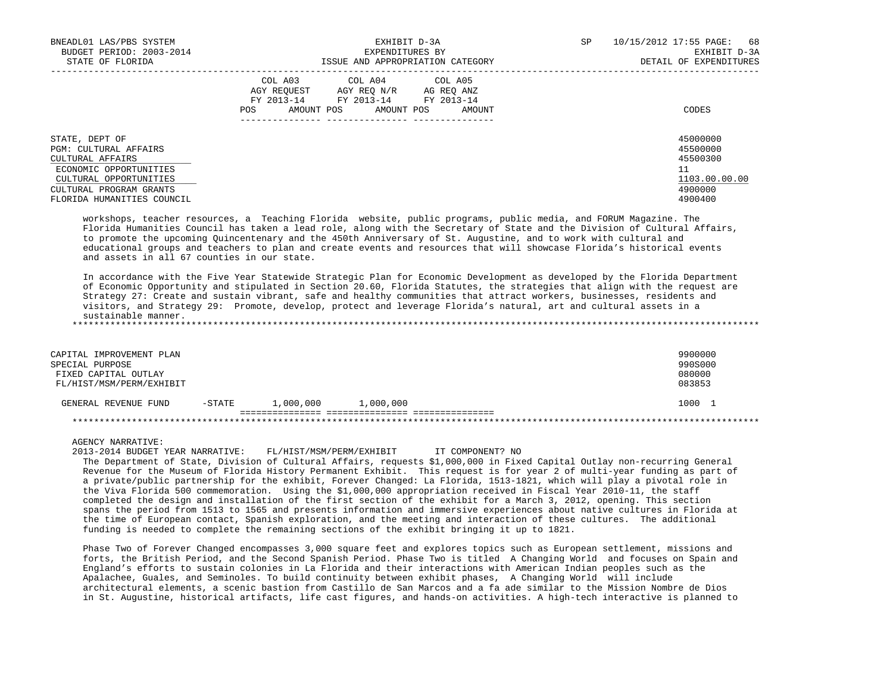| | COL A03 AGY REQUEST FY 2013-14 POS AMOUNT | COL A04 AGY REQ N/R FY 2013-14 POS AMOUNT | COL A05 AG REQ ANZ FY 2013-14 POS AMOUNT | CODES |
|---|---|---|---|---|
| STATE, DEPT OF | | | | 45000000 |
| PGM: CULTURAL AFFAIRS | | | | 45500000 |
| CULTURAL AFFAIRS | | | | 45500300 |
| ECONOMIC OPPORTUNITIES | | | | 11 |
| CULTURAL OPPORTUNITIES | | | | 1103.00.00.00 |
| CULTURAL PROGRAM GRANTS | | | | 4900000 |
| FLORIDA HUMANITIES COUNCIL | | | | 4900400 |

workshops, teacher resources, a Teaching Florida website, public programs, public media, and FORUM Magazine. The Florida Humanities Council has taken a lead role, along with the Secretary of State and the Division of Cultural Affairs, to promote the upcoming Quincentenary and the 450th Anniversary of St. Augustine, and to work with cultural and educational groups and teachers to plan and create events and resources that will showcase Florida's historical events and assets in all 67 counties in our state.

In accordance with the Five Year Statewide Strategic Plan for Economic Development as developed by the Florida Department of Economic Opportunity and stipulated in Section 20.60, Florida Statutes, the strategies that align with the request are Strategy 27: Create and sustain vibrant, safe and healthy communities that attract workers, businesses, residents and visitors, and Strategy 29: Promote, develop, protect and leverage Florida's natural, art and cultural assets in a sustainable manner.

*******************************************************************************************************************

| | COL A03 | COL A04 | COL A05 | CODES |
|---|---|---|---|---|
| CAPITAL IMPROVEMENT PLAN | | | | 9900000 |
| SPECIAL PURPOSE | | | | 990S000 |
| FIXED CAPITAL OUTLAY | | | | 080000 |
| FL/HIST/MSM/PERM/EXHIBIT | | | | 083853 |
| GENERAL REVENUE FUND -STATE | 1,000,000 | 1,000,000 | | 1000 1 |

*******************************************************************************************************************

AGENCY NARRATIVE:
2013-2014 BUDGET YEAR NARRATIVE: FL/HIST/MSM/PERM/EXHIBIT IT COMPONENT? NO

The Department of State, Division of Cultural Affairs, requests $1,000,000 in Fixed Capital Outlay non-recurring General Revenue for the Museum of Florida History Permanent Exhibit. This request is for year 2 of multi-year funding as part of a private/public partnership for the exhibit, Forever Changed: La Florida, 1513-1821, which will play a pivotal role in the Viva Florida 500 commemoration. Using the $1,000,000 appropriation received in Fiscal Year 2010-11, the staff completed the design and installation of the first section of the exhibit for a March 3, 2012, opening. This section spans the period from 1513 to 1565 and presents information and immersive experiences about native cultures in Florida at the time of European contact, Spanish exploration, and the meeting and interaction of these cultures. The additional funding is needed to complete the remaining sections of the exhibit bringing it up to 1821.

Phase Two of Forever Changed encompasses 3,000 square feet and explores topics such as European settlement, missions and forts, the British Period, and the Second Spanish Period. Phase Two is titled A Changing World and focuses on Spain and England's efforts to sustain colonies in La Florida and their interactions with American Indian peoples such as the Apalachee, Guales, and Seminoles. To build continuity between exhibit phases, A Changing World will include architectural elements, a scenic bastion from Castillo de San Marcos and a fa ade similar to the Mission Nombre de Dios in St. Augustine, historical artifacts, life cast figures, and hands-on activities. A high-tech interactive is planned to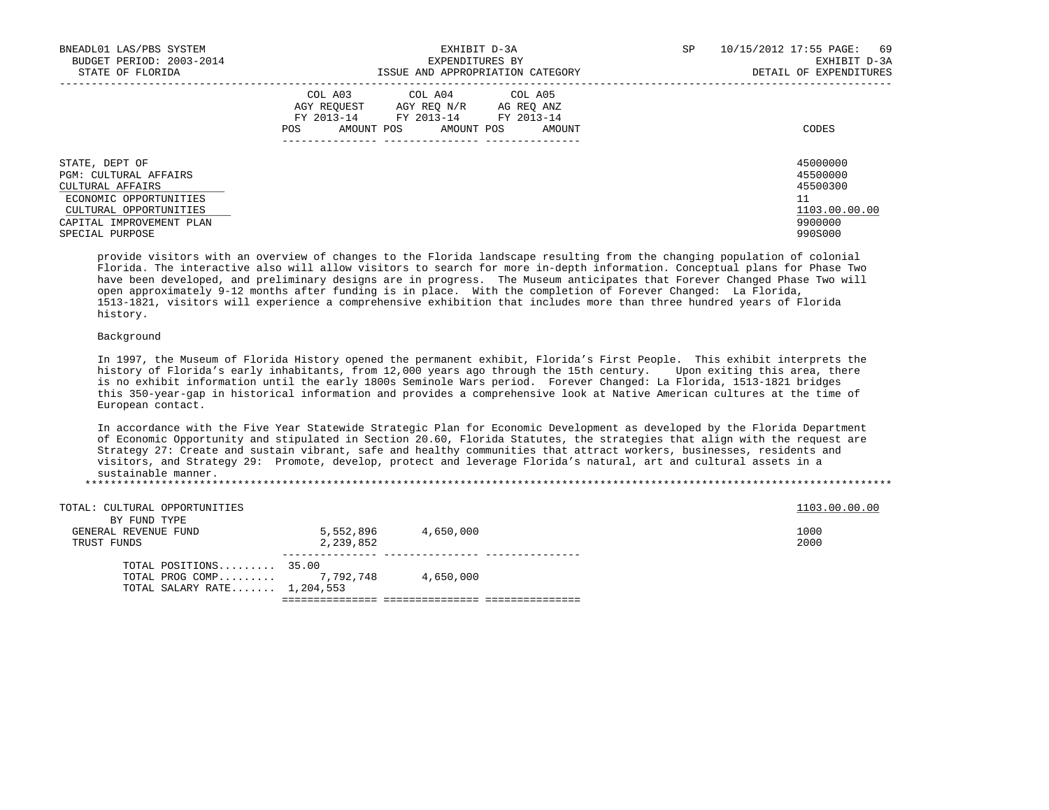| | COL A03 AGY REQUEST FY 2013-14 | | COL A04 AGY REQ N/R FY 2013-14 | | COL A05 AG REQ ANZ FY 2013-14 | | |
|---|---|---|---|---|---|---|---|
| | POS | AMOUNT | POS | AMOUNT | POS | AMOUNT | CODES |
| STATE, DEPT OF | | | | | | | 45000000 |
| PGM: CULTURAL AFFAIRS | | | | | | | 45500000 |
| CULTURAL AFFAIRS | | | | | | | 45500300 |
| ECONOMIC OPPORTUNITIES | | | | | | | 11 |
| CULTURAL OPPORTUNITIES | | | | | | | 1103.00.00.00 |
| CAPITAL IMPROVEMENT PLAN | | | | | | | 9900000 |
| SPECIAL PURPOSE | | | | | | | 990S000 |

provide visitors with an overview of changes to the Florida landscape resulting from the changing population of colonial Florida. The interactive also will allow visitors to search for more in-depth information. Conceptual plans for Phase Two have been developed, and preliminary designs are in progress. The Museum anticipates that Forever Changed Phase Two will open approximately 9-12 months after funding is in place. With the completion of Forever Changed: La Florida, 1513-1821, visitors will experience a comprehensive exhibition that includes more than three hundred years of Florida history.

Background

In 1997, the Museum of Florida History opened the permanent exhibit, Florida's First People. This exhibit interprets the history of Florida's early inhabitants, from 12,000 years ago through the 15th century. Upon exiting this area, there is no exhibit information until the early 1800s Seminole Wars period. Forever Changed: La Florida, 1513-1821 bridges this 350-year-gap in historical information and provides a comprehensive look at Native American cultures at the time of European contact.

In accordance with the Five Year Statewide Strategic Plan for Economic Development as developed by the Florida Department of Economic Opportunity and stipulated in Section 20.60, Florida Statutes, the strategies that align with the request are Strategy 27: Create and sustain vibrant, safe and healthy communities that attract workers, businesses, residents and visitors, and Strategy 29: Promote, develop, protect and leverage Florida's natural, art and cultural assets in a sustainable manner.

*****************************************************************************************************************************

| | COL A03 POS | COL A03 AMOUNT | COL A04 POS | COL A04 AMOUNT | COL A05 POS | COL A05 AMOUNT | CODES |
|---|---|---|---|---|---|---|---|
| TOTAL: CULTURAL OPPORTUNITIES | | | | | | | 1103.00.00.00 |
| BY FUND TYPE | | | | | | | |
| GENERAL REVENUE FUND | | 5,552,896 | | 4,650,000 | | | 1000 |
| TRUST FUNDS | | 2,239,852 | | | | | 2000 |
| TOTAL POSITIONS......... | 35.00 | | | | | | |
| TOTAL PROG COMP......... | | 7,792,748 | | 4,650,000 | | | |
| TOTAL SALARY RATE....... | | 1,204,553 | | | | | |